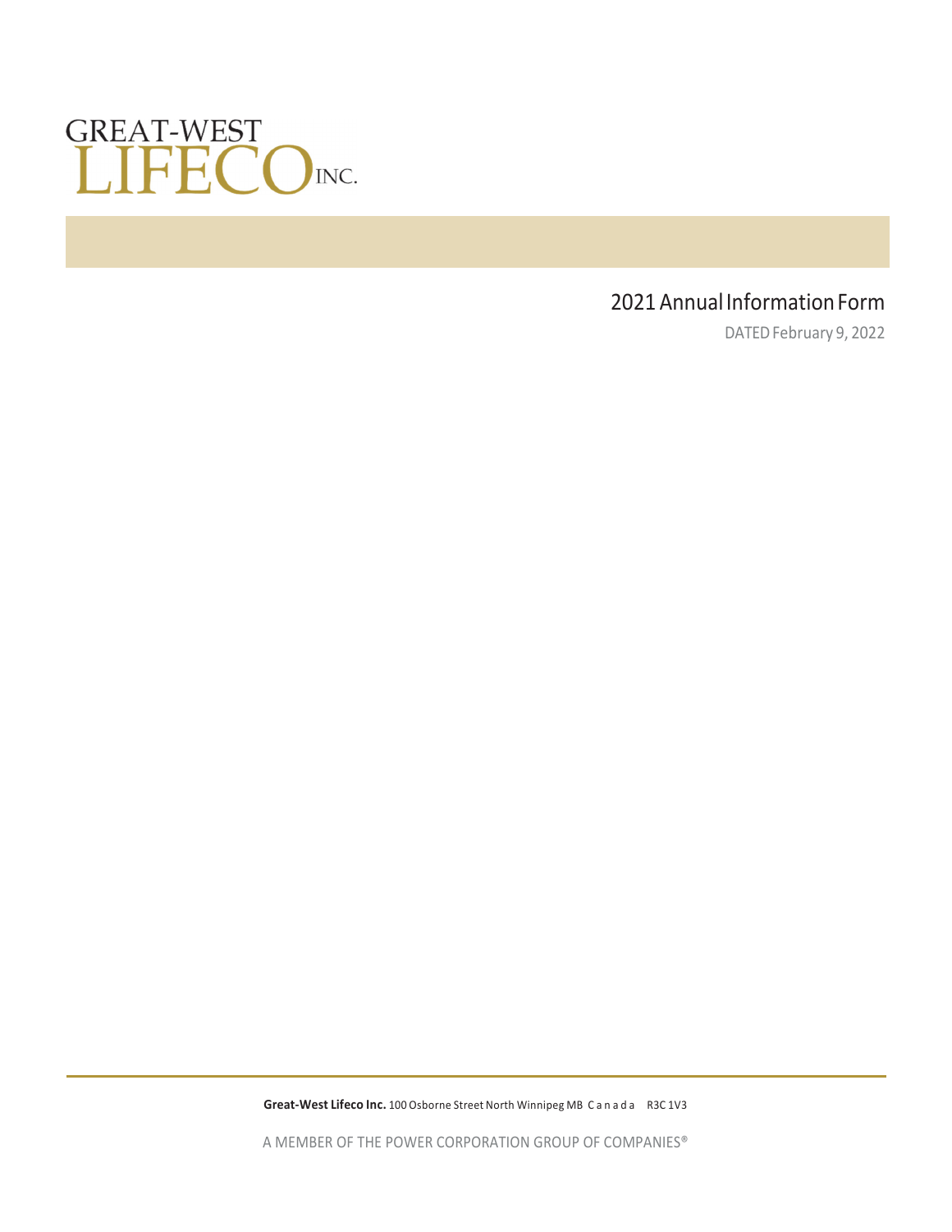GREAT-WEST LIFECO INC.

# 2021 Annual Information Form

DATED February 9, 2022

**Great-West Lifeco Inc.** 100 Osborne Street North Winnipeg MB Canada R3C 1V3

A MEMBER OF THE POWER CORPORATION GROUP OF COMPANIES®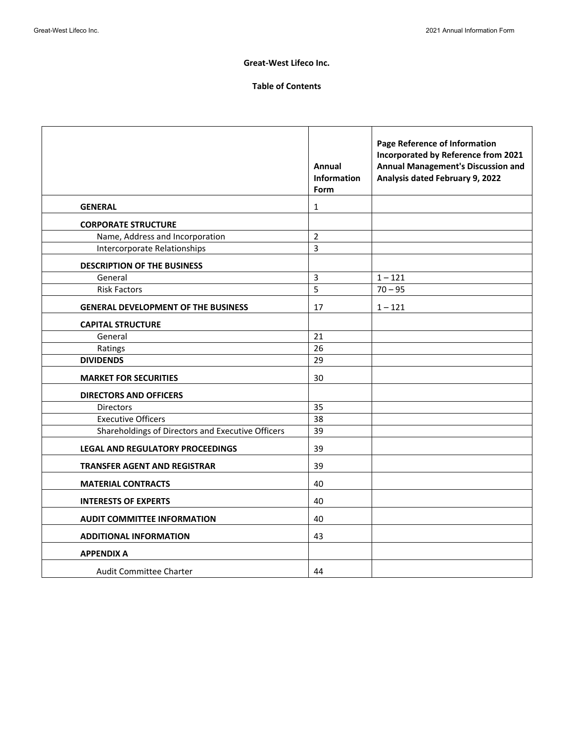# Great-West Lifeco Inc.

## Table of Contents

| | Annual Information Form | Page Reference of Information Incorporated by Reference from 2021 Annual Management's Discussion and Analysis dated February 9, 2022 |
|---|---|---|
| **GENERAL** | 1 | |
| **CORPORATE STRUCTURE** | | |
| Name, Address and Incorporation | 2 | |
| Intercorporate Relationships | 3 | |
| **DESCRIPTION OF THE BUSINESS** | | |
| General | 3 | 1 – 121 |
| Risk Factors | 5 | 70 – 95 |
| **GENERAL DEVELOPMENT OF THE BUSINESS** | 17 | 1 – 121 |
| **CAPITAL STRUCTURE** | | |
| General | 21 | |
| Ratings | 26 | |
| **DIVIDENDS** | 29 | |
| **MARKET FOR SECURITIES** | 30 | |
| **DIRECTORS AND OFFICERS** | | |
| Directors | 35 | |
| Executive Officers | 38 | |
| Shareholdings of Directors and Executive Officers | 39 | |
| **LEGAL AND REGULATORY PROCEEDINGS** | 39 | |
| **TRANSFER AGENT AND REGISTRAR** | 39 | |
| **MATERIAL CONTRACTS** | 40 | |
| **INTERESTS OF EXPERTS** | 40 | |
| **AUDIT COMMITTEE INFORMATION** | 40 | |
| **ADDITIONAL INFORMATION** | 43 | |
| **APPENDIX A** | | |
| Audit Committee Charter | 44 | |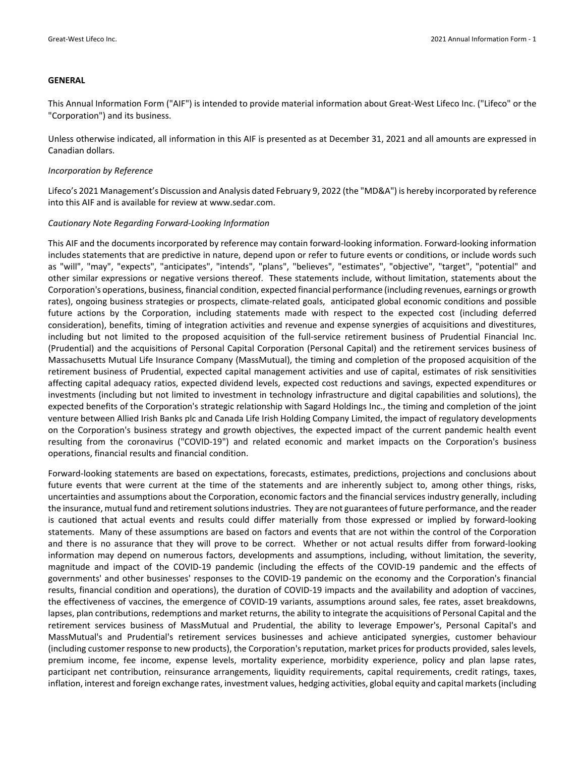## GENERAL

This Annual Information Form ("AIF") is intended to provide material information about Great-West Lifeco Inc. ("Lifeco" or the "Corporation") and its business.

Unless otherwise indicated, all information in this AIF is presented as at December 31, 2021 and all amounts are expressed in Canadian dollars.

*Incorporation by Reference*

Lifeco's 2021 Management's Discussion and Analysis dated February 9, 2022 (the "MD&A") is hereby incorporated by reference into this AIF and is available for review at www.sedar.com.

*Cautionary Note Regarding Forward-Looking Information*

This AIF and the documents incorporated by reference may contain forward-looking information. Forward-looking information includes statements that are predictive in nature, depend upon or refer to future events or conditions, or include words such as "will", "may", "expects", "anticipates", "intends", "plans", "believes", "estimates", "objective", "target", "potential" and other similar expressions or negative versions thereof. These statements include, without limitation, statements about the Corporation's operations, business, financial condition, expected financial performance (including revenues, earnings or growth rates), ongoing business strategies or prospects, climate-related goals, anticipated global economic conditions and possible future actions by the Corporation, including statements made with respect to the expected cost (including deferred consideration), benefits, timing of integration activities and revenue and expense synergies of acquisitions and divestitures, including but not limited to the proposed acquisition of the full-service retirement business of Prudential Financial Inc. (Prudential) and the acquisitions of Personal Capital Corporation (Personal Capital) and the retirement services business of Massachusetts Mutual Life Insurance Company (MassMutual), the timing and completion of the proposed acquisition of the retirement business of Prudential, expected capital management activities and use of capital, estimates of risk sensitivities affecting capital adequacy ratios, expected dividend levels, expected cost reductions and savings, expected expenditures or investments (including but not limited to investment in technology infrastructure and digital capabilities and solutions), the expected benefits of the Corporation's strategic relationship with Sagard Holdings Inc., the timing and completion of the joint venture between Allied Irish Banks plc and Canada Life Irish Holding Company Limited, the impact of regulatory developments on the Corporation's business strategy and growth objectives, the expected impact of the current pandemic health event resulting from the coronavirus ("COVID-19") and related economic and market impacts on the Corporation's business operations, financial results and financial condition.

Forward-looking statements are based on expectations, forecasts, estimates, predictions, projections and conclusions about future events that were current at the time of the statements and are inherently subject to, among other things, risks, uncertainties and assumptions about the Corporation, economic factors and the financial services industry generally, including the insurance, mutual fund and retirement solutions industries. They are not guarantees of future performance, and the reader is cautioned that actual events and results could differ materially from those expressed or implied by forward-looking statements. Many of these assumptions are based on factors and events that are not within the control of the Corporation and there is no assurance that they will prove to be correct. Whether or not actual results differ from forward-looking information may depend on numerous factors, developments and assumptions, including, without limitation, the severity, magnitude and impact of the COVID-19 pandemic (including the effects of the COVID-19 pandemic and the effects of governments' and other businesses' responses to the COVID-19 pandemic on the economy and the Corporation's financial results, financial condition and operations), the duration of COVID-19 impacts and the availability and adoption of vaccines, the effectiveness of vaccines, the emergence of COVID-19 variants, assumptions around sales, fee rates, asset breakdowns, lapses, plan contributions, redemptions and market returns, the ability to integrate the acquisitions of Personal Capital and the retirement services business of MassMutual and Prudential, the ability to leverage Empower's, Personal Capital's and MassMutual's and Prudential's retirement services businesses and achieve anticipated synergies, customer behaviour (including customer response to new products), the Corporation's reputation, market prices for products provided, sales levels, premium income, fee income, expense levels, mortality experience, morbidity experience, policy and plan lapse rates, participant net contribution, reinsurance arrangements, liquidity requirements, capital requirements, credit ratings, taxes, inflation, interest and foreign exchange rates, investment values, hedging activities, global equity and capital markets (including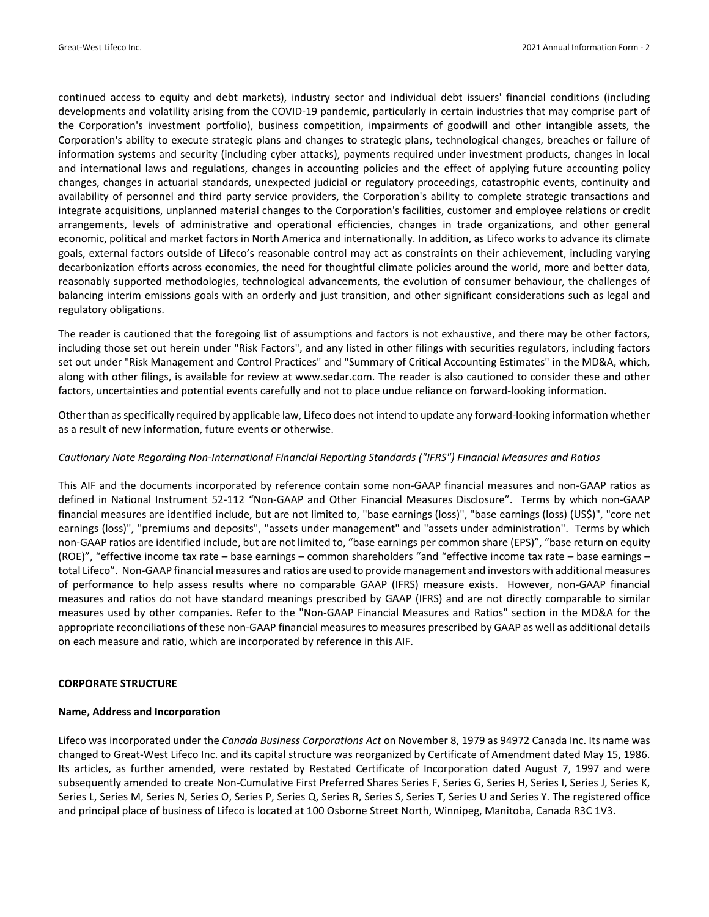continued access to equity and debt markets), industry sector and individual debt issuers' financial conditions (including developments and volatility arising from the COVID-19 pandemic, particularly in certain industries that may comprise part of the Corporation's investment portfolio), business competition, impairments of goodwill and other intangible assets, the Corporation's ability to execute strategic plans and changes to strategic plans, technological changes, breaches or failure of information systems and security (including cyber attacks), payments required under investment products, changes in local and international laws and regulations, changes in accounting policies and the effect of applying future accounting policy changes, changes in actuarial standards, unexpected judicial or regulatory proceedings, catastrophic events, continuity and availability of personnel and third party service providers, the Corporation's ability to complete strategic transactions and integrate acquisitions, unplanned material changes to the Corporation's facilities, customer and employee relations or credit arrangements, levels of administrative and operational efficiencies, changes in trade organizations, and other general economic, political and market factors in North America and internationally. In addition, as Lifeco works to advance its climate goals, external factors outside of Lifeco's reasonable control may act as constraints on their achievement, including varying decarbonization efforts across economies, the need for thoughtful climate policies around the world, more and better data, reasonably supported methodologies, technological advancements, the evolution of consumer behaviour, the challenges of balancing interim emissions goals with an orderly and just transition, and other significant considerations such as legal and regulatory obligations.

The reader is cautioned that the foregoing list of assumptions and factors is not exhaustive, and there may be other factors, including those set out herein under "Risk Factors", and any listed in other filings with securities regulators, including factors set out under "Risk Management and Control Practices" and "Summary of Critical Accounting Estimates" in the MD&A, which, along with other filings, is available for review at www.sedar.com. The reader is also cautioned to consider these and other factors, uncertainties and potential events carefully and not to place undue reliance on forward-looking information.

Other than as specifically required by applicable law, Lifeco does not intend to update any forward-looking information whether as a result of new information, future events or otherwise.

*Cautionary Note Regarding Non-International Financial Reporting Standards ("IFRS") Financial Measures and Ratios*

This AIF and the documents incorporated by reference contain some non-GAAP financial measures and non-GAAP ratios as defined in National Instrument 52-112 "Non-GAAP and Other Financial Measures Disclosure". Terms by which non-GAAP financial measures are identified include, but are not limited to, "base earnings (loss)", "base earnings (loss) (US$)", "core net earnings (loss)", "premiums and deposits", "assets under management" and "assets under administration". Terms by which non-GAAP ratios are identified include, but are not limited to, "base earnings per common share (EPS)", "base return on equity (ROE)", "effective income tax rate – base earnings – common shareholders "and "effective income tax rate – base earnings – total Lifeco". Non-GAAP financial measures and ratios are used to provide management and investors with additional measures of performance to help assess results where no comparable GAAP (IFRS) measure exists. However, non-GAAP financial measures and ratios do not have standard meanings prescribed by GAAP (IFRS) and are not directly comparable to similar measures used by other companies. Refer to the "Non-GAAP Financial Measures and Ratios" section in the MD&A for the appropriate reconciliations of these non-GAAP financial measures to measures prescribed by GAAP as well as additional details on each measure and ratio, which are incorporated by reference in this AIF.

## CORPORATE STRUCTURE

### Name, Address and Incorporation

Lifeco was incorporated under the *Canada Business Corporations Act* on November 8, 1979 as 94972 Canada Inc. Its name was changed to Great-West Lifeco Inc. and its capital structure was reorganized by Certificate of Amendment dated May 15, 1986. Its articles, as further amended, were restated by Restated Certificate of Incorporation dated August 7, 1997 and were subsequently amended to create Non-Cumulative First Preferred Shares Series F, Series G, Series H, Series I, Series J, Series K, Series L, Series M, Series N, Series O, Series P, Series Q, Series R, Series S, Series T, Series U and Series Y. The registered office and principal place of business of Lifeco is located at 100 Osborne Street North, Winnipeg, Manitoba, Canada R3C 1V3.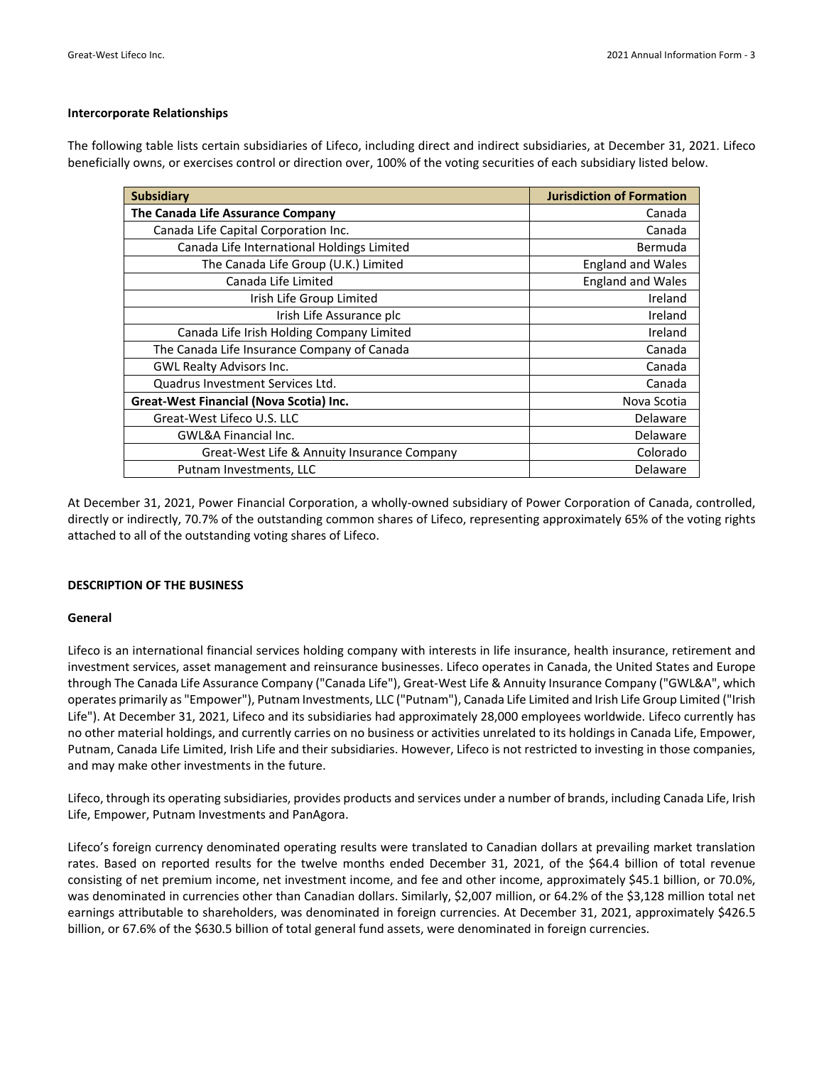**Intercorporate Relationships**

The following table lists certain subsidiaries of Lifeco, including direct and indirect subsidiaries, at December 31, 2021. Lifeco beneficially owns, or exercises control or direction over, 100% of the voting securities of each subsidiary listed below.

| Subsidiary | Jurisdiction of Formation |
|---|---|
| **The Canada Life Assurance Company** | Canada |
| Canada Life Capital Corporation Inc. | Canada |
| Canada Life International Holdings Limited | Bermuda |
| The Canada Life Group (U.K.) Limited | England and Wales |
| Canada Life Limited | England and Wales |
| Irish Life Group Limited | Ireland |
| Irish Life Assurance plc | Ireland |
| Canada Life Irish Holding Company Limited | Ireland |
| The Canada Life Insurance Company of Canada | Canada |
| GWL Realty Advisors Inc. | Canada |
| Quadrus Investment Services Ltd. | Canada |
| **Great-West Financial (Nova Scotia) Inc.** | Nova Scotia |
| Great-West Lifeco U.S. LLC | Delaware |
| GWL&A Financial Inc. | Delaware |
| Great-West Life & Annuity Insurance Company | Colorado |
| Putnam Investments, LLC | Delaware |

At December 31, 2021, Power Financial Corporation, a wholly-owned subsidiary of Power Corporation of Canada, controlled, directly or indirectly, 70.7% of the outstanding common shares of Lifeco, representing approximately 65% of the voting rights attached to all of the outstanding voting shares of Lifeco.

## DESCRIPTION OF THE BUSINESS

**General**

Lifeco is an international financial services holding company with interests in life insurance, health insurance, retirement and investment services, asset management and reinsurance businesses. Lifeco operates in Canada, the United States and Europe through The Canada Life Assurance Company ("Canada Life"), Great-West Life & Annuity Insurance Company ("GWL&A", which operates primarily as "Empower"), Putnam Investments, LLC ("Putnam"), Canada Life Limited and Irish Life Group Limited ("Irish Life"). At December 31, 2021, Lifeco and its subsidiaries had approximately 28,000 employees worldwide. Lifeco currently has no other material holdings, and currently carries on no business or activities unrelated to its holdings in Canada Life, Empower, Putnam, Canada Life Limited, Irish Life and their subsidiaries. However, Lifeco is not restricted to investing in those companies, and may make other investments in the future.

Lifeco, through its operating subsidiaries, provides products and services under a number of brands, including Canada Life, Irish Life, Empower, Putnam Investments and PanAgora.

Lifeco's foreign currency denominated operating results were translated to Canadian dollars at prevailing market translation rates. Based on reported results for the twelve months ended December 31, 2021, of the $64.4 billion of total revenue consisting of net premium income, net investment income, and fee and other income, approximately $45.1 billion, or 70.0%, was denominated in currencies other than Canadian dollars. Similarly, $2,007 million, or 64.2% of the $3,128 million total net earnings attributable to shareholders, was denominated in foreign currencies. At December 31, 2021, approximately $426.5 billion, or 67.6% of the $630.5 billion of total general fund assets, were denominated in foreign currencies.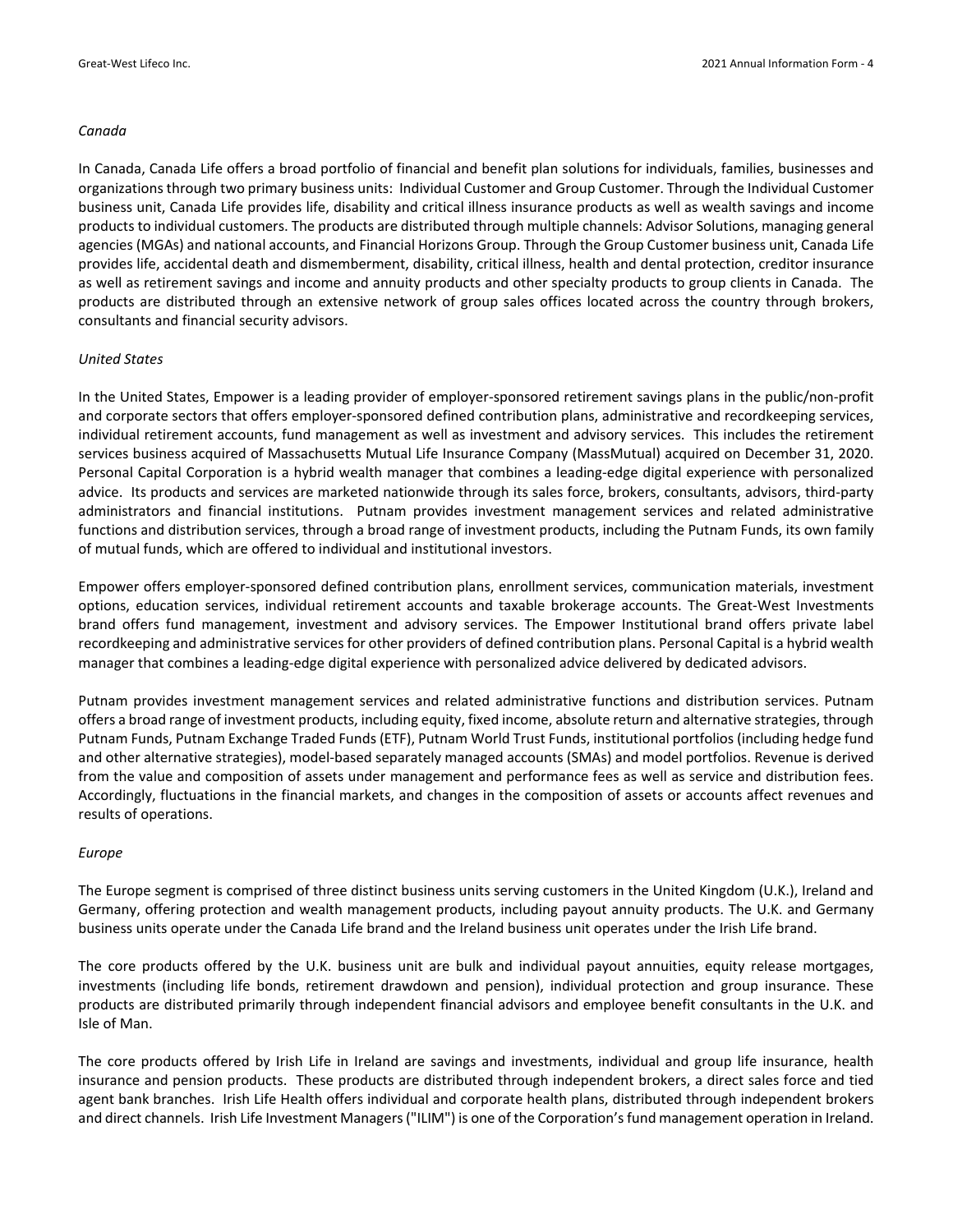*Canada*

In Canada, Canada Life offers a broad portfolio of financial and benefit plan solutions for individuals, families, businesses and organizations through two primary business units: Individual Customer and Group Customer. Through the Individual Customer business unit, Canada Life provides life, disability and critical illness insurance products as well as wealth savings and income products to individual customers. The products are distributed through multiple channels: Advisor Solutions, managing general agencies (MGAs) and national accounts, and Financial Horizons Group. Through the Group Customer business unit, Canada Life provides life, accidental death and dismemberment, disability, critical illness, health and dental protection, creditor insurance as well as retirement savings and income and annuity products and other specialty products to group clients in Canada. The products are distributed through an extensive network of group sales offices located across the country through brokers, consultants and financial security advisors.

*United States*

In the United States, Empower is a leading provider of employer-sponsored retirement savings plans in the public/non-profit and corporate sectors that offers employer-sponsored defined contribution plans, administrative and recordkeeping services, individual retirement accounts, fund management as well as investment and advisory services. This includes the retirement services business acquired of Massachusetts Mutual Life Insurance Company (MassMutual) acquired on December 31, 2020. Personal Capital Corporation is a hybrid wealth manager that combines a leading-edge digital experience with personalized advice. Its products and services are marketed nationwide through its sales force, brokers, consultants, advisors, third-party administrators and financial institutions. Putnam provides investment management services and related administrative functions and distribution services, through a broad range of investment products, including the Putnam Funds, its own family of mutual funds, which are offered to individual and institutional investors.

Empower offers employer-sponsored defined contribution plans, enrollment services, communication materials, investment options, education services, individual retirement accounts and taxable brokerage accounts. The Great-West Investments brand offers fund management, investment and advisory services. The Empower Institutional brand offers private label recordkeeping and administrative services for other providers of defined contribution plans. Personal Capital is a hybrid wealth manager that combines a leading-edge digital experience with personalized advice delivered by dedicated advisors.

Putnam provides investment management services and related administrative functions and distribution services. Putnam offers a broad range of investment products, including equity, fixed income, absolute return and alternative strategies, through Putnam Funds, Putnam Exchange Traded Funds (ETF), Putnam World Trust Funds, institutional portfolios (including hedge fund and other alternative strategies), model-based separately managed accounts (SMAs) and model portfolios. Revenue is derived from the value and composition of assets under management and performance fees as well as service and distribution fees. Accordingly, fluctuations in the financial markets, and changes in the composition of assets or accounts affect revenues and results of operations.

*Europe*

The Europe segment is comprised of three distinct business units serving customers in the United Kingdom (U.K.), Ireland and Germany, offering protection and wealth management products, including payout annuity products. The U.K. and Germany business units operate under the Canada Life brand and the Ireland business unit operates under the Irish Life brand.

The core products offered by the U.K. business unit are bulk and individual payout annuities, equity release mortgages, investments (including life bonds, retirement drawdown and pension), individual protection and group insurance. These products are distributed primarily through independent financial advisors and employee benefit consultants in the U.K. and Isle of Man.

The core products offered by Irish Life in Ireland are savings and investments, individual and group life insurance, health insurance and pension products. These products are distributed through independent brokers, a direct sales force and tied agent bank branches. Irish Life Health offers individual and corporate health plans, distributed through independent brokers and direct channels. Irish Life Investment Managers ("ILIM") is one of the Corporation's fund management operation in Ireland.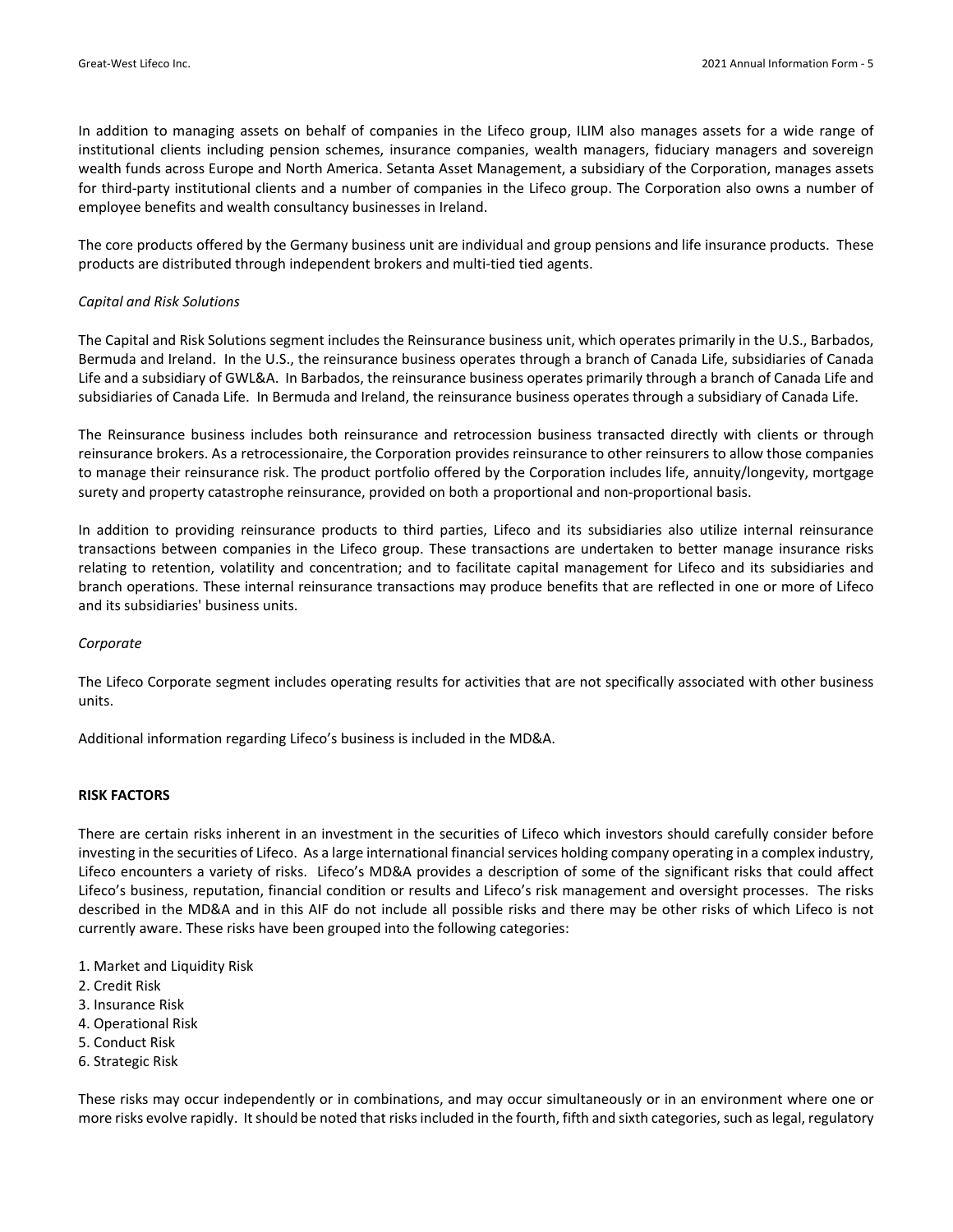In addition to managing assets on behalf of companies in the Lifeco group, ILIM also manages assets for a wide range of institutional clients including pension schemes, insurance companies, wealth managers, fiduciary managers and sovereign wealth funds across Europe and North America. Setanta Asset Management, a subsidiary of the Corporation, manages assets for third-party institutional clients and a number of companies in the Lifeco group. The Corporation also owns a number of employee benefits and wealth consultancy businesses in Ireland.

The core products offered by the Germany business unit are individual and group pensions and life insurance products. These products are distributed through independent brokers and multi-tied tied agents.

*Capital and Risk Solutions*

The Capital and Risk Solutions segment includes the Reinsurance business unit, which operates primarily in the U.S., Barbados, Bermuda and Ireland. In the U.S., the reinsurance business operates through a branch of Canada Life, subsidiaries of Canada Life and a subsidiary of GWL&A. In Barbados, the reinsurance business operates primarily through a branch of Canada Life and subsidiaries of Canada Life. In Bermuda and Ireland, the reinsurance business operates through a subsidiary of Canada Life.

The Reinsurance business includes both reinsurance and retrocession business transacted directly with clients or through reinsurance brokers. As a retrocessionaire, the Corporation provides reinsurance to other reinsurers to allow those companies to manage their reinsurance risk. The product portfolio offered by the Corporation includes life, annuity/longevity, mortgage surety and property catastrophe reinsurance, provided on both a proportional and non-proportional basis.

In addition to providing reinsurance products to third parties, Lifeco and its subsidiaries also utilize internal reinsurance transactions between companies in the Lifeco group. These transactions are undertaken to better manage insurance risks relating to retention, volatility and concentration; and to facilitate capital management for Lifeco and its subsidiaries and branch operations. These internal reinsurance transactions may produce benefits that are reflected in one or more of Lifeco and its subsidiaries' business units.

*Corporate*

The Lifeco Corporate segment includes operating results for activities that are not specifically associated with other business units.

Additional information regarding Lifeco's business is included in the MD&A.

## RISK FACTORS

There are certain risks inherent in an investment in the securities of Lifeco which investors should carefully consider before investing in the securities of Lifeco. As a large international financial services holding company operating in a complex industry, Lifeco encounters a variety of risks. Lifeco's MD&A provides a description of some of the significant risks that could affect Lifeco's business, reputation, financial condition or results and Lifeco's risk management and oversight processes. The risks described in the MD&A and in this AIF do not include all possible risks and there may be other risks of which Lifeco is not currently aware. These risks have been grouped into the following categories:

1. Market and Liquidity Risk
2. Credit Risk
3. Insurance Risk
4. Operational Risk
5. Conduct Risk
6. Strategic Risk

These risks may occur independently or in combinations, and may occur simultaneously or in an environment where one or more risks evolve rapidly. It should be noted that risks included in the fourth, fifth and sixth categories, such as legal, regulatory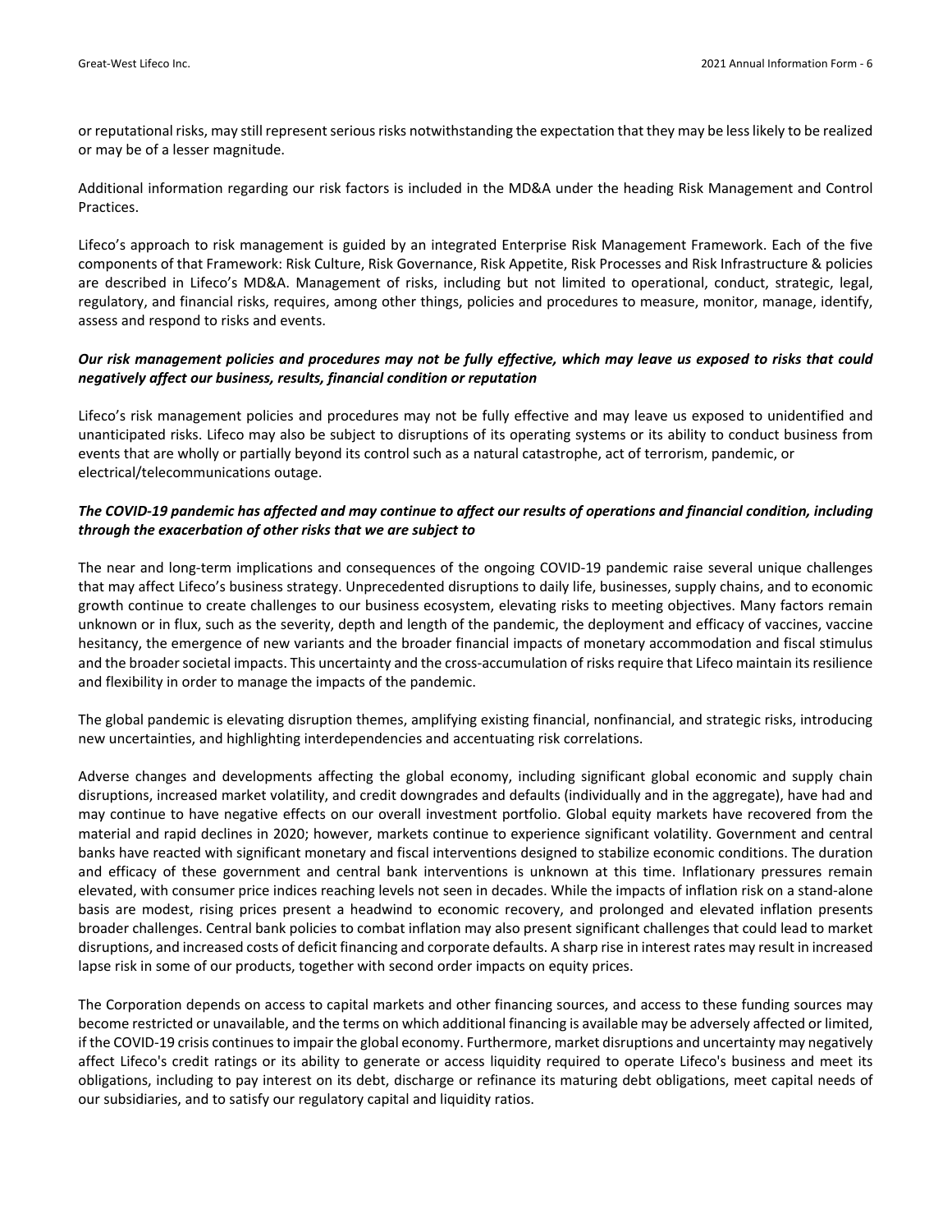or reputational risks, may still represent serious risks notwithstanding the expectation that they may be less likely to be realized or may be of a lesser magnitude.

Additional information regarding our risk factors is included in the MD&A under the heading Risk Management and Control Practices.

Lifeco's approach to risk management is guided by an integrated Enterprise Risk Management Framework. Each of the five components of that Framework: Risk Culture, Risk Governance, Risk Appetite, Risk Processes and Risk Infrastructure & policies are described in Lifeco's MD&A. Management of risks, including but not limited to operational, conduct, strategic, legal, regulatory, and financial risks, requires, among other things, policies and procedures to measure, monitor, manage, identify, assess and respond to risks and events.

***Our risk management policies and procedures may not be fully effective, which may leave us exposed to risks that could negatively affect our business, results, financial condition or reputation***

Lifeco's risk management policies and procedures may not be fully effective and may leave us exposed to unidentified and unanticipated risks. Lifeco may also be subject to disruptions of its operating systems or its ability to conduct business from events that are wholly or partially beyond its control such as a natural catastrophe, act of terrorism, pandemic, or electrical/telecommunications outage.

***The COVID-19 pandemic has affected and may continue to affect our results of operations and financial condition, including through the exacerbation of other risks that we are subject to***

The near and long-term implications and consequences of the ongoing COVID-19 pandemic raise several unique challenges that may affect Lifeco's business strategy. Unprecedented disruptions to daily life, businesses, supply chains, and to economic growth continue to create challenges to our business ecosystem, elevating risks to meeting objectives. Many factors remain unknown or in flux, such as the severity, depth and length of the pandemic, the deployment and efficacy of vaccines, vaccine hesitancy, the emergence of new variants and the broader financial impacts of monetary accommodation and fiscal stimulus and the broader societal impacts. This uncertainty and the cross-accumulation of risks require that Lifeco maintain its resilience and flexibility in order to manage the impacts of the pandemic.

The global pandemic is elevating disruption themes, amplifying existing financial, nonfinancial, and strategic risks, introducing new uncertainties, and highlighting interdependencies and accentuating risk correlations.

Adverse changes and developments affecting the global economy, including significant global economic and supply chain disruptions, increased market volatility, and credit downgrades and defaults (individually and in the aggregate), have had and may continue to have negative effects on our overall investment portfolio. Global equity markets have recovered from the material and rapid declines in 2020; however, markets continue to experience significant volatility. Government and central banks have reacted with significant monetary and fiscal interventions designed to stabilize economic conditions. The duration and efficacy of these government and central bank interventions is unknown at this time. Inflationary pressures remain elevated, with consumer price indices reaching levels not seen in decades. While the impacts of inflation risk on a stand-alone basis are modest, rising prices present a headwind to economic recovery, and prolonged and elevated inflation presents broader challenges. Central bank policies to combat inflation may also present significant challenges that could lead to market disruptions, and increased costs of deficit financing and corporate defaults. A sharp rise in interest rates may result in increased lapse risk in some of our products, together with second order impacts on equity prices.

The Corporation depends on access to capital markets and other financing sources, and access to these funding sources may become restricted or unavailable, and the terms on which additional financing is available may be adversely affected or limited, if the COVID-19 crisis continues to impair the global economy. Furthermore, market disruptions and uncertainty may negatively affect Lifeco's credit ratings or its ability to generate or access liquidity required to operate Lifeco's business and meet its obligations, including to pay interest on its debt, discharge or refinance its maturing debt obligations, meet capital needs of our subsidiaries, and to satisfy our regulatory capital and liquidity ratios.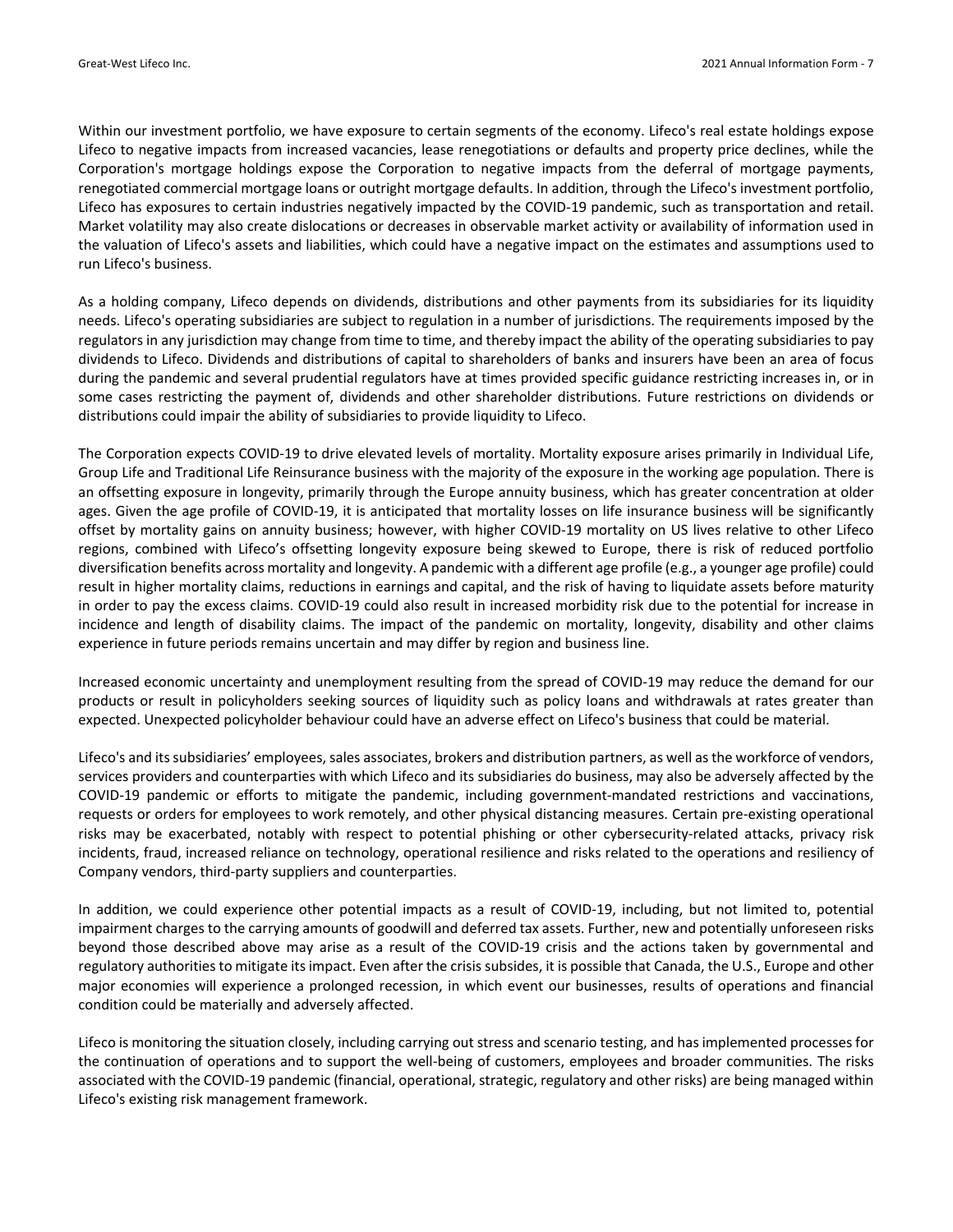Within our investment portfolio, we have exposure to certain segments of the economy. Lifeco's real estate holdings expose Lifeco to negative impacts from increased vacancies, lease renegotiations or defaults and property price declines, while the Corporation's mortgage holdings expose the Corporation to negative impacts from the deferral of mortgage payments, renegotiated commercial mortgage loans or outright mortgage defaults. In addition, through the Lifeco's investment portfolio, Lifeco has exposures to certain industries negatively impacted by the COVID-19 pandemic, such as transportation and retail. Market volatility may also create dislocations or decreases in observable market activity or availability of information used in the valuation of Lifeco's assets and liabilities, which could have a negative impact on the estimates and assumptions used to run Lifeco's business.

As a holding company, Lifeco depends on dividends, distributions and other payments from its subsidiaries for its liquidity needs. Lifeco's operating subsidiaries are subject to regulation in a number of jurisdictions. The requirements imposed by the regulators in any jurisdiction may change from time to time, and thereby impact the ability of the operating subsidiaries to pay dividends to Lifeco. Dividends and distributions of capital to shareholders of banks and insurers have been an area of focus during the pandemic and several prudential regulators have at times provided specific guidance restricting increases in, or in some cases restricting the payment of, dividends and other shareholder distributions. Future restrictions on dividends or distributions could impair the ability of subsidiaries to provide liquidity to Lifeco.

The Corporation expects COVID-19 to drive elevated levels of mortality. Mortality exposure arises primarily in Individual Life, Group Life and Traditional Life Reinsurance business with the majority of the exposure in the working age population. There is an offsetting exposure in longevity, primarily through the Europe annuity business, which has greater concentration at older ages. Given the age profile of COVID-19, it is anticipated that mortality losses on life insurance business will be significantly offset by mortality gains on annuity business; however, with higher COVID-19 mortality on US lives relative to other Lifeco regions, combined with Lifeco's offsetting longevity exposure being skewed to Europe, there is risk of reduced portfolio diversification benefits across mortality and longevity. A pandemic with a different age profile (e.g., a younger age profile) could result in higher mortality claims, reductions in earnings and capital, and the risk of having to liquidate assets before maturity in order to pay the excess claims. COVID-19 could also result in increased morbidity risk due to the potential for increase in incidence and length of disability claims. The impact of the pandemic on mortality, longevity, disability and other claims experience in future periods remains uncertain and may differ by region and business line.

Increased economic uncertainty and unemployment resulting from the spread of COVID-19 may reduce the demand for our products or result in policyholders seeking sources of liquidity such as policy loans and withdrawals at rates greater than expected. Unexpected policyholder behaviour could have an adverse effect on Lifeco's business that could be material.

Lifeco's and its subsidiaries' employees, sales associates, brokers and distribution partners, as well as the workforce of vendors, services providers and counterparties with which Lifeco and its subsidiaries do business, may also be adversely affected by the COVID-19 pandemic or efforts to mitigate the pandemic, including government-mandated restrictions and vaccinations, requests or orders for employees to work remotely, and other physical distancing measures. Certain pre-existing operational risks may be exacerbated, notably with respect to potential phishing or other cybersecurity-related attacks, privacy risk incidents, fraud, increased reliance on technology, operational resilience and risks related to the operations and resiliency of Company vendors, third-party suppliers and counterparties.

In addition, we could experience other potential impacts as a result of COVID-19, including, but not limited to, potential impairment charges to the carrying amounts of goodwill and deferred tax assets. Further, new and potentially unforeseen risks beyond those described above may arise as a result of the COVID-19 crisis and the actions taken by governmental and regulatory authorities to mitigate its impact. Even after the crisis subsides, it is possible that Canada, the U.S., Europe and other major economies will experience a prolonged recession, in which event our businesses, results of operations and financial condition could be materially and adversely affected.

Lifeco is monitoring the situation closely, including carrying out stress and scenario testing, and has implemented processes for the continuation of operations and to support the well-being of customers, employees and broader communities. The risks associated with the COVID-19 pandemic (financial, operational, strategic, regulatory and other risks) are being managed within Lifeco's existing risk management framework.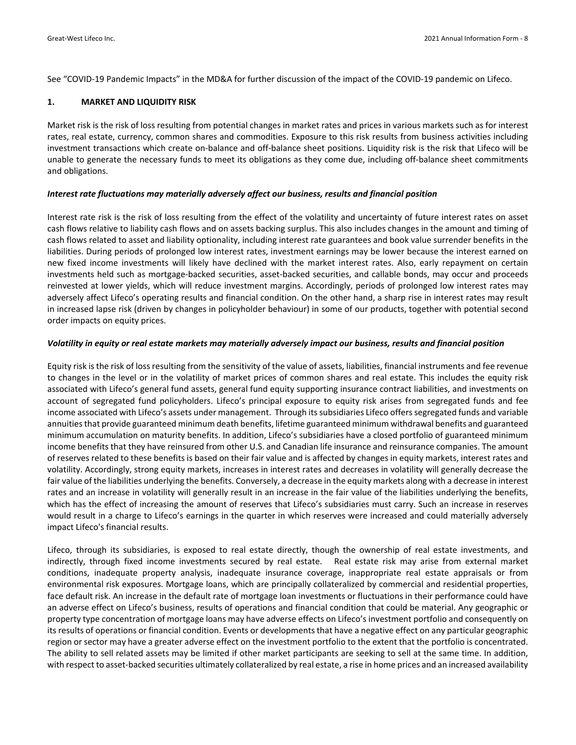See "COVID-19 Pandemic Impacts" in the MD&A for further discussion of the impact of the COVID-19 pandemic on Lifeco.

## 1. MARKET AND LIQUIDITY RISK

Market risk is the risk of loss resulting from potential changes in market rates and prices in various markets such as for interest rates, real estate, currency, common shares and commodities. Exposure to this risk results from business activities including investment transactions which create on-balance and off-balance sheet positions. Liquidity risk is the risk that Lifeco will be unable to generate the necessary funds to meet its obligations as they come due, including off-balance sheet commitments and obligations.

***Interest rate fluctuations may materially adversely affect our business, results and financial position***

Interest rate risk is the risk of loss resulting from the effect of the volatility and uncertainty of future interest rates on asset cash flows relative to liability cash flows and on assets backing surplus. This also includes changes in the amount and timing of cash flows related to asset and liability optionality, including interest rate guarantees and book value surrender benefits in the liabilities. During periods of prolonged low interest rates, investment earnings may be lower because the interest earned on new fixed income investments will likely have declined with the market interest rates. Also, early repayment on certain investments held such as mortgage-backed securities, asset-backed securities, and callable bonds, may occur and proceeds reinvested at lower yields, which will reduce investment margins. Accordingly, periods of prolonged low interest rates may adversely affect Lifeco's operating results and financial condition. On the other hand, a sharp rise in interest rates may result in increased lapse risk (driven by changes in policyholder behaviour) in some of our products, together with potential second order impacts on equity prices.

***Volatility in equity or real estate markets may materially adversely impact our business, results and financial position***

Equity risk is the risk of loss resulting from the sensitivity of the value of assets, liabilities, financial instruments and fee revenue to changes in the level or in the volatility of market prices of common shares and real estate. This includes the equity risk associated with Lifeco's general fund assets, general fund equity supporting insurance contract liabilities, and investments on account of segregated fund policyholders. Lifeco's principal exposure to equity risk arises from segregated funds and fee income associated with Lifeco's assets under management. Through its subsidiaries Lifeco offers segregated funds and variable annuities that provide guaranteed minimum death benefits, lifetime guaranteed minimum withdrawal benefits and guaranteed minimum accumulation on maturity benefits. In addition, Lifeco's subsidiaries have a closed portfolio of guaranteed minimum income benefits that they have reinsured from other U.S. and Canadian life insurance and reinsurance companies. The amount of reserves related to these benefits is based on their fair value and is affected by changes in equity markets, interest rates and volatility. Accordingly, strong equity markets, increases in interest rates and decreases in volatility will generally decrease the fair value of the liabilities underlying the benefits. Conversely, a decrease in the equity markets along with a decrease in interest rates and an increase in volatility will generally result in an increase in the fair value of the liabilities underlying the benefits, which has the effect of increasing the amount of reserves that Lifeco's subsidiaries must carry. Such an increase in reserves would result in a charge to Lifeco's earnings in the quarter in which reserves were increased and could materially adversely impact Lifeco's financial results.

Lifeco, through its subsidiaries, is exposed to real estate directly, though the ownership of real estate investments, and indirectly, through fixed income investments secured by real estate. Real estate risk may arise from external market conditions, inadequate property analysis, inadequate insurance coverage, inappropriate real estate appraisals or from environmental risk exposures. Mortgage loans, which are principally collateralized by commercial and residential properties, face default risk. An increase in the default rate of mortgage loan investments or fluctuations in their performance could have an adverse effect on Lifeco's business, results of operations and financial condition that could be material. Any geographic or property type concentration of mortgage loans may have adverse effects on Lifeco's investment portfolio and consequently on its results of operations or financial condition. Events or developments that have a negative effect on any particular geographic region or sector may have a greater adverse effect on the investment portfolio to the extent that the portfolio is concentrated. The ability to sell related assets may be limited if other market participants are seeking to sell at the same time. In addition, with respect to asset-backed securities ultimately collateralized by real estate, a rise in home prices and an increased availability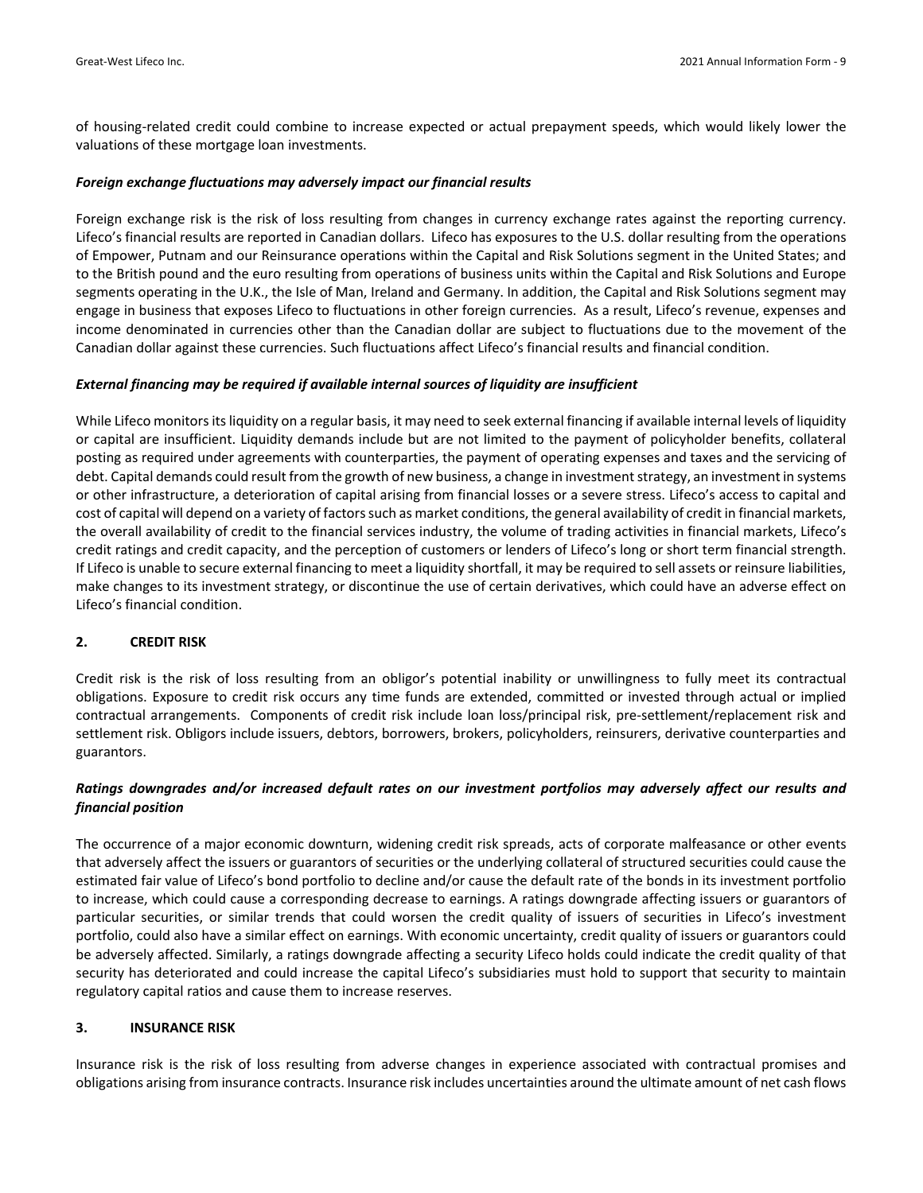of housing-related credit could combine to increase expected or actual prepayment speeds, which would likely lower the valuations of these mortgage loan investments.

***Foreign exchange fluctuations may adversely impact our financial results***

Foreign exchange risk is the risk of loss resulting from changes in currency exchange rates against the reporting currency. Lifeco's financial results are reported in Canadian dollars. Lifeco has exposures to the U.S. dollar resulting from the operations of Empower, Putnam and our Reinsurance operations within the Capital and Risk Solutions segment in the United States; and to the British pound and the euro resulting from operations of business units within the Capital and Risk Solutions and Europe segments operating in the U.K., the Isle of Man, Ireland and Germany. In addition, the Capital and Risk Solutions segment may engage in business that exposes Lifeco to fluctuations in other foreign currencies. As a result, Lifeco's revenue, expenses and income denominated in currencies other than the Canadian dollar are subject to fluctuations due to the movement of the Canadian dollar against these currencies. Such fluctuations affect Lifeco's financial results and financial condition.

***External financing may be required if available internal sources of liquidity are insufficient***

While Lifeco monitors its liquidity on a regular basis, it may need to seek external financing if available internal levels of liquidity or capital are insufficient. Liquidity demands include but are not limited to the payment of policyholder benefits, collateral posting as required under agreements with counterparties, the payment of operating expenses and taxes and the servicing of debt. Capital demands could result from the growth of new business, a change in investment strategy, an investment in systems or other infrastructure, a deterioration of capital arising from financial losses or a severe stress. Lifeco's access to capital and cost of capital will depend on a variety of factors such as market conditions, the general availability of credit in financial markets, the overall availability of credit to the financial services industry, the volume of trading activities in financial markets, Lifeco's credit ratings and credit capacity, and the perception of customers or lenders of Lifeco's long or short term financial strength. If Lifeco is unable to secure external financing to meet a liquidity shortfall, it may be required to sell assets or reinsure liabilities, make changes to its investment strategy, or discontinue the use of certain derivatives, which could have an adverse effect on Lifeco's financial condition.

## 2. CREDIT RISK

Credit risk is the risk of loss resulting from an obligor's potential inability or unwillingness to fully meet its contractual obligations. Exposure to credit risk occurs any time funds are extended, committed or invested through actual or implied contractual arrangements. Components of credit risk include loan loss/principal risk, pre-settlement/replacement risk and settlement risk. Obligors include issuers, debtors, borrowers, brokers, policyholders, reinsurers, derivative counterparties and guarantors.

***Ratings downgrades and/or increased default rates on our investment portfolios may adversely affect our results and financial position***

The occurrence of a major economic downturn, widening credit risk spreads, acts of corporate malfeasance or other events that adversely affect the issuers or guarantors of securities or the underlying collateral of structured securities could cause the estimated fair value of Lifeco's bond portfolio to decline and/or cause the default rate of the bonds in its investment portfolio to increase, which could cause a corresponding decrease to earnings. A ratings downgrade affecting issuers or guarantors of particular securities, or similar trends that could worsen the credit quality of issuers of securities in Lifeco's investment portfolio, could also have a similar effect on earnings. With economic uncertainty, credit quality of issuers or guarantors could be adversely affected. Similarly, a ratings downgrade affecting a security Lifeco holds could indicate the credit quality of that security has deteriorated and could increase the capital Lifeco's subsidiaries must hold to support that security to maintain regulatory capital ratios and cause them to increase reserves.

## 3. INSURANCE RISK

Insurance risk is the risk of loss resulting from adverse changes in experience associated with contractual promises and obligations arising from insurance contracts. Insurance risk includes uncertainties around the ultimate amount of net cash flows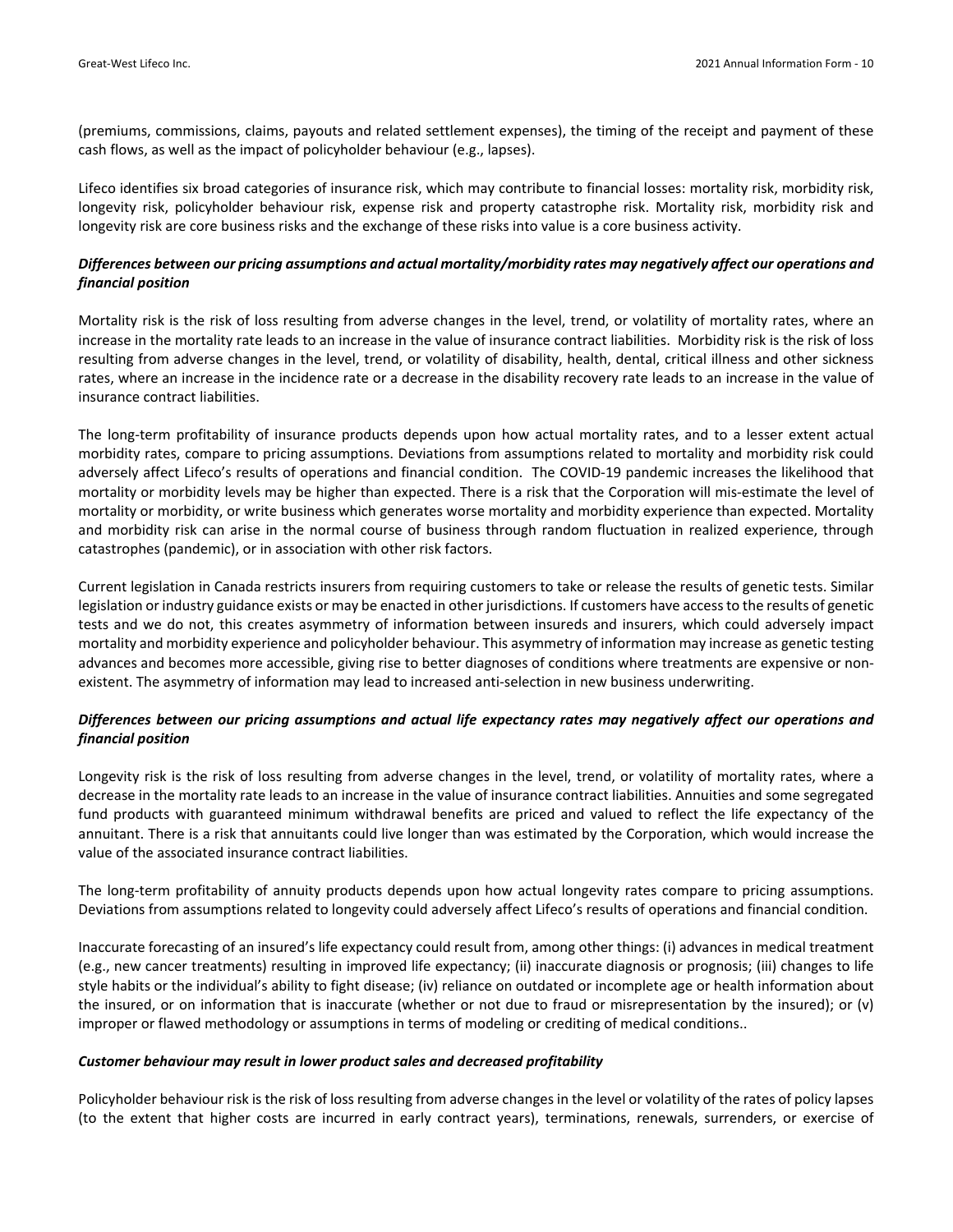(premiums, commissions, claims, payouts and related settlement expenses), the timing of the receipt and payment of these cash flows, as well as the impact of policyholder behaviour (e.g., lapses).

Lifeco identifies six broad categories of insurance risk, which may contribute to financial losses: mortality risk, morbidity risk, longevity risk, policyholder behaviour risk, expense risk and property catastrophe risk. Mortality risk, morbidity risk and longevity risk are core business risks and the exchange of these risks into value is a core business activity.

***Differences between our pricing assumptions and actual mortality/morbidity rates may negatively affect our operations and financial position***

Mortality risk is the risk of loss resulting from adverse changes in the level, trend, or volatility of mortality rates, where an increase in the mortality rate leads to an increase in the value of insurance contract liabilities. Morbidity risk is the risk of loss resulting from adverse changes in the level, trend, or volatility of disability, health, dental, critical illness and other sickness rates, where an increase in the incidence rate or a decrease in the disability recovery rate leads to an increase in the value of insurance contract liabilities.

The long-term profitability of insurance products depends upon how actual mortality rates, and to a lesser extent actual morbidity rates, compare to pricing assumptions. Deviations from assumptions related to mortality and morbidity risk could adversely affect Lifeco's results of operations and financial condition. The COVID-19 pandemic increases the likelihood that mortality or morbidity levels may be higher than expected. There is a risk that the Corporation will mis-estimate the level of mortality or morbidity, or write business which generates worse mortality and morbidity experience than expected. Mortality and morbidity risk can arise in the normal course of business through random fluctuation in realized experience, through catastrophes (pandemic), or in association with other risk factors.

Current legislation in Canada restricts insurers from requiring customers to take or release the results of genetic tests. Similar legislation or industry guidance exists or may be enacted in other jurisdictions. If customers have access to the results of genetic tests and we do not, this creates asymmetry of information between insureds and insurers, which could adversely impact mortality and morbidity experience and policyholder behaviour. This asymmetry of information may increase as genetic testing advances and becomes more accessible, giving rise to better diagnoses of conditions where treatments are expensive or non-existent. The asymmetry of information may lead to increased anti-selection in new business underwriting.

***Differences between our pricing assumptions and actual life expectancy rates may negatively affect our operations and financial position***

Longevity risk is the risk of loss resulting from adverse changes in the level, trend, or volatility of mortality rates, where a decrease in the mortality rate leads to an increase in the value of insurance contract liabilities. Annuities and some segregated fund products with guaranteed minimum withdrawal benefits are priced and valued to reflect the life expectancy of the annuitant. There is a risk that annuitants could live longer than was estimated by the Corporation, which would increase the value of the associated insurance contract liabilities.

The long-term profitability of annuity products depends upon how actual longevity rates compare to pricing assumptions. Deviations from assumptions related to longevity could adversely affect Lifeco's results of operations and financial condition.

Inaccurate forecasting of an insured's life expectancy could result from, among other things: (i) advances in medical treatment (e.g., new cancer treatments) resulting in improved life expectancy; (ii) inaccurate diagnosis or prognosis; (iii) changes to life style habits or the individual's ability to fight disease; (iv) reliance on outdated or incomplete age or health information about the insured, or on information that is inaccurate (whether or not due to fraud or misrepresentation by the insured); or (v) improper or flawed methodology or assumptions in terms of modeling or crediting of medical conditions..

***Customer behaviour may result in lower product sales and decreased profitability***

Policyholder behaviour risk is the risk of loss resulting from adverse changes in the level or volatility of the rates of policy lapses (to the extent that higher costs are incurred in early contract years), terminations, renewals, surrenders, or exercise of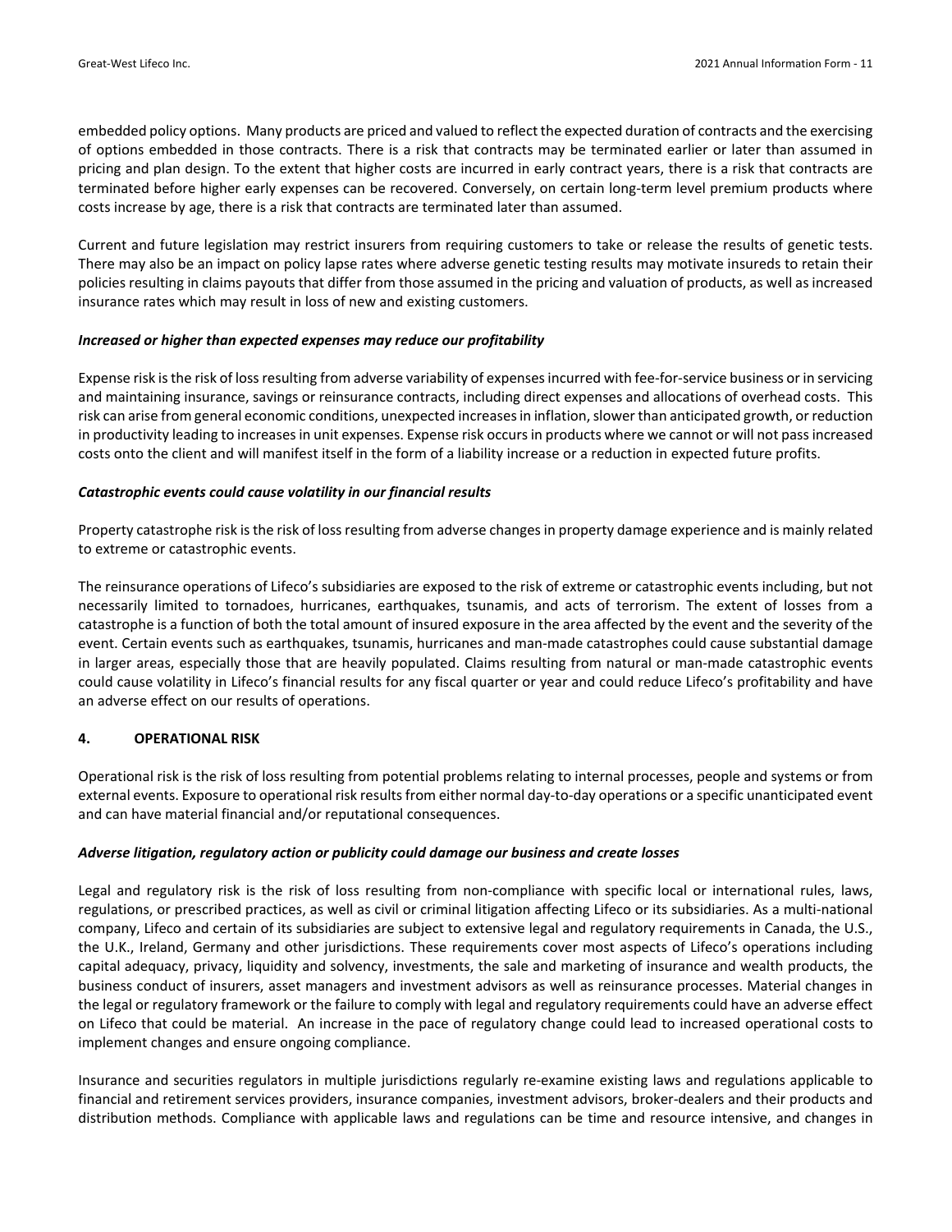embedded policy options. Many products are priced and valued to reflect the expected duration of contracts and the exercising of options embedded in those contracts. There is a risk that contracts may be terminated earlier or later than assumed in pricing and plan design. To the extent that higher costs are incurred in early contract years, there is a risk that contracts are terminated before higher early expenses can be recovered. Conversely, on certain long-term level premium products where costs increase by age, there is a risk that contracts are terminated later than assumed.

Current and future legislation may restrict insurers from requiring customers to take or release the results of genetic tests. There may also be an impact on policy lapse rates where adverse genetic testing results may motivate insureds to retain their policies resulting in claims payouts that differ from those assumed in the pricing and valuation of products, as well as increased insurance rates which may result in loss of new and existing customers.

***Increased or higher than expected expenses may reduce our profitability***

Expense risk is the risk of loss resulting from adverse variability of expenses incurred with fee-for-service business or in servicing and maintaining insurance, savings or reinsurance contracts, including direct expenses and allocations of overhead costs. This risk can arise from general economic conditions, unexpected increases in inflation, slower than anticipated growth, or reduction in productivity leading to increases in unit expenses. Expense risk occurs in products where we cannot or will not pass increased costs onto the client and will manifest itself in the form of a liability increase or a reduction in expected future profits.

***Catastrophic events could cause volatility in our financial results***

Property catastrophe risk is the risk of loss resulting from adverse changes in property damage experience and is mainly related to extreme or catastrophic events.

The reinsurance operations of Lifeco's subsidiaries are exposed to the risk of extreme or catastrophic events including, but not necessarily limited to tornadoes, hurricanes, earthquakes, tsunamis, and acts of terrorism. The extent of losses from a catastrophe is a function of both the total amount of insured exposure in the area affected by the event and the severity of the event. Certain events such as earthquakes, tsunamis, hurricanes and man-made catastrophes could cause substantial damage in larger areas, especially those that are heavily populated. Claims resulting from natural or man-made catastrophic events could cause volatility in Lifeco's financial results for any fiscal quarter or year and could reduce Lifeco's profitability and have an adverse effect on our results of operations.

## 4. OPERATIONAL RISK

Operational risk is the risk of loss resulting from potential problems relating to internal processes, people and systems or from external events. Exposure to operational risk results from either normal day-to-day operations or a specific unanticipated event and can have material financial and/or reputational consequences.

***Adverse litigation, regulatory action or publicity could damage our business and create losses***

Legal and regulatory risk is the risk of loss resulting from non-compliance with specific local or international rules, laws, regulations, or prescribed practices, as well as civil or criminal litigation affecting Lifeco or its subsidiaries. As a multi-national company, Lifeco and certain of its subsidiaries are subject to extensive legal and regulatory requirements in Canada, the U.S., the U.K., Ireland, Germany and other jurisdictions. These requirements cover most aspects of Lifeco's operations including capital adequacy, privacy, liquidity and solvency, investments, the sale and marketing of insurance and wealth products, the business conduct of insurers, asset managers and investment advisors as well as reinsurance processes. Material changes in the legal or regulatory framework or the failure to comply with legal and regulatory requirements could have an adverse effect on Lifeco that could be material. An increase in the pace of regulatory change could lead to increased operational costs to implement changes and ensure ongoing compliance.

Insurance and securities regulators in multiple jurisdictions regularly re-examine existing laws and regulations applicable to financial and retirement services providers, insurance companies, investment advisors, broker-dealers and their products and distribution methods. Compliance with applicable laws and regulations can be time and resource intensive, and changes in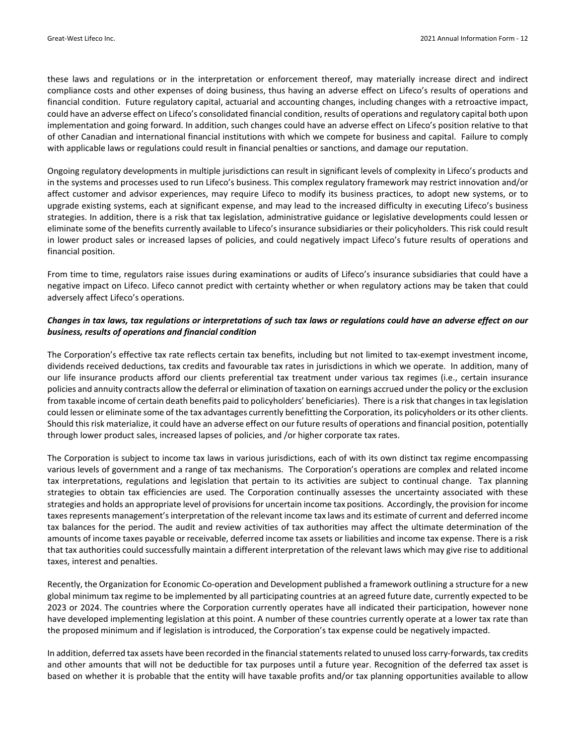these laws and regulations or in the interpretation or enforcement thereof, may materially increase direct and indirect compliance costs and other expenses of doing business, thus having an adverse effect on Lifeco's results of operations and financial condition. Future regulatory capital, actuarial and accounting changes, including changes with a retroactive impact, could have an adverse effect on Lifeco's consolidated financial condition, results of operations and regulatory capital both upon implementation and going forward. In addition, such changes could have an adverse effect on Lifeco's position relative to that of other Canadian and international financial institutions with which we compete for business and capital. Failure to comply with applicable laws or regulations could result in financial penalties or sanctions, and damage our reputation.

Ongoing regulatory developments in multiple jurisdictions can result in significant levels of complexity in Lifeco's products and in the systems and processes used to run Lifeco's business. This complex regulatory framework may restrict innovation and/or affect customer and advisor experiences, may require Lifeco to modify its business practices, to adopt new systems, or to upgrade existing systems, each at significant expense, and may lead to the increased difficulty in executing Lifeco's business strategies. In addition, there is a risk that tax legislation, administrative guidance or legislative developments could lessen or eliminate some of the benefits currently available to Lifeco's insurance subsidiaries or their policyholders. This risk could result in lower product sales or increased lapses of policies, and could negatively impact Lifeco's future results of operations and financial position.

From time to time, regulators raise issues during examinations or audits of Lifeco's insurance subsidiaries that could have a negative impact on Lifeco. Lifeco cannot predict with certainty whether or when regulatory actions may be taken that could adversely affect Lifeco's operations.

***Changes in tax laws, tax regulations or interpretations of such tax laws or regulations could have an adverse effect on our business, results of operations and financial condition***

The Corporation's effective tax rate reflects certain tax benefits, including but not limited to tax-exempt investment income, dividends received deductions, tax credits and favourable tax rates in jurisdictions in which we operate. In addition, many of our life insurance products afford our clients preferential tax treatment under various tax regimes (i.e., certain insurance policies and annuity contracts allow the deferral or elimination of taxation on earnings accrued under the policy or the exclusion from taxable income of certain death benefits paid to policyholders' beneficiaries). There is a risk that changes in tax legislation could lessen or eliminate some of the tax advantages currently benefitting the Corporation, its policyholders or its other clients. Should this risk materialize, it could have an adverse effect on our future results of operations and financial position, potentially through lower product sales, increased lapses of policies, and /or higher corporate tax rates.

The Corporation is subject to income tax laws in various jurisdictions, each of with its own distinct tax regime encompassing various levels of government and a range of tax mechanisms. The Corporation's operations are complex and related income tax interpretations, regulations and legislation that pertain to its activities are subject to continual change. Tax planning strategies to obtain tax efficiencies are used. The Corporation continually assesses the uncertainty associated with these strategies and holds an appropriate level of provisions for uncertain income tax positions. Accordingly, the provision for income taxes represents management's interpretation of the relevant income tax laws and its estimate of current and deferred income tax balances for the period. The audit and review activities of tax authorities may affect the ultimate determination of the amounts of income taxes payable or receivable, deferred income tax assets or liabilities and income tax expense. There is a risk that tax authorities could successfully maintain a different interpretation of the relevant laws which may give rise to additional taxes, interest and penalties.

Recently, the Organization for Economic Co-operation and Development published a framework outlining a structure for a new global minimum tax regime to be implemented by all participating countries at an agreed future date, currently expected to be 2023 or 2024. The countries where the Corporation currently operates have all indicated their participation, however none have developed implementing legislation at this point. A number of these countries currently operate at a lower tax rate than the proposed minimum and if legislation is introduced, the Corporation's tax expense could be negatively impacted.

In addition, deferred tax assets have been recorded in the financial statements related to unused loss carry-forwards, tax credits and other amounts that will not be deductible for tax purposes until a future year. Recognition of the deferred tax asset is based on whether it is probable that the entity will have taxable profits and/or tax planning opportunities available to allow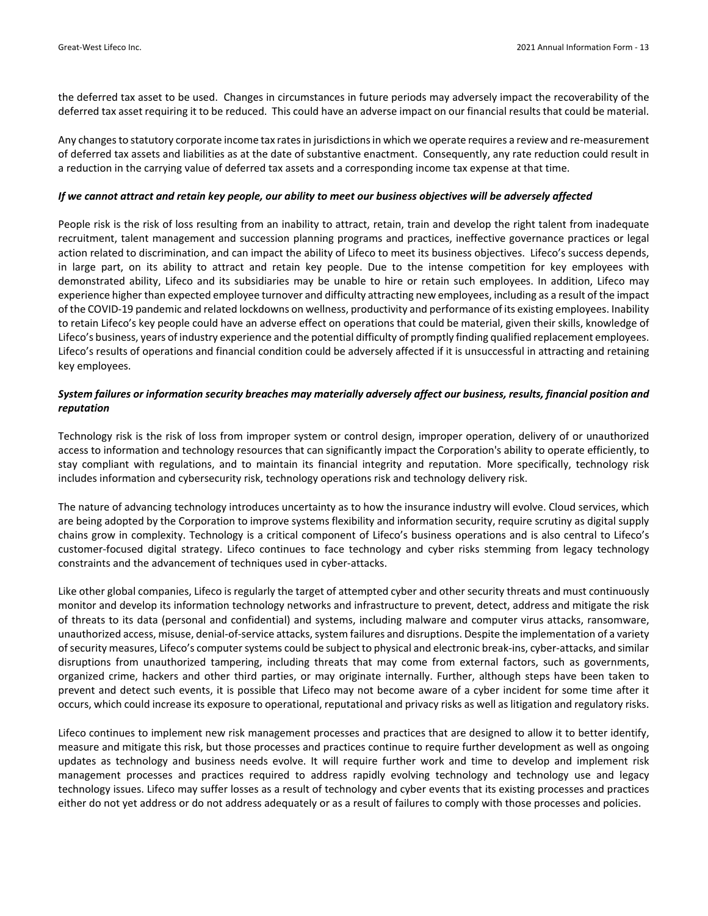the deferred tax asset to be used. Changes in circumstances in future periods may adversely impact the recoverability of the deferred tax asset requiring it to be reduced. This could have an adverse impact on our financial results that could be material.

Any changes to statutory corporate income tax rates in jurisdictions in which we operate requires a review and re-measurement of deferred tax assets and liabilities as at the date of substantive enactment. Consequently, any rate reduction could result in a reduction in the carrying value of deferred tax assets and a corresponding income tax expense at that time.

***If we cannot attract and retain key people, our ability to meet our business objectives will be adversely affected***

People risk is the risk of loss resulting from an inability to attract, retain, train and develop the right talent from inadequate recruitment, talent management and succession planning programs and practices, ineffective governance practices or legal action related to discrimination, and can impact the ability of Lifeco to meet its business objectives. Lifeco's success depends, in large part, on its ability to attract and retain key people. Due to the intense competition for key employees with demonstrated ability, Lifeco and its subsidiaries may be unable to hire or retain such employees. In addition, Lifeco may experience higher than expected employee turnover and difficulty attracting new employees, including as a result of the impact of the COVID-19 pandemic and related lockdowns on wellness, productivity and performance of its existing employees. Inability to retain Lifeco's key people could have an adverse effect on operations that could be material, given their skills, knowledge of Lifeco's business, years of industry experience and the potential difficulty of promptly finding qualified replacement employees. Lifeco's results of operations and financial condition could be adversely affected if it is unsuccessful in attracting and retaining key employees.

***System failures or information security breaches may materially adversely affect our business, results, financial position and reputation***

Technology risk is the risk of loss from improper system or control design, improper operation, delivery of or unauthorized access to information and technology resources that can significantly impact the Corporation's ability to operate efficiently, to stay compliant with regulations, and to maintain its financial integrity and reputation. More specifically, technology risk includes information and cybersecurity risk, technology operations risk and technology delivery risk.

The nature of advancing technology introduces uncertainty as to how the insurance industry will evolve. Cloud services, which are being adopted by the Corporation to improve systems flexibility and information security, require scrutiny as digital supply chains grow in complexity. Technology is a critical component of Lifeco's business operations and is also central to Lifeco's customer-focused digital strategy. Lifeco continues to face technology and cyber risks stemming from legacy technology constraints and the advancement of techniques used in cyber-attacks.

Like other global companies, Lifeco is regularly the target of attempted cyber and other security threats and must continuously monitor and develop its information technology networks and infrastructure to prevent, detect, address and mitigate the risk of threats to its data (personal and confidential) and systems, including malware and computer virus attacks, ransomware, unauthorized access, misuse, denial-of-service attacks, system failures and disruptions. Despite the implementation of a variety of security measures, Lifeco's computer systems could be subject to physical and electronic break-ins, cyber-attacks, and similar disruptions from unauthorized tampering, including threats that may come from external factors, such as governments, organized crime, hackers and other third parties, or may originate internally. Further, although steps have been taken to prevent and detect such events, it is possible that Lifeco may not become aware of a cyber incident for some time after it occurs, which could increase its exposure to operational, reputational and privacy risks as well as litigation and regulatory risks.

Lifeco continues to implement new risk management processes and practices that are designed to allow it to better identify, measure and mitigate this risk, but those processes and practices continue to require further development as well as ongoing updates as technology and business needs evolve. It will require further work and time to develop and implement risk management processes and practices required to address rapidly evolving technology and technology use and legacy technology issues. Lifeco may suffer losses as a result of technology and cyber events that its existing processes and practices either do not yet address or do not address adequately or as a result of failures to comply with those processes and policies.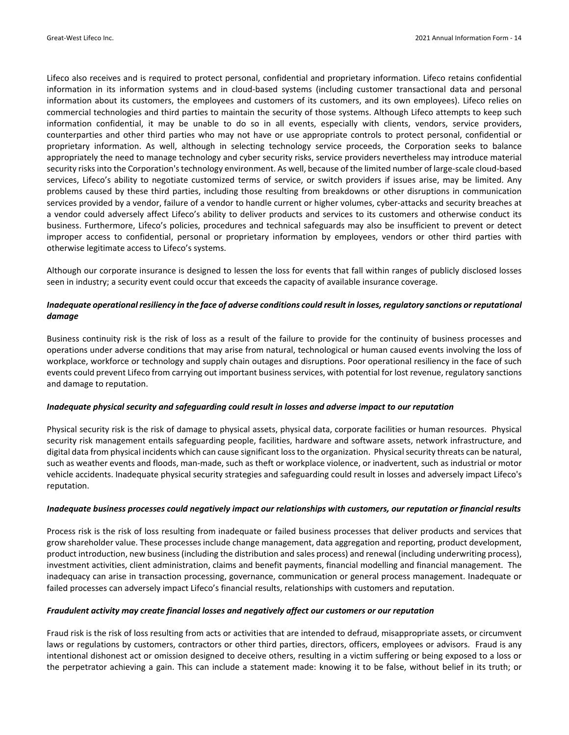Lifeco also receives and is required to protect personal, confidential and proprietary information. Lifeco retains confidential information in its information systems and in cloud-based systems (including customer transactional data and personal information about its customers, the employees and customers of its customers, and its own employees). Lifeco relies on commercial technologies and third parties to maintain the security of those systems. Although Lifeco attempts to keep such information confidential, it may be unable to do so in all events, especially with clients, vendors, service providers, counterparties and other third parties who may not have or use appropriate controls to protect personal, confidential or proprietary information. As well, although in selecting technology service proceeds, the Corporation seeks to balance appropriately the need to manage technology and cyber security risks, service providers nevertheless may introduce material security risks into the Corporation's technology environment. As well, because of the limited number of large-scale cloud-based services, Lifeco's ability to negotiate customized terms of service, or switch providers if issues arise, may be limited. Any problems caused by these third parties, including those resulting from breakdowns or other disruptions in communication services provided by a vendor, failure of a vendor to handle current or higher volumes, cyber-attacks and security breaches at a vendor could adversely affect Lifeco's ability to deliver products and services to its customers and otherwise conduct its business. Furthermore, Lifeco's policies, procedures and technical safeguards may also be insufficient to prevent or detect improper access to confidential, personal or proprietary information by employees, vendors or other third parties with otherwise legitimate access to Lifeco's systems.

Although our corporate insurance is designed to lessen the loss for events that fall within ranges of publicly disclosed losses seen in industry; a security event could occur that exceeds the capacity of available insurance coverage.

***Inadequate operational resiliency in the face of adverse conditions could result in losses, regulatory sanctions or reputational damage***

Business continuity risk is the risk of loss as a result of the failure to provide for the continuity of business processes and operations under adverse conditions that may arise from natural, technological or human caused events involving the loss of workplace, workforce or technology and supply chain outages and disruptions. Poor operational resiliency in the face of such events could prevent Lifeco from carrying out important business services, with potential for lost revenue, regulatory sanctions and damage to reputation.

***Inadequate physical security and safeguarding could result in losses and adverse impact to our reputation***

Physical security risk is the risk of damage to physical assets, physical data, corporate facilities or human resources. Physical security risk management entails safeguarding people, facilities, hardware and software assets, network infrastructure, and digital data from physical incidents which can cause significant loss to the organization. Physical security threats can be natural, such as weather events and floods, man-made, such as theft or workplace violence, or inadvertent, such as industrial or motor vehicle accidents. Inadequate physical security strategies and safeguarding could result in losses and adversely impact Lifeco's reputation.

***Inadequate business processes could negatively impact our relationships with customers, our reputation or financial results***

Process risk is the risk of loss resulting from inadequate or failed business processes that deliver products and services that grow shareholder value. These processes include change management, data aggregation and reporting, product development, product introduction, new business (including the distribution and sales process) and renewal (including underwriting process), investment activities, client administration, claims and benefit payments, financial modelling and financial management. The inadequacy can arise in transaction processing, governance, communication or general process management. Inadequate or failed processes can adversely impact Lifeco's financial results, relationships with customers and reputation.

***Fraudulent activity may create financial losses and negatively affect our customers or our reputation***

Fraud risk is the risk of loss resulting from acts or activities that are intended to defraud, misappropriate assets, or circumvent laws or regulations by customers, contractors or other third parties, directors, officers, employees or advisors. Fraud is any intentional dishonest act or omission designed to deceive others, resulting in a victim suffering or being exposed to a loss or the perpetrator achieving a gain. This can include a statement made: knowing it to be false, without belief in its truth; or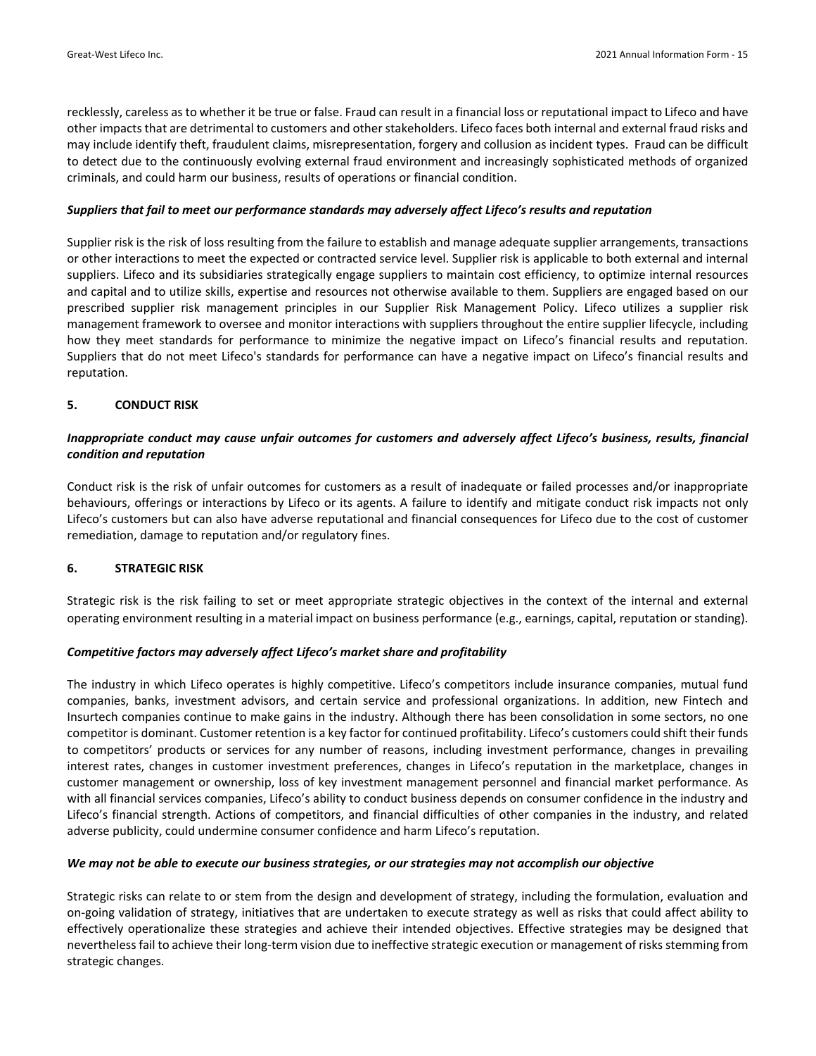recklessly, careless as to whether it be true or false. Fraud can result in a financial loss or reputational impact to Lifeco and have other impacts that are detrimental to customers and other stakeholders. Lifeco faces both internal and external fraud risks and may include identify theft, fraudulent claims, misrepresentation, forgery and collusion as incident types. Fraud can be difficult to detect due to the continuously evolving external fraud environment and increasingly sophisticated methods of organized criminals, and could harm our business, results of operations or financial condition.

***Suppliers that fail to meet our performance standards may adversely affect Lifeco's results and reputation***

Supplier risk is the risk of loss resulting from the failure to establish and manage adequate supplier arrangements, transactions or other interactions to meet the expected or contracted service level. Supplier risk is applicable to both external and internal suppliers. Lifeco and its subsidiaries strategically engage suppliers to maintain cost efficiency, to optimize internal resources and capital and to utilize skills, expertise and resources not otherwise available to them. Suppliers are engaged based on our prescribed supplier risk management principles in our Supplier Risk Management Policy. Lifeco utilizes a supplier risk management framework to oversee and monitor interactions with suppliers throughout the entire supplier lifecycle, including how they meet standards for performance to minimize the negative impact on Lifeco's financial results and reputation. Suppliers that do not meet Lifeco's standards for performance can have a negative impact on Lifeco's financial results and reputation.

## 5. CONDUCT RISK

***Inappropriate conduct may cause unfair outcomes for customers and adversely affect Lifeco's business, results, financial condition and reputation***

Conduct risk is the risk of unfair outcomes for customers as a result of inadequate or failed processes and/or inappropriate behaviours, offerings or interactions by Lifeco or its agents. A failure to identify and mitigate conduct risk impacts not only Lifeco's customers but can also have adverse reputational and financial consequences for Lifeco due to the cost of customer remediation, damage to reputation and/or regulatory fines.

## 6. STRATEGIC RISK

Strategic risk is the risk failing to set or meet appropriate strategic objectives in the context of the internal and external operating environment resulting in a material impact on business performance (e.g., earnings, capital, reputation or standing).

***Competitive factors may adversely affect Lifeco's market share and profitability***

The industry in which Lifeco operates is highly competitive. Lifeco's competitors include insurance companies, mutual fund companies, banks, investment advisors, and certain service and professional organizations. In addition, new Fintech and Insurtech companies continue to make gains in the industry. Although there has been consolidation in some sectors, no one competitor is dominant. Customer retention is a key factor for continued profitability. Lifeco's customers could shift their funds to competitors' products or services for any number of reasons, including investment performance, changes in prevailing interest rates, changes in customer investment preferences, changes in Lifeco's reputation in the marketplace, changes in customer management or ownership, loss of key investment management personnel and financial market performance. As with all financial services companies, Lifeco's ability to conduct business depends on consumer confidence in the industry and Lifeco's financial strength. Actions of competitors, and financial difficulties of other companies in the industry, and related adverse publicity, could undermine consumer confidence and harm Lifeco's reputation.

***We may not be able to execute our business strategies, or our strategies may not accomplish our objective***

Strategic risks can relate to or stem from the design and development of strategy, including the formulation, evaluation and on-going validation of strategy, initiatives that are undertaken to execute strategy as well as risks that could affect ability to effectively operationalize these strategies and achieve their intended objectives. Effective strategies may be designed that nevertheless fail to achieve their long-term vision due to ineffective strategic execution or management of risks stemming from strategic changes.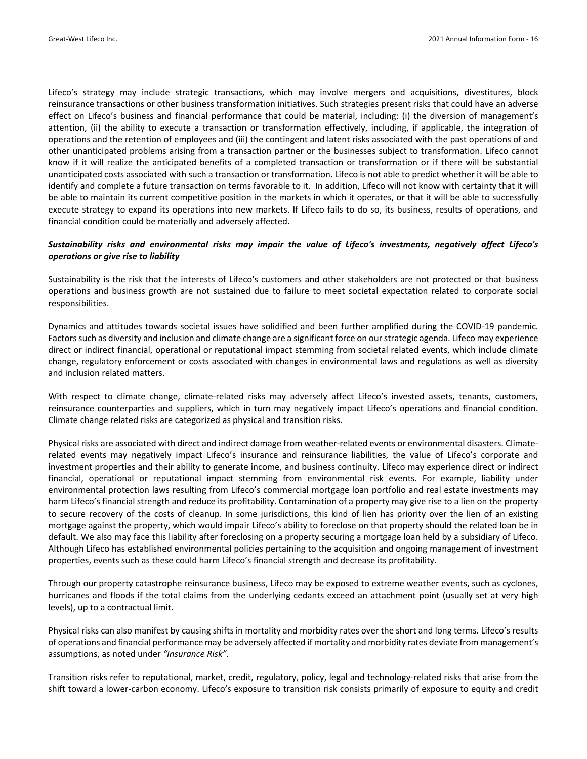Lifeco's strategy may include strategic transactions, which may involve mergers and acquisitions, divestitures, block reinsurance transactions or other business transformation initiatives. Such strategies present risks that could have an adverse effect on Lifeco's business and financial performance that could be material, including: (i) the diversion of management's attention, (ii) the ability to execute a transaction or transformation effectively, including, if applicable, the integration of operations and the retention of employees and (iii) the contingent and latent risks associated with the past operations of and other unanticipated problems arising from a transaction partner or the businesses subject to transformation. Lifeco cannot know if it will realize the anticipated benefits of a completed transaction or transformation or if there will be substantial unanticipated costs associated with such a transaction or transformation. Lifeco is not able to predict whether it will be able to identify and complete a future transaction on terms favorable to it. In addition, Lifeco will not know with certainty that it will be able to maintain its current competitive position in the markets in which it operates, or that it will be able to successfully execute strategy to expand its operations into new markets. If Lifeco fails to do so, its business, results of operations, and financial condition could be materially and adversely affected.

***Sustainability risks and environmental risks may impair the value of Lifeco's investments, negatively affect Lifeco's operations or give rise to liability***

Sustainability is the risk that the interests of Lifeco's customers and other stakeholders are not protected or that business operations and business growth are not sustained due to failure to meet societal expectation related to corporate social responsibilities.

Dynamics and attitudes towards societal issues have solidified and been further amplified during the COVID-19 pandemic. Factors such as diversity and inclusion and climate change are a significant force on our strategic agenda. Lifeco may experience direct or indirect financial, operational or reputational impact stemming from societal related events, which include climate change, regulatory enforcement or costs associated with changes in environmental laws and regulations as well as diversity and inclusion related matters.

With respect to climate change, climate-related risks may adversely affect Lifeco's invested assets, tenants, customers, reinsurance counterparties and suppliers, which in turn may negatively impact Lifeco's operations and financial condition. Climate change related risks are categorized as physical and transition risks.

Physical risks are associated with direct and indirect damage from weather-related events or environmental disasters. Climate-related events may negatively impact Lifeco's insurance and reinsurance liabilities, the value of Lifeco's corporate and investment properties and their ability to generate income, and business continuity. Lifeco may experience direct or indirect financial, operational or reputational impact stemming from environmental risk events. For example, liability under environmental protection laws resulting from Lifeco's commercial mortgage loan portfolio and real estate investments may harm Lifeco's financial strength and reduce its profitability. Contamination of a property may give rise to a lien on the property to secure recovery of the costs of cleanup. In some jurisdictions, this kind of lien has priority over the lien of an existing mortgage against the property, which would impair Lifeco's ability to foreclose on that property should the related loan be in default. We also may face this liability after foreclosing on a property securing a mortgage loan held by a subsidiary of Lifeco. Although Lifeco has established environmental policies pertaining to the acquisition and ongoing management of investment properties, events such as these could harm Lifeco's financial strength and decrease its profitability.

Through our property catastrophe reinsurance business, Lifeco may be exposed to extreme weather events, such as cyclones, hurricanes and floods if the total claims from the underlying cedants exceed an attachment point (usually set at very high levels), up to a contractual limit.

Physical risks can also manifest by causing shifts in mortality and morbidity rates over the short and long terms. Lifeco's results of operations and financial performance may be adversely affected if mortality and morbidity rates deviate from management's assumptions, as noted under *"Insurance Risk"*.

Transition risks refer to reputational, market, credit, regulatory, policy, legal and technology-related risks that arise from the shift toward a lower-carbon economy. Lifeco's exposure to transition risk consists primarily of exposure to equity and credit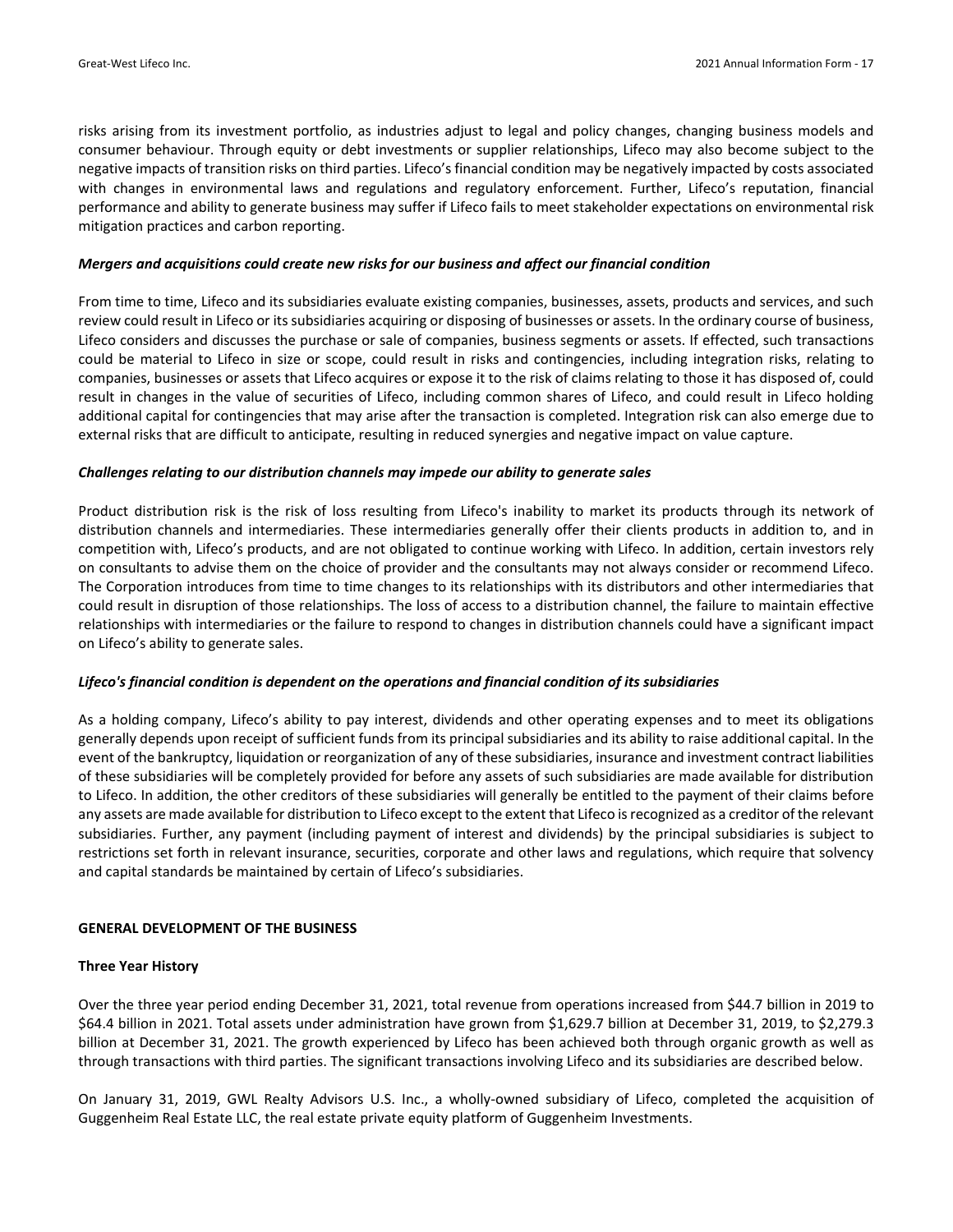risks arising from its investment portfolio, as industries adjust to legal and policy changes, changing business models and consumer behaviour. Through equity or debt investments or supplier relationships, Lifeco may also become subject to the negative impacts of transition risks on third parties. Lifeco's financial condition may be negatively impacted by costs associated with changes in environmental laws and regulations and regulatory enforcement. Further, Lifeco's reputation, financial performance and ability to generate business may suffer if Lifeco fails to meet stakeholder expectations on environmental risk mitigation practices and carbon reporting.

***Mergers and acquisitions could create new risks for our business and affect our financial condition***

From time to time, Lifeco and its subsidiaries evaluate existing companies, businesses, assets, products and services, and such review could result in Lifeco or its subsidiaries acquiring or disposing of businesses or assets. In the ordinary course of business, Lifeco considers and discusses the purchase or sale of companies, business segments or assets. If effected, such transactions could be material to Lifeco in size or scope, could result in risks and contingencies, including integration risks, relating to companies, businesses or assets that Lifeco acquires or expose it to the risk of claims relating to those it has disposed of, could result in changes in the value of securities of Lifeco, including common shares of Lifeco, and could result in Lifeco holding additional capital for contingencies that may arise after the transaction is completed. Integration risk can also emerge due to external risks that are difficult to anticipate, resulting in reduced synergies and negative impact on value capture.

***Challenges relating to our distribution channels may impede our ability to generate sales***

Product distribution risk is the risk of loss resulting from Lifeco's inability to market its products through its network of distribution channels and intermediaries. These intermediaries generally offer their clients products in addition to, and in competition with, Lifeco's products, and are not obligated to continue working with Lifeco. In addition, certain investors rely on consultants to advise them on the choice of provider and the consultants may not always consider or recommend Lifeco. The Corporation introduces from time to time changes to its relationships with its distributors and other intermediaries that could result in disruption of those relationships. The loss of access to a distribution channel, the failure to maintain effective relationships with intermediaries or the failure to respond to changes in distribution channels could have a significant impact on Lifeco's ability to generate sales.

***Lifeco's financial condition is dependent on the operations and financial condition of its subsidiaries***

As a holding company, Lifeco's ability to pay interest, dividends and other operating expenses and to meet its obligations generally depends upon receipt of sufficient funds from its principal subsidiaries and its ability to raise additional capital. In the event of the bankruptcy, liquidation or reorganization of any of these subsidiaries, insurance and investment contract liabilities of these subsidiaries will be completely provided for before any assets of such subsidiaries are made available for distribution to Lifeco. In addition, the other creditors of these subsidiaries will generally be entitled to the payment of their claims before any assets are made available for distribution to Lifeco except to the extent that Lifeco is recognized as a creditor of the relevant subsidiaries. Further, any payment (including payment of interest and dividends) by the principal subsidiaries is subject to restrictions set forth in relevant insurance, securities, corporate and other laws and regulations, which require that solvency and capital standards be maintained by certain of Lifeco's subsidiaries.

## GENERAL DEVELOPMENT OF THE BUSINESS

### Three Year History

Over the three year period ending December 31, 2021, total revenue from operations increased from $44.7 billion in 2019 to $64.4 billion in 2021. Total assets under administration have grown from $1,629.7 billion at December 31, 2019, to $2,279.3 billion at December 31, 2021. The growth experienced by Lifeco has been achieved both through organic growth as well as through transactions with third parties. The significant transactions involving Lifeco and its subsidiaries are described below.

On January 31, 2019, GWL Realty Advisors U.S. Inc., a wholly-owned subsidiary of Lifeco, completed the acquisition of Guggenheim Real Estate LLC, the real estate private equity platform of Guggenheim Investments.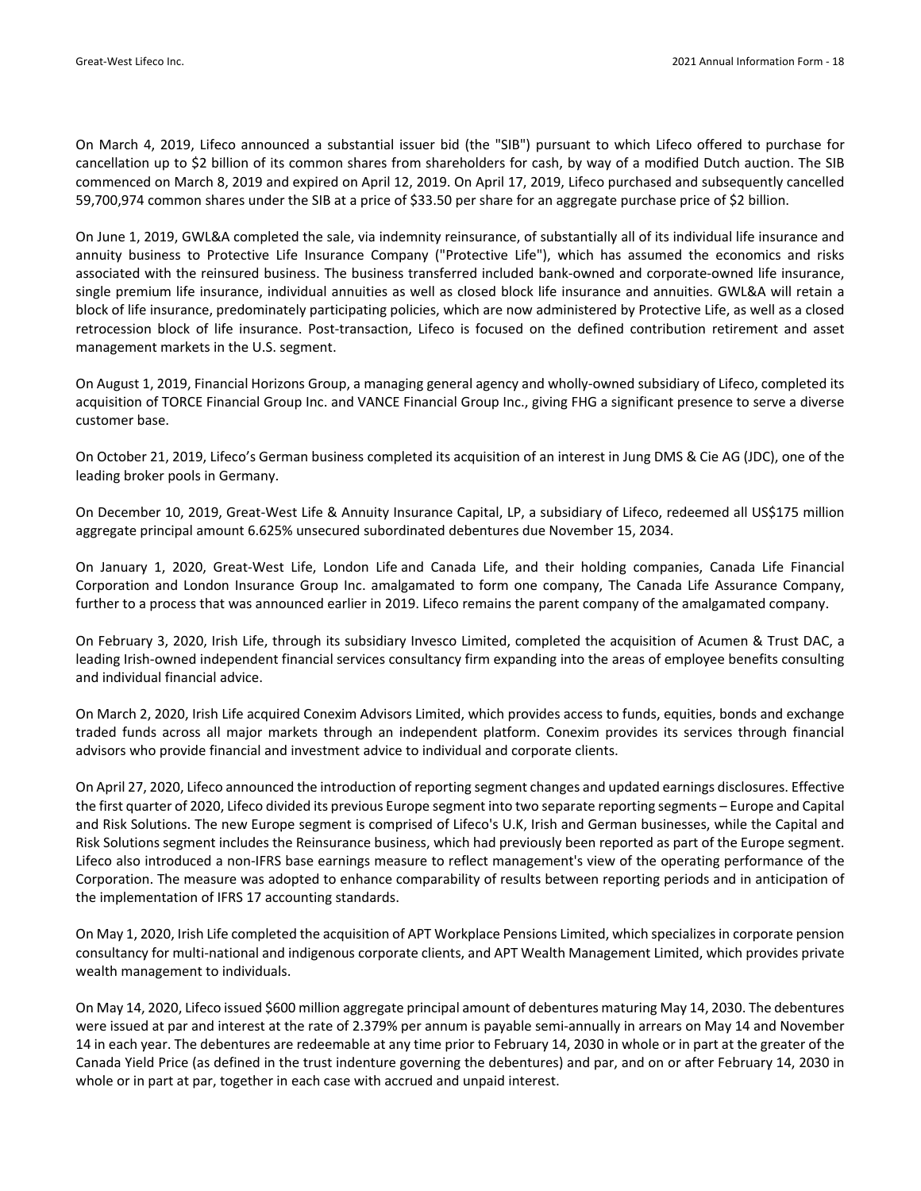On March 4, 2019, Lifeco announced a substantial issuer bid (the "SIB") pursuant to which Lifeco offered to purchase for cancellation up to $2 billion of its common shares from shareholders for cash, by way of a modified Dutch auction. The SIB commenced on March 8, 2019 and expired on April 12, 2019. On April 17, 2019, Lifeco purchased and subsequently cancelled 59,700,974 common shares under the SIB at a price of $33.50 per share for an aggregate purchase price of $2 billion.

On June 1, 2019, GWL&A completed the sale, via indemnity reinsurance, of substantially all of its individual life insurance and annuity business to Protective Life Insurance Company ("Protective Life"), which has assumed the economics and risks associated with the reinsured business. The business transferred included bank-owned and corporate-owned life insurance, single premium life insurance, individual annuities as well as closed block life insurance and annuities. GWL&A will retain a block of life insurance, predominately participating policies, which are now administered by Protective Life, as well as a closed retrocession block of life insurance. Post-transaction, Lifeco is focused on the defined contribution retirement and asset management markets in the U.S. segment.

On August 1, 2019, Financial Horizons Group, a managing general agency and wholly-owned subsidiary of Lifeco, completed its acquisition of TORCE Financial Group Inc. and VANCE Financial Group Inc., giving FHG a significant presence to serve a diverse customer base.

On October 21, 2019, Lifeco's German business completed its acquisition of an interest in Jung DMS & Cie AG (JDC), one of the leading broker pools in Germany.

On December 10, 2019, Great-West Life & Annuity Insurance Capital, LP, a subsidiary of Lifeco, redeemed all US$175 million aggregate principal amount 6.625% unsecured subordinated debentures due November 15, 2034.

On January 1, 2020, Great-West Life, London Life and Canada Life, and their holding companies, Canada Life Financial Corporation and London Insurance Group Inc. amalgamated to form one company, The Canada Life Assurance Company, further to a process that was announced earlier in 2019. Lifeco remains the parent company of the amalgamated company.

On February 3, 2020, Irish Life, through its subsidiary Invesco Limited, completed the acquisition of Acumen & Trust DAC, a leading Irish-owned independent financial services consultancy firm expanding into the areas of employee benefits consulting and individual financial advice.

On March 2, 2020, Irish Life acquired Conexim Advisors Limited, which provides access to funds, equities, bonds and exchange traded funds across all major markets through an independent platform. Conexim provides its services through financial advisors who provide financial and investment advice to individual and corporate clients.

On April 27, 2020, Lifeco announced the introduction of reporting segment changes and updated earnings disclosures. Effective the first quarter of 2020, Lifeco divided its previous Europe segment into two separate reporting segments – Europe and Capital and Risk Solutions. The new Europe segment is comprised of Lifeco's U.K, Irish and German businesses, while the Capital and Risk Solutions segment includes the Reinsurance business, which had previously been reported as part of the Europe segment. Lifeco also introduced a non-IFRS base earnings measure to reflect management's view of the operating performance of the Corporation. The measure was adopted to enhance comparability of results between reporting periods and in anticipation of the implementation of IFRS 17 accounting standards.

On May 1, 2020, Irish Life completed the acquisition of APT Workplace Pensions Limited, which specializes in corporate pension consultancy for multi-national and indigenous corporate clients, and APT Wealth Management Limited, which provides private wealth management to individuals.

On May 14, 2020, Lifeco issued $600 million aggregate principal amount of debentures maturing May 14, 2030. The debentures were issued at par and interest at the rate of 2.379% per annum is payable semi-annually in arrears on May 14 and November 14 in each year. The debentures are redeemable at any time prior to February 14, 2030 in whole or in part at the greater of the Canada Yield Price (as defined in the trust indenture governing the debentures) and par, and on or after February 14, 2030 in whole or in part at par, together in each case with accrued and unpaid interest.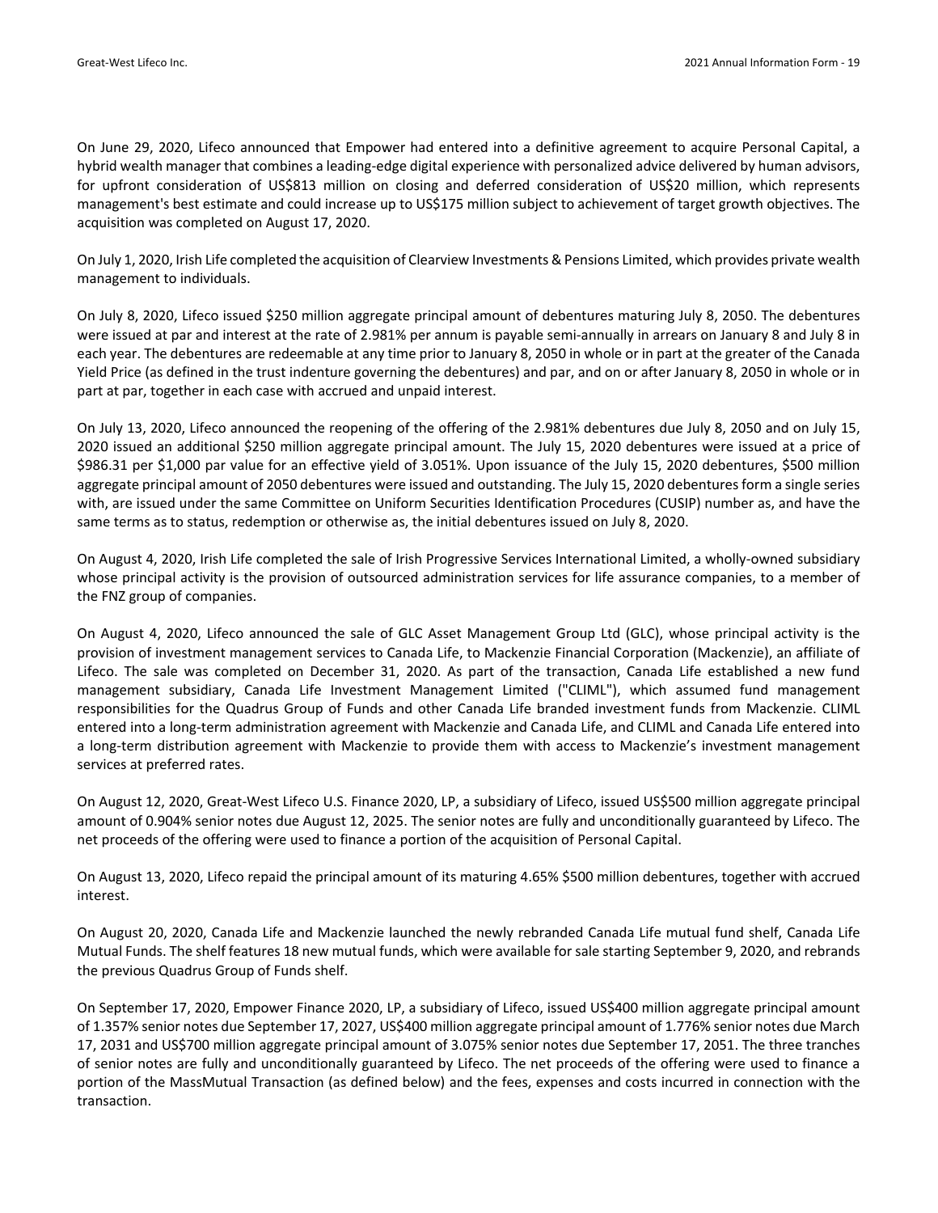On June 29, 2020, Lifeco announced that Empower had entered into a definitive agreement to acquire Personal Capital, a hybrid wealth manager that combines a leading-edge digital experience with personalized advice delivered by human advisors, for upfront consideration of US$813 million on closing and deferred consideration of US$20 million, which represents management's best estimate and could increase up to US$175 million subject to achievement of target growth objectives. The acquisition was completed on August 17, 2020.

On July 1, 2020, Irish Life completed the acquisition of Clearview Investments & Pensions Limited, which provides private wealth management to individuals.

On July 8, 2020, Lifeco issued $250 million aggregate principal amount of debentures maturing July 8, 2050. The debentures were issued at par and interest at the rate of 2.981% per annum is payable semi-annually in arrears on January 8 and July 8 in each year. The debentures are redeemable at any time prior to January 8, 2050 in whole or in part at the greater of the Canada Yield Price (as defined in the trust indenture governing the debentures) and par, and on or after January 8, 2050 in whole or in part at par, together in each case with accrued and unpaid interest.

On July 13, 2020, Lifeco announced the reopening of the offering of the 2.981% debentures due July 8, 2050 and on July 15, 2020 issued an additional $250 million aggregate principal amount. The July 15, 2020 debentures were issued at a price of $986.31 per $1,000 par value for an effective yield of 3.051%. Upon issuance of the July 15, 2020 debentures, $500 million aggregate principal amount of 2050 debentures were issued and outstanding. The July 15, 2020 debentures form a single series with, are issued under the same Committee on Uniform Securities Identification Procedures (CUSIP) number as, and have the same terms as to status, redemption or otherwise as, the initial debentures issued on July 8, 2020.

On August 4, 2020, Irish Life completed the sale of Irish Progressive Services International Limited, a wholly-owned subsidiary whose principal activity is the provision of outsourced administration services for life assurance companies, to a member of the FNZ group of companies.

On August 4, 2020, Lifeco announced the sale of GLC Asset Management Group Ltd (GLC), whose principal activity is the provision of investment management services to Canada Life, to Mackenzie Financial Corporation (Mackenzie), an affiliate of Lifeco. The sale was completed on December 31, 2020. As part of the transaction, Canada Life established a new fund management subsidiary, Canada Life Investment Management Limited ("CLIML"), which assumed fund management responsibilities for the Quadrus Group of Funds and other Canada Life branded investment funds from Mackenzie. CLIML entered into a long-term administration agreement with Mackenzie and Canada Life, and CLIML and Canada Life entered into a long-term distribution agreement with Mackenzie to provide them with access to Mackenzie's investment management services at preferred rates.

On August 12, 2020, Great-West Lifeco U.S. Finance 2020, LP, a subsidiary of Lifeco, issued US$500 million aggregate principal amount of 0.904% senior notes due August 12, 2025. The senior notes are fully and unconditionally guaranteed by Lifeco. The net proceeds of the offering were used to finance a portion of the acquisition of Personal Capital.

On August 13, 2020, Lifeco repaid the principal amount of its maturing 4.65% $500 million debentures, together with accrued interest.

On August 20, 2020, Canada Life and Mackenzie launched the newly rebranded Canada Life mutual fund shelf, Canada Life Mutual Funds. The shelf features 18 new mutual funds, which were available for sale starting September 9, 2020, and rebrands the previous Quadrus Group of Funds shelf.

On September 17, 2020, Empower Finance 2020, LP, a subsidiary of Lifeco, issued US$400 million aggregate principal amount of 1.357% senior notes due September 17, 2027, US$400 million aggregate principal amount of 1.776% senior notes due March 17, 2031 and US$700 million aggregate principal amount of 3.075% senior notes due September 17, 2051. The three tranches of senior notes are fully and unconditionally guaranteed by Lifeco. The net proceeds of the offering were used to finance a portion of the MassMutual Transaction (as defined below) and the fees, expenses and costs incurred in connection with the transaction.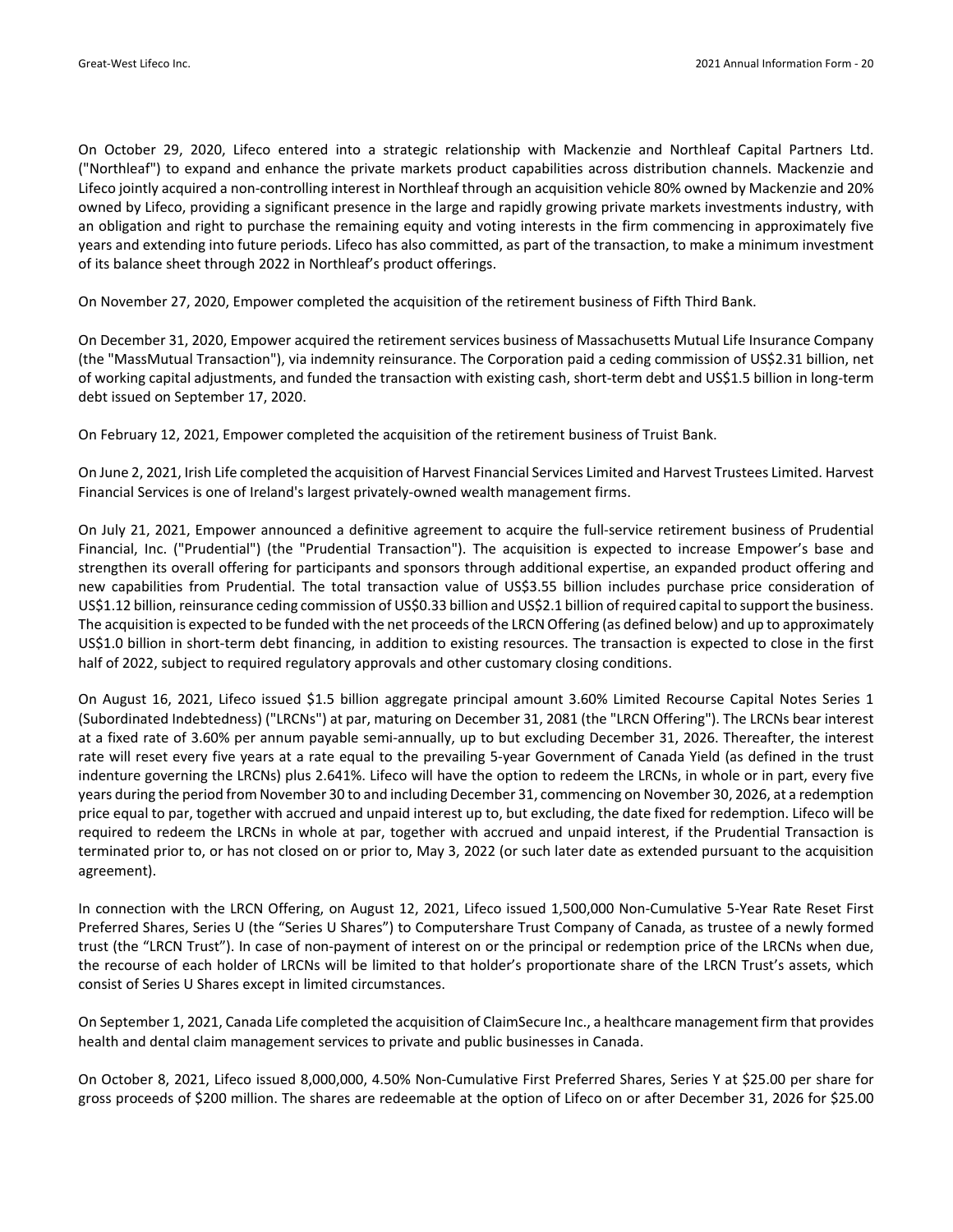On October 29, 2020, Lifeco entered into a strategic relationship with Mackenzie and Northleaf Capital Partners Ltd. ("Northleaf") to expand and enhance the private markets product capabilities across distribution channels. Mackenzie and Lifeco jointly acquired a non-controlling interest in Northleaf through an acquisition vehicle 80% owned by Mackenzie and 20% owned by Lifeco, providing a significant presence in the large and rapidly growing private markets investments industry, with an obligation and right to purchase the remaining equity and voting interests in the firm commencing in approximately five years and extending into future periods. Lifeco has also committed, as part of the transaction, to make a minimum investment of its balance sheet through 2022 in Northleaf's product offerings.

On November 27, 2020, Empower completed the acquisition of the retirement business of Fifth Third Bank.

On December 31, 2020, Empower acquired the retirement services business of Massachusetts Mutual Life Insurance Company (the "MassMutual Transaction"), via indemnity reinsurance. The Corporation paid a ceding commission of US$2.31 billion, net of working capital adjustments, and funded the transaction with existing cash, short-term debt and US$1.5 billion in long-term debt issued on September 17, 2020.

On February 12, 2021, Empower completed the acquisition of the retirement business of Truist Bank.

On June 2, 2021, Irish Life completed the acquisition of Harvest Financial Services Limited and Harvest Trustees Limited. Harvest Financial Services is one of Ireland's largest privately-owned wealth management firms.

On July 21, 2021, Empower announced a definitive agreement to acquire the full-service retirement business of Prudential Financial, Inc. ("Prudential") (the "Prudential Transaction"). The acquisition is expected to increase Empower's base and strengthen its overall offering for participants and sponsors through additional expertise, an expanded product offering and new capabilities from Prudential. The total transaction value of US$3.55 billion includes purchase price consideration of US$1.12 billion, reinsurance ceding commission of US$0.33 billion and US$2.1 billion of required capital to support the business. The acquisition is expected to be funded with the net proceeds of the LRCN Offering (as defined below) and up to approximately US$1.0 billion in short-term debt financing, in addition to existing resources. The transaction is expected to close in the first half of 2022, subject to required regulatory approvals and other customary closing conditions.

On August 16, 2021, Lifeco issued $1.5 billion aggregate principal amount 3.60% Limited Recourse Capital Notes Series 1 (Subordinated Indebtedness) ("LRCNs") at par, maturing on December 31, 2081 (the "LRCN Offering"). The LRCNs bear interest at a fixed rate of 3.60% per annum payable semi-annually, up to but excluding December 31, 2026. Thereafter, the interest rate will reset every five years at a rate equal to the prevailing 5-year Government of Canada Yield (as defined in the trust indenture governing the LRCNs) plus 2.641%. Lifeco will have the option to redeem the LRCNs, in whole or in part, every five years during the period from November 30 to and including December 31, commencing on November 30, 2026, at a redemption price equal to par, together with accrued and unpaid interest up to, but excluding, the date fixed for redemption. Lifeco will be required to redeem the LRCNs in whole at par, together with accrued and unpaid interest, if the Prudential Transaction is terminated prior to, or has not closed on or prior to, May 3, 2022 (or such later date as extended pursuant to the acquisition agreement).

In connection with the LRCN Offering, on August 12, 2021, Lifeco issued 1,500,000 Non-Cumulative 5-Year Rate Reset First Preferred Shares, Series U (the "Series U Shares") to Computershare Trust Company of Canada, as trustee of a newly formed trust (the "LRCN Trust"). In case of non-payment of interest on or the principal or redemption price of the LRCNs when due, the recourse of each holder of LRCNs will be limited to that holder's proportionate share of the LRCN Trust's assets, which consist of Series U Shares except in limited circumstances.

On September 1, 2021, Canada Life completed the acquisition of ClaimSecure Inc., a healthcare management firm that provides health and dental claim management services to private and public businesses in Canada.

On October 8, 2021, Lifeco issued 8,000,000, 4.50% Non-Cumulative First Preferred Shares, Series Y at $25.00 per share for gross proceeds of $200 million. The shares are redeemable at the option of Lifeco on or after December 31, 2026 for $25.00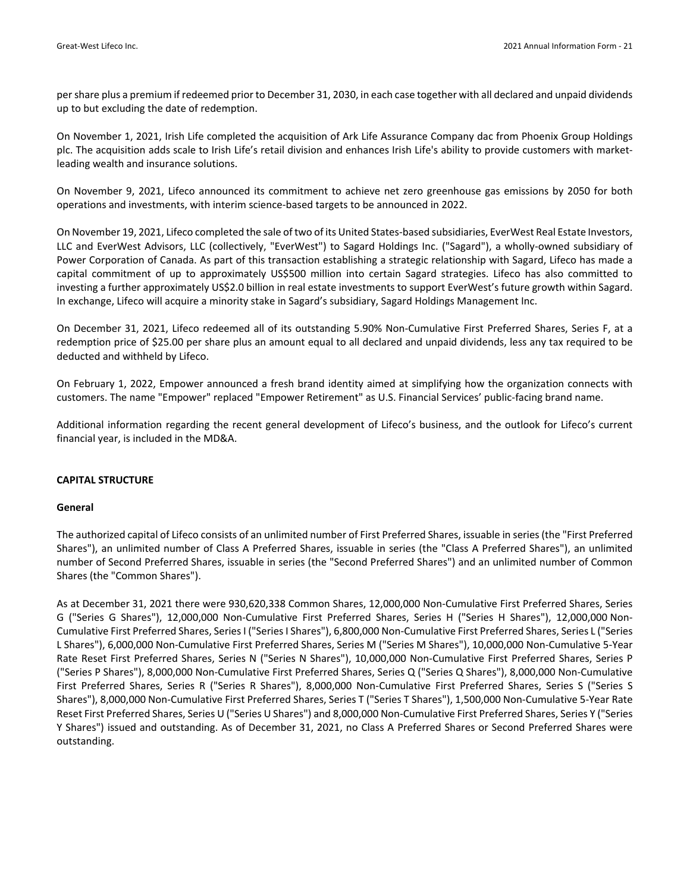per share plus a premium if redeemed prior to December 31, 2030, in each case together with all declared and unpaid dividends up to but excluding the date of redemption.

On November 1, 2021, Irish Life completed the acquisition of Ark Life Assurance Company dac from Phoenix Group Holdings plc. The acquisition adds scale to Irish Life's retail division and enhances Irish Life's ability to provide customers with market-leading wealth and insurance solutions.

On November 9, 2021, Lifeco announced its commitment to achieve net zero greenhouse gas emissions by 2050 for both operations and investments, with interim science-based targets to be announced in 2022.

On November 19, 2021, Lifeco completed the sale of two of its United States-based subsidiaries, EverWest Real Estate Investors, LLC and EverWest Advisors, LLC (collectively, "EverWest") to Sagard Holdings Inc. ("Sagard"), a wholly-owned subsidiary of Power Corporation of Canada. As part of this transaction establishing a strategic relationship with Sagard, Lifeco has made a capital commitment of up to approximately US$500 million into certain Sagard strategies. Lifeco has also committed to investing a further approximately US$2.0 billion in real estate investments to support EverWest's future growth within Sagard. In exchange, Lifeco will acquire a minority stake in Sagard's subsidiary, Sagard Holdings Management Inc.

On December 31, 2021, Lifeco redeemed all of its outstanding 5.90% Non-Cumulative First Preferred Shares, Series F, at a redemption price of $25.00 per share plus an amount equal to all declared and unpaid dividends, less any tax required to be deducted and withheld by Lifeco.

On February 1, 2022, Empower announced a fresh brand identity aimed at simplifying how the organization connects with customers. The name "Empower" replaced "Empower Retirement" as U.S. Financial Services' public-facing brand name.

Additional information regarding the recent general development of Lifeco's business, and the outlook for Lifeco's current financial year, is included in the MD&A.

## CAPITAL STRUCTURE

### General

The authorized capital of Lifeco consists of an unlimited number of First Preferred Shares, issuable in series (the "First Preferred Shares"), an unlimited number of Class A Preferred Shares, issuable in series (the "Class A Preferred Shares"), an unlimited number of Second Preferred Shares, issuable in series (the "Second Preferred Shares") and an unlimited number of Common Shares (the "Common Shares").

As at December 31, 2021 there were 930,620,338 Common Shares, 12,000,000 Non-Cumulative First Preferred Shares, Series G ("Series G Shares"), 12,000,000 Non-Cumulative First Preferred Shares, Series H ("Series H Shares"), 12,000,000 Non-Cumulative First Preferred Shares, Series I ("Series I Shares"), 6,800,000 Non-Cumulative First Preferred Shares, Series L ("Series L Shares"), 6,000,000 Non-Cumulative First Preferred Shares, Series M ("Series M Shares"), 10,000,000 Non-Cumulative 5-Year Rate Reset First Preferred Shares, Series N ("Series N Shares"), 10,000,000 Non-Cumulative First Preferred Shares, Series P ("Series P Shares"), 8,000,000 Non-Cumulative First Preferred Shares, Series Q ("Series Q Shares"), 8,000,000 Non-Cumulative First Preferred Shares, Series R ("Series R Shares"), 8,000,000 Non-Cumulative First Preferred Shares, Series S ("Series S Shares"), 8,000,000 Non-Cumulative First Preferred Shares, Series T ("Series T Shares"), 1,500,000 Non-Cumulative 5-Year Rate Reset First Preferred Shares, Series U ("Series U Shares") and 8,000,000 Non-Cumulative First Preferred Shares, Series Y ("Series Y Shares") issued and outstanding. As of December 31, 2021, no Class A Preferred Shares or Second Preferred Shares were outstanding.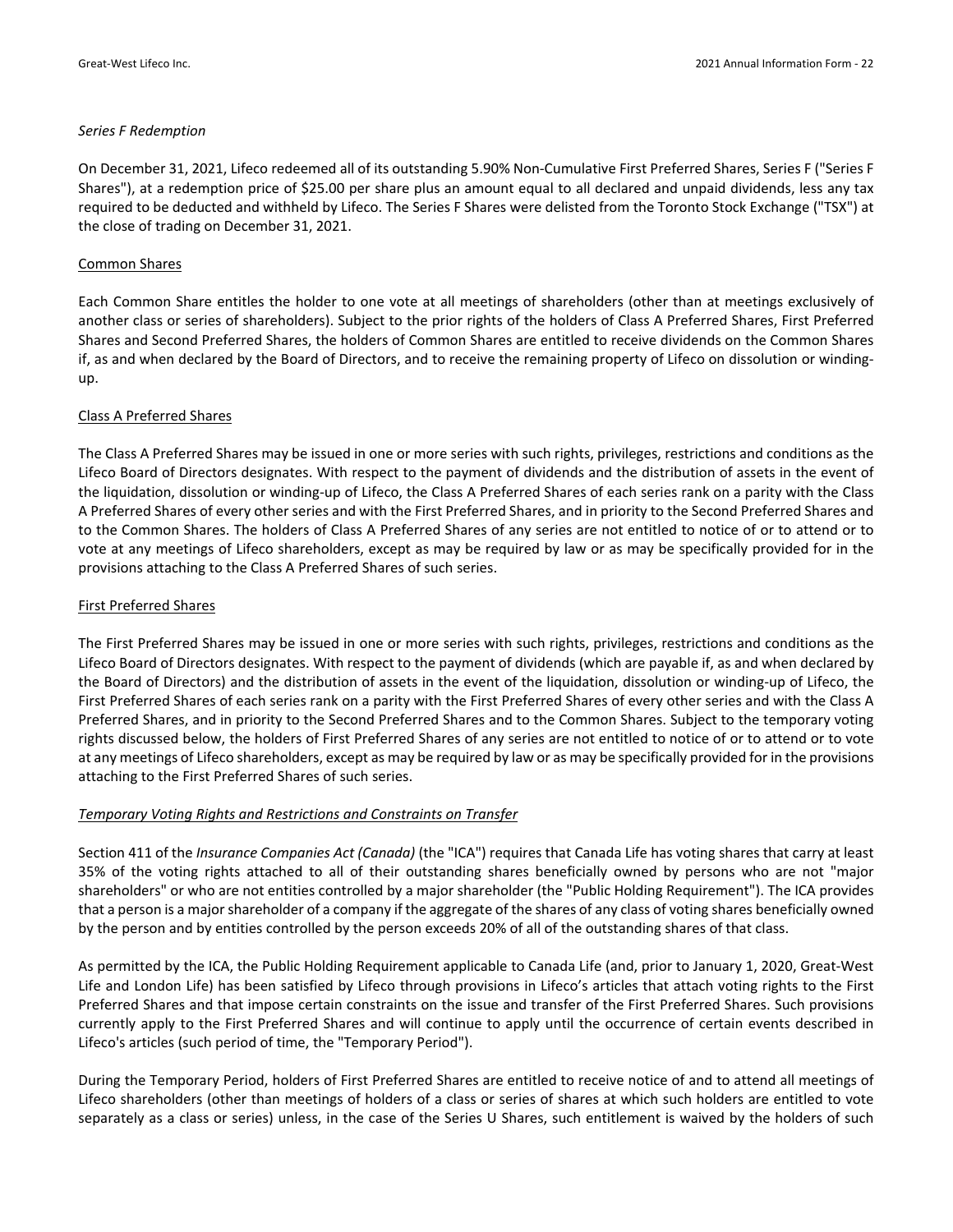*Series F Redemption*

On December 31, 2021, Lifeco redeemed all of its outstanding 5.90% Non-Cumulative First Preferred Shares, Series F ("Series F Shares"), at a redemption price of $25.00 per share plus an amount equal to all declared and unpaid dividends, less any tax required to be deducted and withheld by Lifeco. The Series F Shares were delisted from the Toronto Stock Exchange ("TSX") at the close of trading on December 31, 2021.

<u>Common Shares</u>

Each Common Share entitles the holder to one vote at all meetings of shareholders (other than at meetings exclusively of another class or series of shareholders). Subject to the prior rights of the holders of Class A Preferred Shares, First Preferred Shares and Second Preferred Shares, the holders of Common Shares are entitled to receive dividends on the Common Shares if, as and when declared by the Board of Directors, and to receive the remaining property of Lifeco on dissolution or winding-up.

<u>Class A Preferred Shares</u>

The Class A Preferred Shares may be issued in one or more series with such rights, privileges, restrictions and conditions as the Lifeco Board of Directors designates. With respect to the payment of dividends and the distribution of assets in the event of the liquidation, dissolution or winding-up of Lifeco, the Class A Preferred Shares of each series rank on a parity with the Class A Preferred Shares of every other series and with the First Preferred Shares, and in priority to the Second Preferred Shares and to the Common Shares. The holders of Class A Preferred Shares of any series are not entitled to notice of or to attend or to vote at any meetings of Lifeco shareholders, except as may be required by law or as may be specifically provided for in the provisions attaching to the Class A Preferred Shares of such series.

<u>First Preferred Shares</u>

The First Preferred Shares may be issued in one or more series with such rights, privileges, restrictions and conditions as the Lifeco Board of Directors designates. With respect to the payment of dividends (which are payable if, as and when declared by the Board of Directors) and the distribution of assets in the event of the liquidation, dissolution or winding-up of Lifeco, the First Preferred Shares of each series rank on a parity with the First Preferred Shares of every other series and with the Class A Preferred Shares, and in priority to the Second Preferred Shares and to the Common Shares. Subject to the temporary voting rights discussed below, the holders of First Preferred Shares of any series are not entitled to notice of or to attend or to vote at any meetings of Lifeco shareholders, except as may be required by law or as may be specifically provided for in the provisions attaching to the First Preferred Shares of such series.

<u>*Temporary Voting Rights and Restrictions and Constraints on Transfer*</u>

Section 411 of the *Insurance Companies Act (Canada)* (the "ICA") requires that Canada Life has voting shares that carry at least 35% of the voting rights attached to all of their outstanding shares beneficially owned by persons who are not "major shareholders" or who are not entities controlled by a major shareholder (the "Public Holding Requirement"). The ICA provides that a person is a major shareholder of a company if the aggregate of the shares of any class of voting shares beneficially owned by the person and by entities controlled by the person exceeds 20% of all of the outstanding shares of that class.

As permitted by the ICA, the Public Holding Requirement applicable to Canada Life (and, prior to January 1, 2020, Great-West Life and London Life) has been satisfied by Lifeco through provisions in Lifeco's articles that attach voting rights to the First Preferred Shares and that impose certain constraints on the issue and transfer of the First Preferred Shares. Such provisions currently apply to the First Preferred Shares and will continue to apply until the occurrence of certain events described in Lifeco's articles (such period of time, the "Temporary Period").

During the Temporary Period, holders of First Preferred Shares are entitled to receive notice of and to attend all meetings of Lifeco shareholders (other than meetings of holders of a class or series of shares at which such holders are entitled to vote separately as a class or series) unless, in the case of the Series U Shares, such entitlement is waived by the holders of such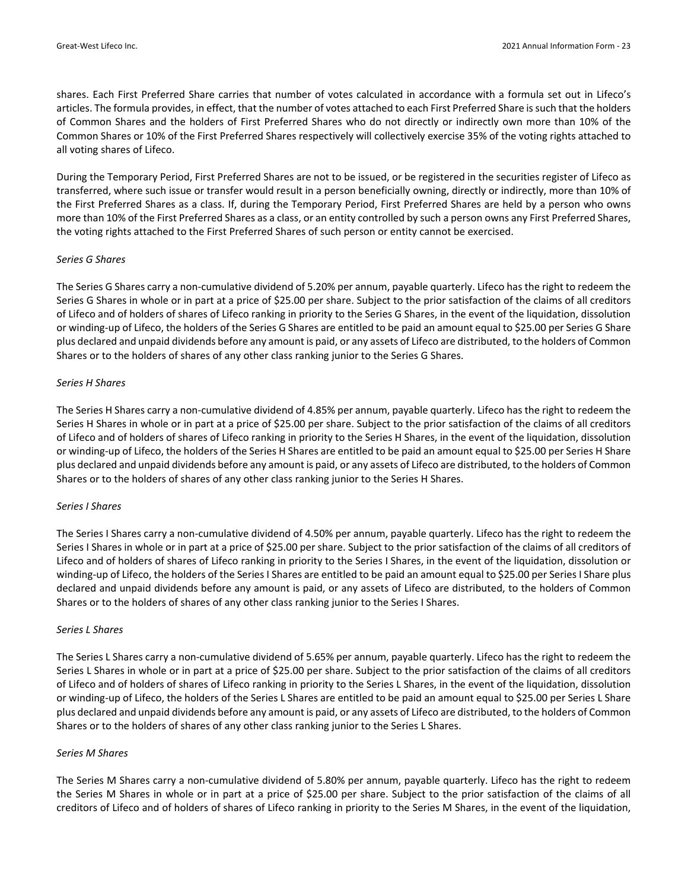shares. Each First Preferred Share carries that number of votes calculated in accordance with a formula set out in Lifeco's articles. The formula provides, in effect, that the number of votes attached to each First Preferred Share is such that the holders of Common Shares and the holders of First Preferred Shares who do not directly or indirectly own more than 10% of the Common Shares or 10% of the First Preferred Shares respectively will collectively exercise 35% of the voting rights attached to all voting shares of Lifeco.

During the Temporary Period, First Preferred Shares are not to be issued, or be registered in the securities register of Lifeco as transferred, where such issue or transfer would result in a person beneficially owning, directly or indirectly, more than 10% of the First Preferred Shares as a class. If, during the Temporary Period, First Preferred Shares are held by a person who owns more than 10% of the First Preferred Shares as a class, or an entity controlled by such a person owns any First Preferred Shares, the voting rights attached to the First Preferred Shares of such person or entity cannot be exercised.

*Series G Shares*

The Series G Shares carry a non-cumulative dividend of 5.20% per annum, payable quarterly. Lifeco has the right to redeem the Series G Shares in whole or in part at a price of $25.00 per share. Subject to the prior satisfaction of the claims of all creditors of Lifeco and of holders of shares of Lifeco ranking in priority to the Series G Shares, in the event of the liquidation, dissolution or winding-up of Lifeco, the holders of the Series G Shares are entitled to be paid an amount equal to $25.00 per Series G Share plus declared and unpaid dividends before any amount is paid, or any assets of Lifeco are distributed, to the holders of Common Shares or to the holders of shares of any other class ranking junior to the Series G Shares.

*Series H Shares*

The Series H Shares carry a non-cumulative dividend of 4.85% per annum, payable quarterly. Lifeco has the right to redeem the Series H Shares in whole or in part at a price of $25.00 per share. Subject to the prior satisfaction of the claims of all creditors of Lifeco and of holders of shares of Lifeco ranking in priority to the Series H Shares, in the event of the liquidation, dissolution or winding-up of Lifeco, the holders of the Series H Shares are entitled to be paid an amount equal to $25.00 per Series H Share plus declared and unpaid dividends before any amount is paid, or any assets of Lifeco are distributed, to the holders of Common Shares or to the holders of shares of any other class ranking junior to the Series H Shares.

*Series I Shares*

The Series I Shares carry a non-cumulative dividend of 4.50% per annum, payable quarterly. Lifeco has the right to redeem the Series I Shares in whole or in part at a price of $25.00 per share. Subject to the prior satisfaction of the claims of all creditors of Lifeco and of holders of shares of Lifeco ranking in priority to the Series I Shares, in the event of the liquidation, dissolution or winding-up of Lifeco, the holders of the Series I Shares are entitled to be paid an amount equal to $25.00 per Series I Share plus declared and unpaid dividends before any amount is paid, or any assets of Lifeco are distributed, to the holders of Common Shares or to the holders of shares of any other class ranking junior to the Series I Shares.

*Series L Shares*

The Series L Shares carry a non-cumulative dividend of 5.65% per annum, payable quarterly. Lifeco has the right to redeem the Series L Shares in whole or in part at a price of $25.00 per share. Subject to the prior satisfaction of the claims of all creditors of Lifeco and of holders of shares of Lifeco ranking in priority to the Series L Shares, in the event of the liquidation, dissolution or winding-up of Lifeco, the holders of the Series L Shares are entitled to be paid an amount equal to $25.00 per Series L Share plus declared and unpaid dividends before any amount is paid, or any assets of Lifeco are distributed, to the holders of Common Shares or to the holders of shares of any other class ranking junior to the Series L Shares.

*Series M Shares*

The Series M Shares carry a non-cumulative dividend of 5.80% per annum, payable quarterly. Lifeco has the right to redeem the Series M Shares in whole or in part at a price of $25.00 per share. Subject to the prior satisfaction of the claims of all creditors of Lifeco and of holders of shares of Lifeco ranking in priority to the Series M Shares, in the event of the liquidation,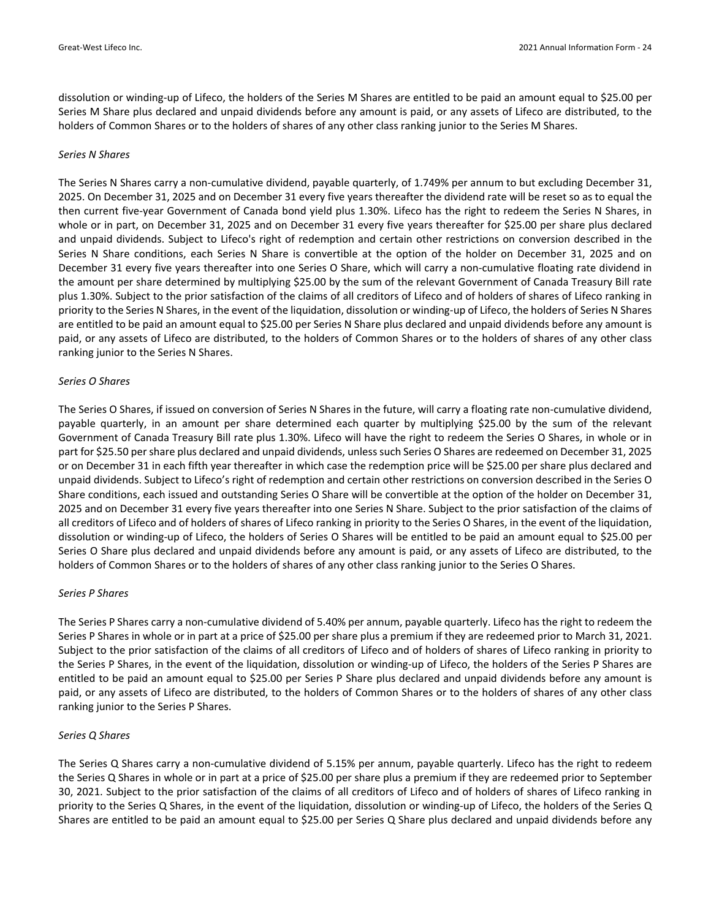dissolution or winding-up of Lifeco, the holders of the Series M Shares are entitled to be paid an amount equal to $25.00 per Series M Share plus declared and unpaid dividends before any amount is paid, or any assets of Lifeco are distributed, to the holders of Common Shares or to the holders of shares of any other class ranking junior to the Series M Shares.

*Series N Shares*

The Series N Shares carry a non-cumulative dividend, payable quarterly, of 1.749% per annum to but excluding December 31, 2025. On December 31, 2025 and on December 31 every five years thereafter the dividend rate will be reset so as to equal the then current five-year Government of Canada bond yield plus 1.30%. Lifeco has the right to redeem the Series N Shares, in whole or in part, on December 31, 2025 and on December 31 every five years thereafter for $25.00 per share plus declared and unpaid dividends. Subject to Lifeco's right of redemption and certain other restrictions on conversion described in the Series N Share conditions, each Series N Share is convertible at the option of the holder on December 31, 2025 and on December 31 every five years thereafter into one Series O Share, which will carry a non-cumulative floating rate dividend in the amount per share determined by multiplying $25.00 by the sum of the relevant Government of Canada Treasury Bill rate plus 1.30%. Subject to the prior satisfaction of the claims of all creditors of Lifeco and of holders of shares of Lifeco ranking in priority to the Series N Shares, in the event of the liquidation, dissolution or winding-up of Lifeco, the holders of Series N Shares are entitled to be paid an amount equal to $25.00 per Series N Share plus declared and unpaid dividends before any amount is paid, or any assets of Lifeco are distributed, to the holders of Common Shares or to the holders of shares of any other class ranking junior to the Series N Shares.

*Series O Shares*

The Series O Shares, if issued on conversion of Series N Shares in the future, will carry a floating rate non-cumulative dividend, payable quarterly, in an amount per share determined each quarter by multiplying $25.00 by the sum of the relevant Government of Canada Treasury Bill rate plus 1.30%. Lifeco will have the right to redeem the Series O Shares, in whole or in part for $25.50 per share plus declared and unpaid dividends, unless such Series O Shares are redeemed on December 31, 2025 or on December 31 in each fifth year thereafter in which case the redemption price will be $25.00 per share plus declared and unpaid dividends. Subject to Lifeco's right of redemption and certain other restrictions on conversion described in the Series O Share conditions, each issued and outstanding Series O Share will be convertible at the option of the holder on December 31, 2025 and on December 31 every five years thereafter into one Series N Share. Subject to the prior satisfaction of the claims of all creditors of Lifeco and of holders of shares of Lifeco ranking in priority to the Series O Shares, in the event of the liquidation, dissolution or winding-up of Lifeco, the holders of Series O Shares will be entitled to be paid an amount equal to $25.00 per Series O Share plus declared and unpaid dividends before any amount is paid, or any assets of Lifeco are distributed, to the holders of Common Shares or to the holders of shares of any other class ranking junior to the Series O Shares.

*Series P Shares*

The Series P Shares carry a non-cumulative dividend of 5.40% per annum, payable quarterly. Lifeco has the right to redeem the Series P Shares in whole or in part at a price of $25.00 per share plus a premium if they are redeemed prior to March 31, 2021. Subject to the prior satisfaction of the claims of all creditors of Lifeco and of holders of shares of Lifeco ranking in priority to the Series P Shares, in the event of the liquidation, dissolution or winding-up of Lifeco, the holders of the Series P Shares are entitled to be paid an amount equal to $25.00 per Series P Share plus declared and unpaid dividends before any amount is paid, or any assets of Lifeco are distributed, to the holders of Common Shares or to the holders of shares of any other class ranking junior to the Series P Shares.

*Series Q Shares*

The Series Q Shares carry a non-cumulative dividend of 5.15% per annum, payable quarterly. Lifeco has the right to redeem the Series Q Shares in whole or in part at a price of $25.00 per share plus a premium if they are redeemed prior to September 30, 2021. Subject to the prior satisfaction of the claims of all creditors of Lifeco and of holders of shares of Lifeco ranking in priority to the Series Q Shares, in the event of the liquidation, dissolution or winding-up of Lifeco, the holders of the Series Q Shares are entitled to be paid an amount equal to $25.00 per Series Q Share plus declared and unpaid dividends before any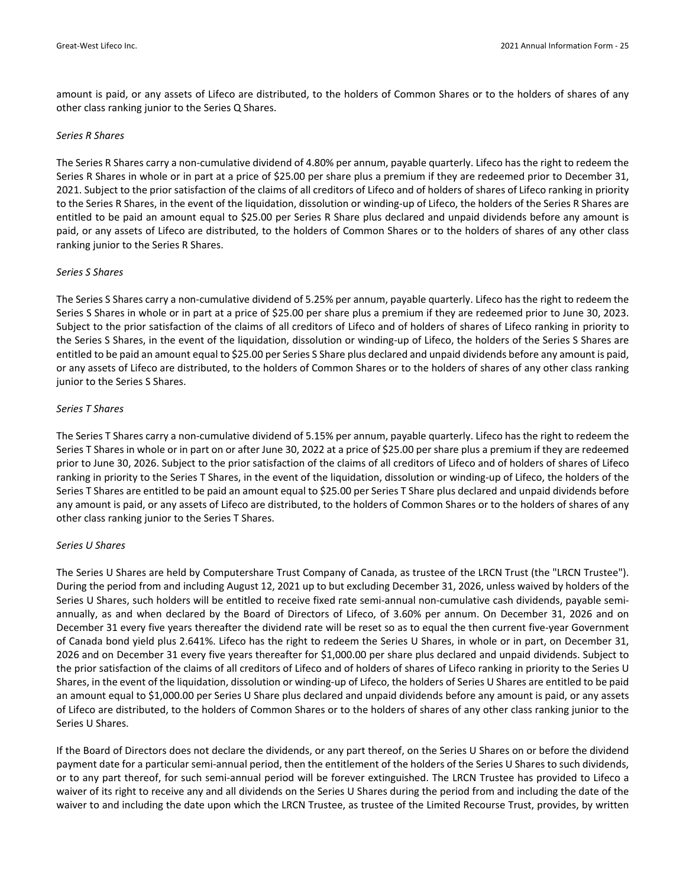amount is paid, or any assets of Lifeco are distributed, to the holders of Common Shares or to the holders of shares of any other class ranking junior to the Series Q Shares.

*Series R Shares*

The Series R Shares carry a non-cumulative dividend of 4.80% per annum, payable quarterly. Lifeco has the right to redeem the Series R Shares in whole or in part at a price of $25.00 per share plus a premium if they are redeemed prior to December 31, 2021. Subject to the prior satisfaction of the claims of all creditors of Lifeco and of holders of shares of Lifeco ranking in priority to the Series R Shares, in the event of the liquidation, dissolution or winding-up of Lifeco, the holders of the Series R Shares are entitled to be paid an amount equal to $25.00 per Series R Share plus declared and unpaid dividends before any amount is paid, or any assets of Lifeco are distributed, to the holders of Common Shares or to the holders of shares of any other class ranking junior to the Series R Shares.

*Series S Shares*

The Series S Shares carry a non-cumulative dividend of 5.25% per annum, payable quarterly. Lifeco has the right to redeem the Series S Shares in whole or in part at a price of $25.00 per share plus a premium if they are redeemed prior to June 30, 2023. Subject to the prior satisfaction of the claims of all creditors of Lifeco and of holders of shares of Lifeco ranking in priority to the Series S Shares, in the event of the liquidation, dissolution or winding-up of Lifeco, the holders of the Series S Shares are entitled to be paid an amount equal to $25.00 per Series S Share plus declared and unpaid dividends before any amount is paid, or any assets of Lifeco are distributed, to the holders of Common Shares or to the holders of shares of any other class ranking junior to the Series S Shares.

*Series T Shares*

The Series T Shares carry a non-cumulative dividend of 5.15% per annum, payable quarterly. Lifeco has the right to redeem the Series T Shares in whole or in part on or after June 30, 2022 at a price of $25.00 per share plus a premium if they are redeemed prior to June 30, 2026. Subject to the prior satisfaction of the claims of all creditors of Lifeco and of holders of shares of Lifeco ranking in priority to the Series T Shares, in the event of the liquidation, dissolution or winding-up of Lifeco, the holders of the Series T Shares are entitled to be paid an amount equal to $25.00 per Series T Share plus declared and unpaid dividends before any amount is paid, or any assets of Lifeco are distributed, to the holders of Common Shares or to the holders of shares of any other class ranking junior to the Series T Shares.

*Series U Shares*

The Series U Shares are held by Computershare Trust Company of Canada, as trustee of the LRCN Trust (the "LRCN Trustee"). During the period from and including August 12, 2021 up to but excluding December 31, 2026, unless waived by holders of the Series U Shares, such holders will be entitled to receive fixed rate semi-annual non-cumulative cash dividends, payable semi-annually, as and when declared by the Board of Directors of Lifeco, of 3.60% per annum. On December 31, 2026 and on December 31 every five years thereafter the dividend rate will be reset so as to equal the then current five-year Government of Canada bond yield plus 2.641%. Lifeco has the right to redeem the Series U Shares, in whole or in part, on December 31, 2026 and on December 31 every five years thereafter for $1,000.00 per share plus declared and unpaid dividends. Subject to the prior satisfaction of the claims of all creditors of Lifeco and of holders of shares of Lifeco ranking in priority to the Series U Shares, in the event of the liquidation, dissolution or winding-up of Lifeco, the holders of Series U Shares are entitled to be paid an amount equal to $1,000.00 per Series U Share plus declared and unpaid dividends before any amount is paid, or any assets of Lifeco are distributed, to the holders of Common Shares or to the holders of shares of any other class ranking junior to the Series U Shares.

If the Board of Directors does not declare the dividends, or any part thereof, on the Series U Shares on or before the dividend payment date for a particular semi-annual period, then the entitlement of the holders of the Series U Shares to such dividends, or to any part thereof, for such semi-annual period will be forever extinguished. The LRCN Trustee has provided to Lifeco a waiver of its right to receive any and all dividends on the Series U Shares during the period from and including the date of the waiver to and including the date upon which the LRCN Trustee, as trustee of the Limited Recourse Trust, provides, by written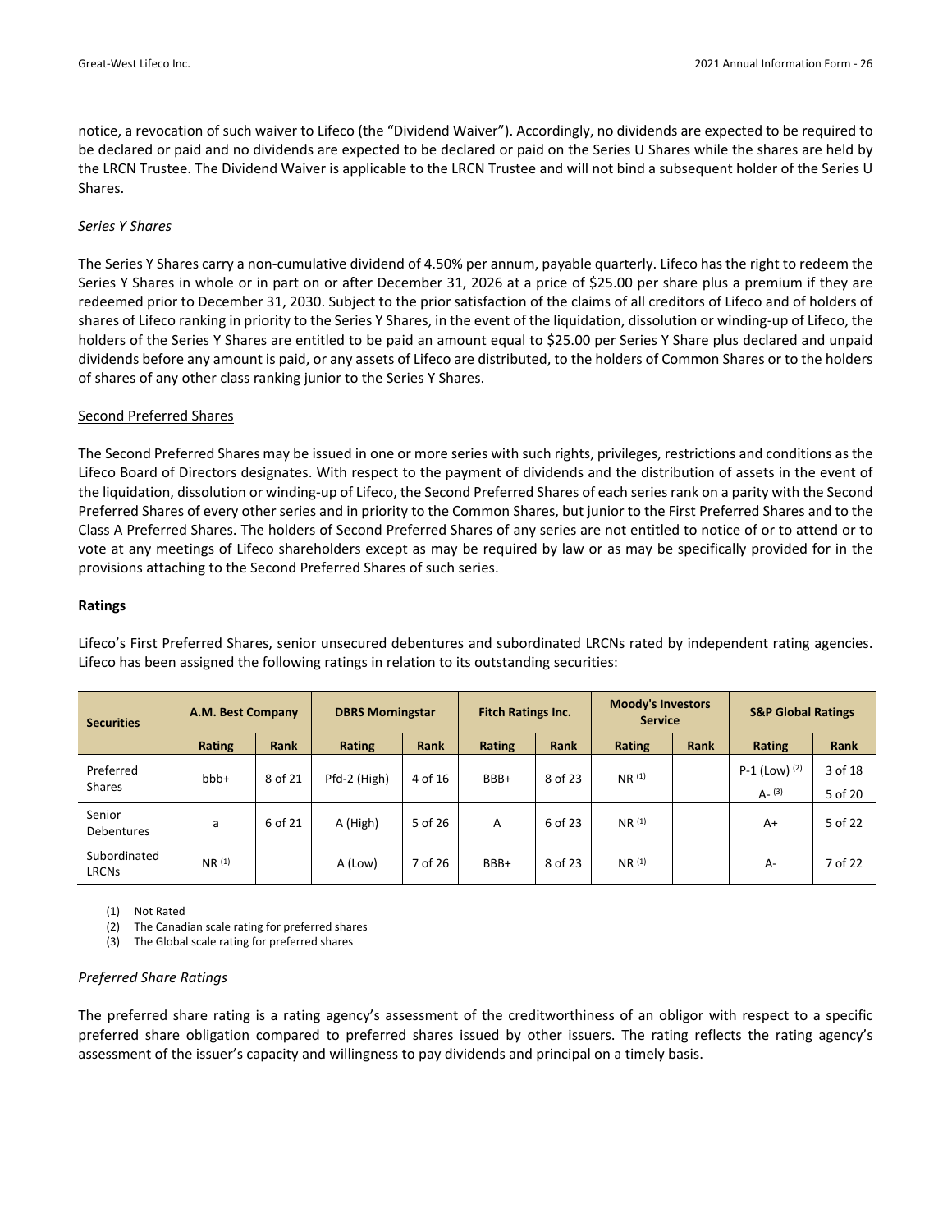notice, a revocation of such waiver to Lifeco (the "Dividend Waiver"). Accordingly, no dividends are expected to be required to be declared or paid and no dividends are expected to be declared or paid on the Series U Shares while the shares are held by the LRCN Trustee. The Dividend Waiver is applicable to the LRCN Trustee and will not bind a subsequent holder of the Series U Shares.

*Series Y Shares*

The Series Y Shares carry a non-cumulative dividend of 4.50% per annum, payable quarterly. Lifeco has the right to redeem the Series Y Shares in whole or in part on or after December 31, 2026 at a price of $25.00 per share plus a premium if they are redeemed prior to December 31, 2030. Subject to the prior satisfaction of the claims of all creditors of Lifeco and of holders of shares of Lifeco ranking in priority to the Series Y Shares, in the event of the liquidation, dissolution or winding-up of Lifeco, the holders of the Series Y Shares are entitled to be paid an amount equal to $25.00 per Series Y Share plus declared and unpaid dividends before any amount is paid, or any assets of Lifeco are distributed, to the holders of Common Shares or to the holders of shares of any other class ranking junior to the Series Y Shares.

Second Preferred Shares

The Second Preferred Shares may be issued in one or more series with such rights, privileges, restrictions and conditions as the Lifeco Board of Directors designates. With respect to the payment of dividends and the distribution of assets in the event of the liquidation, dissolution or winding-up of Lifeco, the Second Preferred Shares of each series rank on a parity with the Second Preferred Shares of every other series and in priority to the Common Shares, but junior to the First Preferred Shares and to the Class A Preferred Shares. The holders of Second Preferred Shares of any series are not entitled to notice of or to attend or to vote at any meetings of Lifeco shareholders except as may be required by law or as may be specifically provided for in the provisions attaching to the Second Preferred Shares of such series.

**Ratings**

Lifeco's First Preferred Shares, senior unsecured debentures and subordinated LRCNs rated by independent rating agencies. Lifeco has been assigned the following ratings in relation to its outstanding securities:

| Securities | A.M. Best Company | | DBRS Morningstar | | Fitch Ratings Inc. | | Moody's Investors Service | | S&P Global Ratings | |
|---|---|---|---|---|---|---|---|---|---|---|
| | Rating | Rank | Rating | Rank | Rating | Rank | Rating | Rank | Rating | Rank |
| Preferred Shares | bbb+ | 8 of 21 | Pfd-2 (High) | 4 of 16 | BBB+ | 8 of 23 | NR (1) | | P-1 (Low) (2)<br>A- (3) | 3 of 18<br>5 of 20 |
| Senior Debentures | a | 6 of 21 | A (High) | 5 of 26 | A | 6 of 23 | NR (1) | | A+ | 5 of 22 |
| Subordinated LRCNs | NR (1) | | A (Low) | 7 of 26 | BBB+ | 8 of 23 | NR (1) | | A- | 7 of 22 |

(1) Not Rated
(2) The Canadian scale rating for preferred shares
(3) The Global scale rating for preferred shares

*Preferred Share Ratings*

The preferred share rating is a rating agency's assessment of the creditworthiness of an obligor with respect to a specific preferred share obligation compared to preferred shares issued by other issuers. The rating reflects the rating agency's assessment of the issuer's capacity and willingness to pay dividends and principal on a timely basis.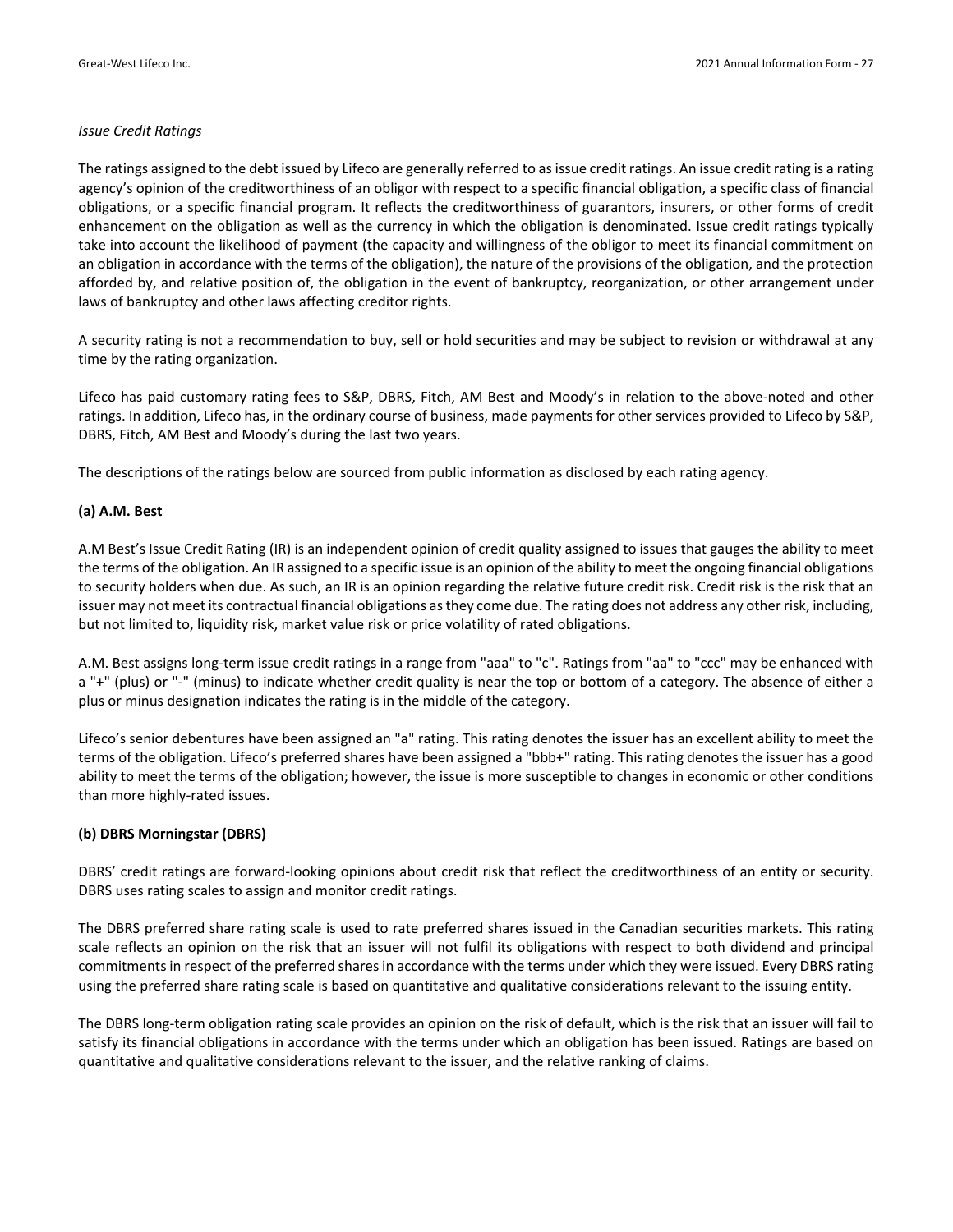*Issue Credit Ratings*

The ratings assigned to the debt issued by Lifeco are generally referred to as issue credit ratings. An issue credit rating is a rating agency's opinion of the creditworthiness of an obligor with respect to a specific financial obligation, a specific class of financial obligations, or a specific financial program. It reflects the creditworthiness of guarantors, insurers, or other forms of credit enhancement on the obligation as well as the currency in which the obligation is denominated. Issue credit ratings typically take into account the likelihood of payment (the capacity and willingness of the obligor to meet its financial commitment on an obligation in accordance with the terms of the obligation), the nature of the provisions of the obligation, and the protection afforded by, and relative position of, the obligation in the event of bankruptcy, reorganization, or other arrangement under laws of bankruptcy and other laws affecting creditor rights.

A security rating is not a recommendation to buy, sell or hold securities and may be subject to revision or withdrawal at any time by the rating organization.

Lifeco has paid customary rating fees to S&P, DBRS, Fitch, AM Best and Moody's in relation to the above-noted and other ratings. In addition, Lifeco has, in the ordinary course of business, made payments for other services provided to Lifeco by S&P, DBRS, Fitch, AM Best and Moody's during the last two years.

The descriptions of the ratings below are sourced from public information as disclosed by each rating agency.

**(a) A.M. Best**

A.M Best's Issue Credit Rating (IR) is an independent opinion of credit quality assigned to issues that gauges the ability to meet the terms of the obligation. An IR assigned to a specific issue is an opinion of the ability to meet the ongoing financial obligations to security holders when due. As such, an IR is an opinion regarding the relative future credit risk. Credit risk is the risk that an issuer may not meet its contractual financial obligations as they come due. The rating does not address any other risk, including, but not limited to, liquidity risk, market value risk or price volatility of rated obligations.

A.M. Best assigns long-term issue credit ratings in a range from "aaa" to "c". Ratings from "aa" to "ccc" may be enhanced with a "+" (plus) or "-" (minus) to indicate whether credit quality is near the top or bottom of a category. The absence of either a plus or minus designation indicates the rating is in the middle of the category.

Lifeco's senior debentures have been assigned an "a" rating. This rating denotes the issuer has an excellent ability to meet the terms of the obligation. Lifeco's preferred shares have been assigned a "bbb+" rating. This rating denotes the issuer has a good ability to meet the terms of the obligation; however, the issue is more susceptible to changes in economic or other conditions than more highly-rated issues.

**(b) DBRS Morningstar (DBRS)**

DBRS' credit ratings are forward-looking opinions about credit risk that reflect the creditworthiness of an entity or security. DBRS uses rating scales to assign and monitor credit ratings.

The DBRS preferred share rating scale is used to rate preferred shares issued in the Canadian securities markets. This rating scale reflects an opinion on the risk that an issuer will not fulfil its obligations with respect to both dividend and principal commitments in respect of the preferred shares in accordance with the terms under which they were issued. Every DBRS rating using the preferred share rating scale is based on quantitative and qualitative considerations relevant to the issuing entity.

The DBRS long-term obligation rating scale provides an opinion on the risk of default, which is the risk that an issuer will fail to satisfy its financial obligations in accordance with the terms under which an obligation has been issued. Ratings are based on quantitative and qualitative considerations relevant to the issuer, and the relative ranking of claims.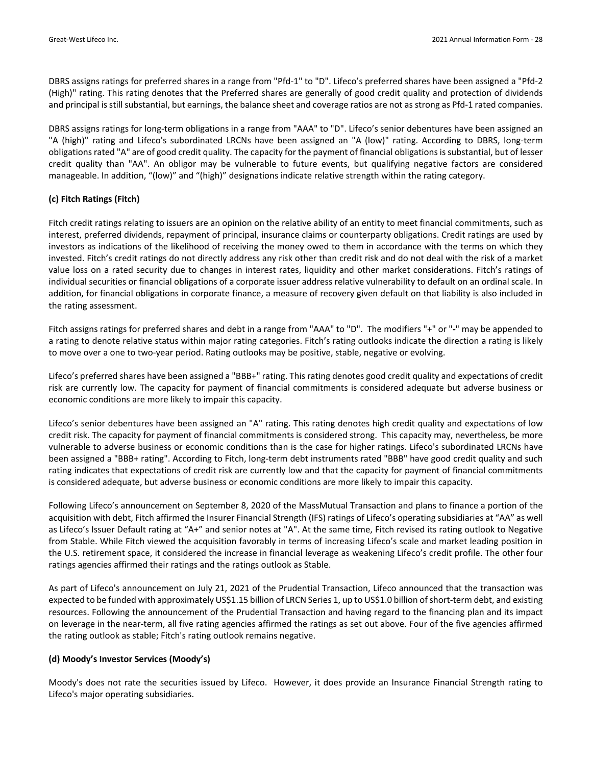DBRS assigns ratings for preferred shares in a range from "Pfd-1" to "D". Lifeco's preferred shares have been assigned a "Pfd-2 (High)" rating. This rating denotes that the Preferred shares are generally of good credit quality and protection of dividends and principal is still substantial, but earnings, the balance sheet and coverage ratios are not as strong as Pfd-1 rated companies.

DBRS assigns ratings for long-term obligations in a range from "AAA" to "D". Lifeco's senior debentures have been assigned an "A (high)" rating and Lifeco's subordinated LRCNs have been assigned an "A (low)" rating. According to DBRS, long-term obligations rated "A" are of good credit quality. The capacity for the payment of financial obligations is substantial, but of lesser credit quality than "AA". An obligor may be vulnerable to future events, but qualifying negative factors are considered manageable. In addition, "(low)" and "(high)" designations indicate relative strength within the rating category.

**(c) Fitch Ratings (Fitch)**

Fitch credit ratings relating to issuers are an opinion on the relative ability of an entity to meet financial commitments, such as interest, preferred dividends, repayment of principal, insurance claims or counterparty obligations. Credit ratings are used by investors as indications of the likelihood of receiving the money owed to them in accordance with the terms on which they invested. Fitch's credit ratings do not directly address any risk other than credit risk and do not deal with the risk of a market value loss on a rated security due to changes in interest rates, liquidity and other market considerations. Fitch's ratings of individual securities or financial obligations of a corporate issuer address relative vulnerability to default on an ordinal scale. In addition, for financial obligations in corporate finance, a measure of recovery given default on that liability is also included in the rating assessment.

Fitch assigns ratings for preferred shares and debt in a range from "AAA" to "D". The modifiers "+" or "-" may be appended to a rating to denote relative status within major rating categories. Fitch's rating outlooks indicate the direction a rating is likely to move over a one to two-year period. Rating outlooks may be positive, stable, negative or evolving.

Lifeco's preferred shares have been assigned a "BBB+" rating. This rating denotes good credit quality and expectations of credit risk are currently low. The capacity for payment of financial commitments is considered adequate but adverse business or economic conditions are more likely to impair this capacity.

Lifeco's senior debentures have been assigned an "A" rating. This rating denotes high credit quality and expectations of low credit risk. The capacity for payment of financial commitments is considered strong. This capacity may, nevertheless, be more vulnerable to adverse business or economic conditions than is the case for higher ratings. Lifeco's subordinated LRCNs have been assigned a "BBB+ rating". According to Fitch, long-term debt instruments rated "BBB" have good credit quality and such rating indicates that expectations of credit risk are currently low and that the capacity for payment of financial commitments is considered adequate, but adverse business or economic conditions are more likely to impair this capacity.

Following Lifeco's announcement on September 8, 2020 of the MassMutual Transaction and plans to finance a portion of the acquisition with debt, Fitch affirmed the Insurer Financial Strength (IFS) ratings of Lifeco's operating subsidiaries at "AA" as well as Lifeco's Issuer Default rating at "A+" and senior notes at "A". At the same time, Fitch revised its rating outlook to Negative from Stable. While Fitch viewed the acquisition favorably in terms of increasing Lifeco's scale and market leading position in the U.S. retirement space, it considered the increase in financial leverage as weakening Lifeco's credit profile. The other four ratings agencies affirmed their ratings and the ratings outlook as Stable.

As part of Lifeco's announcement on July 21, 2021 of the Prudential Transaction, Lifeco announced that the transaction was expected to be funded with approximately US$1.15 billion of LRCN Series 1, up to US$1.0 billion of short-term debt, and existing resources. Following the announcement of the Prudential Transaction and having regard to the financing plan and its impact on leverage in the near-term, all five rating agencies affirmed the ratings as set out above. Four of the five agencies affirmed the rating outlook as stable; Fitch's rating outlook remains negative.

**(d) Moody's Investor Services (Moody's)**

Moody's does not rate the securities issued by Lifeco. However, it does provide an Insurance Financial Strength rating to Lifeco's major operating subsidiaries.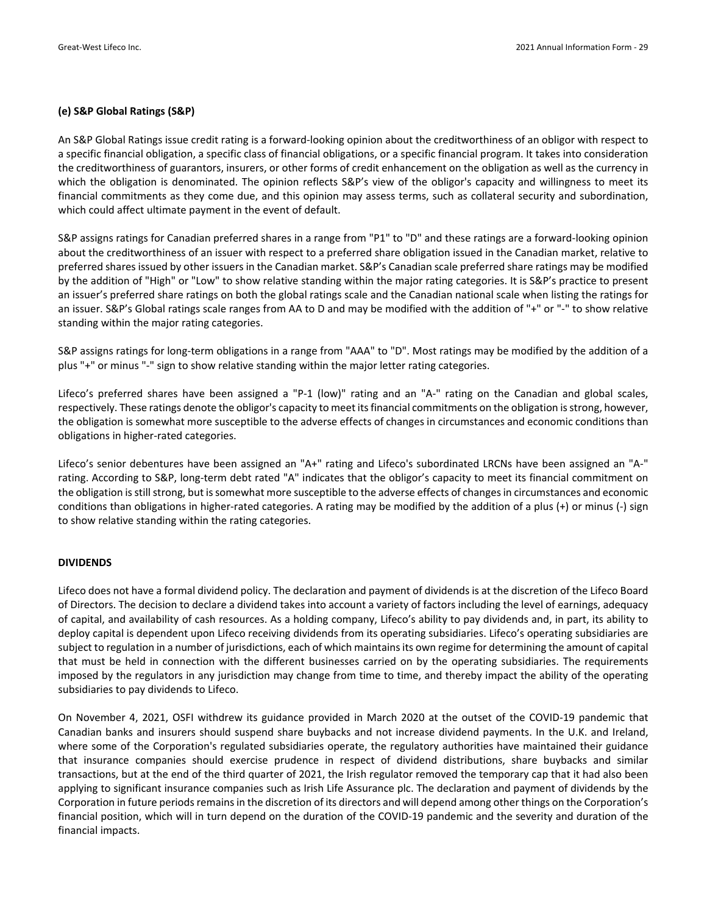**(e) S&P Global Ratings (S&P)**

An S&P Global Ratings issue credit rating is a forward-looking opinion about the creditworthiness of an obligor with respect to a specific financial obligation, a specific class of financial obligations, or a specific financial program. It takes into consideration the creditworthiness of guarantors, insurers, or other forms of credit enhancement on the obligation as well as the currency in which the obligation is denominated. The opinion reflects S&P's view of the obligor's capacity and willingness to meet its financial commitments as they come due, and this opinion may assess terms, such as collateral security and subordination, which could affect ultimate payment in the event of default.

S&P assigns ratings for Canadian preferred shares in a range from "P1" to "D" and these ratings are a forward-looking opinion about the creditworthiness of an issuer with respect to a preferred share obligation issued in the Canadian market, relative to preferred shares issued by other issuers in the Canadian market. S&P's Canadian scale preferred share ratings may be modified by the addition of "High" or "Low" to show relative standing within the major rating categories. It is S&P's practice to present an issuer's preferred share ratings on both the global ratings scale and the Canadian national scale when listing the ratings for an issuer. S&P's Global ratings scale ranges from AA to D and may be modified with the addition of "+" or "-" to show relative standing within the major rating categories.

S&P assigns ratings for long-term obligations in a range from "AAA" to "D". Most ratings may be modified by the addition of a plus "+" or minus "-" sign to show relative standing within the major letter rating categories.

Lifeco's preferred shares have been assigned a "P-1 (low)" rating and an "A-" rating on the Canadian and global scales, respectively. These ratings denote the obligor's capacity to meet its financial commitments on the obligation is strong, however, the obligation is somewhat more susceptible to the adverse effects of changes in circumstances and economic conditions than obligations in higher-rated categories.

Lifeco's senior debentures have been assigned an "A+" rating and Lifeco's subordinated LRCNs have been assigned an "A-" rating. According to S&P, long-term debt rated "A" indicates that the obligor's capacity to meet its financial commitment on the obligation is still strong, but is somewhat more susceptible to the adverse effects of changes in circumstances and economic conditions than obligations in higher-rated categories. A rating may be modified by the addition of a plus (+) or minus (-) sign to show relative standing within the rating categories.

## DIVIDENDS

Lifeco does not have a formal dividend policy. The declaration and payment of dividends is at the discretion of the Lifeco Board of Directors. The decision to declare a dividend takes into account a variety of factors including the level of earnings, adequacy of capital, and availability of cash resources. As a holding company, Lifeco's ability to pay dividends and, in part, its ability to deploy capital is dependent upon Lifeco receiving dividends from its operating subsidiaries. Lifeco's operating subsidiaries are subject to regulation in a number of jurisdictions, each of which maintains its own regime for determining the amount of capital that must be held in connection with the different businesses carried on by the operating subsidiaries. The requirements imposed by the regulators in any jurisdiction may change from time to time, and thereby impact the ability of the operating subsidiaries to pay dividends to Lifeco.

On November 4, 2021, OSFI withdrew its guidance provided in March 2020 at the outset of the COVID-19 pandemic that Canadian banks and insurers should suspend share buybacks and not increase dividend payments. In the U.K. and Ireland, where some of the Corporation's regulated subsidiaries operate, the regulatory authorities have maintained their guidance that insurance companies should exercise prudence in respect of dividend distributions, share buybacks and similar transactions, but at the end of the third quarter of 2021, the Irish regulator removed the temporary cap that it had also been applying to significant insurance companies such as Irish Life Assurance plc. The declaration and payment of dividends by the Corporation in future periods remains in the discretion of its directors and will depend among other things on the Corporation's financial position, which will in turn depend on the duration of the COVID-19 pandemic and the severity and duration of the financial impacts.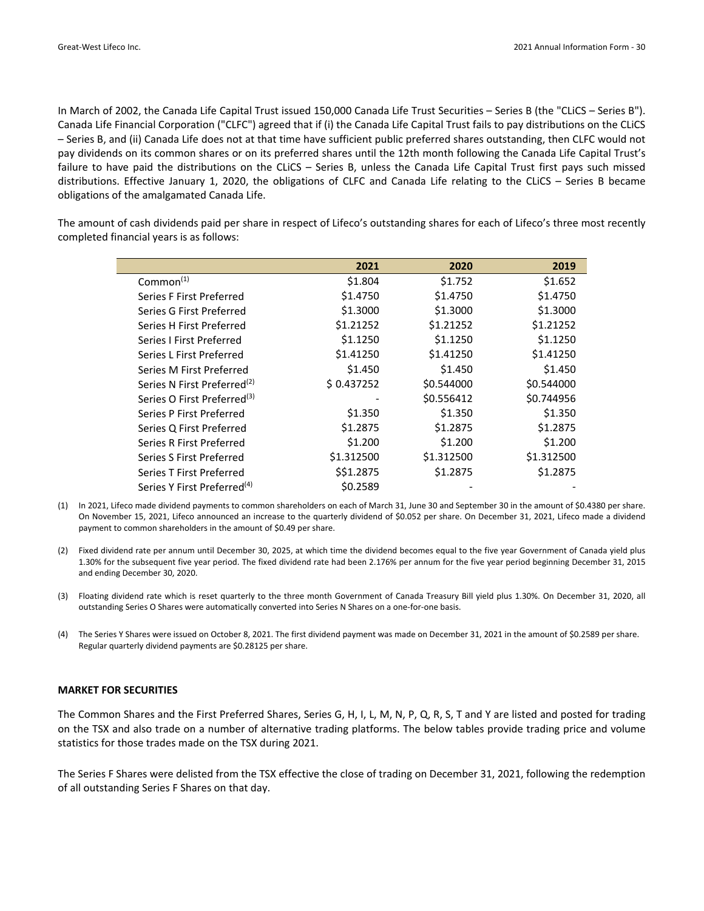In March of 2002, the Canada Life Capital Trust issued 150,000 Canada Life Trust Securities – Series B (the "CLiCS – Series B"). Canada Life Financial Corporation ("CLFC") agreed that if (i) the Canada Life Capital Trust fails to pay distributions on the CLiCS – Series B, and (ii) Canada Life does not at that time have sufficient public preferred shares outstanding, then CLFC would not pay dividends on its common shares or on its preferred shares until the 12th month following the Canada Life Capital Trust's failure to have paid the distributions on the CLiCS – Series B, unless the Canada Life Capital Trust first pays such missed distributions. Effective January 1, 2020, the obligations of CLFC and Canada Life relating to the CLiCS – Series B became obligations of the amalgamated Canada Life.

The amount of cash dividends paid per share in respect of Lifeco's outstanding shares for each of Lifeco's three most recently completed financial years is as follows:

| | 2021 | 2020 | 2019 |
|---|---|---|---|
| Common[1] | $1.804 | $1.752 | $1.652 |
| Series F First Preferred | $1.4750 | $1.4750 | $1.4750 |
| Series G First Preferred | $1.3000 | $1.3000 | $1.3000 |
| Series H First Preferred | $1.21252 | $1.21252 | $1.21252 |
| Series I First Preferred | $1.1250 | $1.1250 | $1.1250 |
| Series L First Preferred | $1.41250 | $1.41250 | $1.41250 |
| Series M First Preferred | $1.450 | $1.450 | $1.450 |
| Series N First Preferred[2] | $ 0.437252 | $0.544000 | $0.544000 |
| Series O First Preferred[3] | - | $0.556412 | $0.744956 |
| Series P First Preferred | $1.350 | $1.350 | $1.350 |
| Series Q First Preferred | $1.2875 | $1.2875 | $1.2875 |
| Series R First Preferred | $1.200 | $1.200 | $1.200 |
| Series S First Preferred | $1.312500 | $1.312500 | $1.312500 |
| Series T First Preferred | $$1.2875 | $1.2875 | $1.2875 |
| Series Y First Preferred[4] | $0.2589 | - | - |

(1) In 2021, Lifeco made dividend payments to common shareholders on each of March 31, June 30 and September 30 in the amount of $0.4380 per share. On November 15, 2021, Lifeco announced an increase to the quarterly dividend of $0.052 per share. On December 31, 2021, Lifeco made a dividend payment to common shareholders in the amount of $0.49 per share.

(2) Fixed dividend rate per annum until December 30, 2025, at which time the dividend becomes equal to the five year Government of Canada yield plus 1.30% for the subsequent five year period. The fixed dividend rate had been 2.176% per annum for the five year period beginning December 31, 2015 and ending December 30, 2020.

(3) Floating dividend rate which is reset quarterly to the three month Government of Canada Treasury Bill yield plus 1.30%. On December 31, 2020, all outstanding Series O Shares were automatically converted into Series N Shares on a one-for-one basis.

(4) The Series Y Shares were issued on October 8, 2021. The first dividend payment was made on December 31, 2021 in the amount of $0.2589 per share. Regular quarterly dividend payments are $0.28125 per share.

**MARKET FOR SECURITIES**

The Common Shares and the First Preferred Shares, Series G, H, I, L, M, N, P, Q, R, S, T and Y are listed and posted for trading on the TSX and also trade on a number of alternative trading platforms. The below tables provide trading price and volume statistics for those trades made on the TSX during 2021.

The Series F Shares were delisted from the TSX effective the close of trading on December 31, 2021, following the redemption of all outstanding Series F Shares on that day.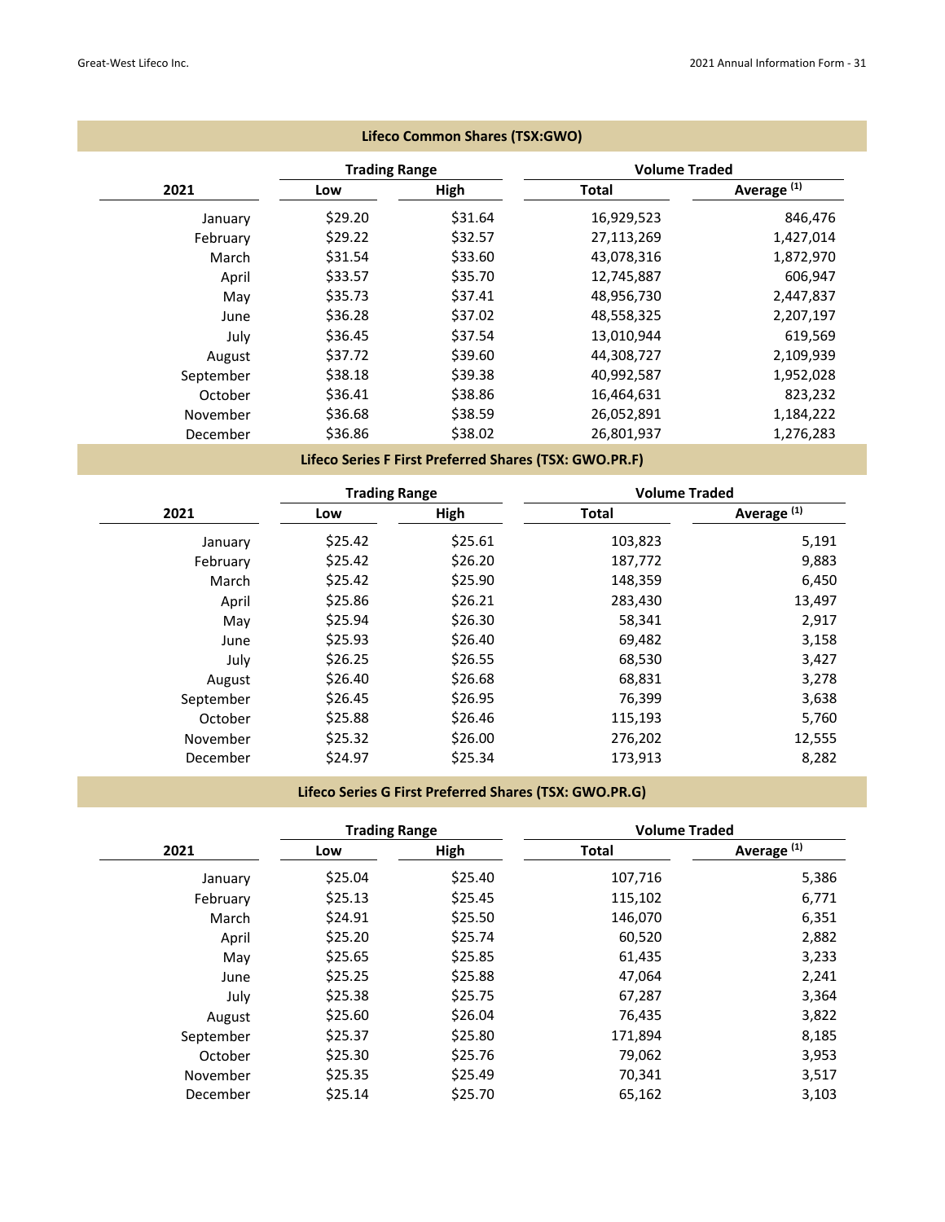**Lifeco Common Shares (TSX:GWO)**

| 2021 | Trading Range | | Volume Traded | |
|---|---|---|---|---|
| | Low | High | Total | Average (1) |
| January | $29.20 | $31.64 | 16,929,523 | 846,476 |
| February | $29.22 | $32.57 | 27,113,269 | 1,427,014 |
| March | $31.54 | $33.60 | 43,078,316 | 1,872,970 |
| April | $33.57 | $35.70 | 12,745,887 | 606,947 |
| May | $35.73 | $37.41 | 48,956,730 | 2,447,837 |
| June | $36.28 | $37.02 | 48,558,325 | 2,207,197 |
| July | $36.45 | $37.54 | 13,010,944 | 619,569 |
| August | $37.72 | $39.60 | 44,308,727 | 2,109,939 |
| September | $38.18 | $39.38 | 40,992,587 | 1,952,028 |
| October | $36.41 | $38.86 | 16,464,631 | 823,232 |
| November | $36.68 | $38.59 | 26,052,891 | 1,184,222 |
| December | $36.86 | $38.02 | 26,801,937 | 1,276,283 |

**Lifeco Series F First Preferred Shares (TSX: GWO.PR.F)**

| 2021 | Trading Range | | Volume Traded | |
|---|---|---|---|---|
| | Low | High | Total | Average (1) |
| January | $25.42 | $25.61 | 103,823 | 5,191 |
| February | $25.42 | $26.20 | 187,772 | 9,883 |
| March | $25.42 | $25.90 | 148,359 | 6,450 |
| April | $25.86 | $26.21 | 283,430 | 13,497 |
| May | $25.94 | $26.30 | 58,341 | 2,917 |
| June | $25.93 | $26.40 | 69,482 | 3,158 |
| July | $26.25 | $26.55 | 68,530 | 3,427 |
| August | $26.40 | $26.68 | 68,831 | 3,278 |
| September | $26.45 | $26.95 | 76,399 | 3,638 |
| October | $25.88 | $26.46 | 115,193 | 5,760 |
| November | $25.32 | $26.00 | 276,202 | 12,555 |
| December | $24.97 | $25.34 | 173,913 | 8,282 |

**Lifeco Series G First Preferred Shares (TSX: GWO.PR.G)**

| 2021 | Trading Range | | Volume Traded | |
|---|---|---|---|---|
| | Low | High | Total | Average (1) |
| January | $25.04 | $25.40 | 107,716 | 5,386 |
| February | $25.13 | $25.45 | 115,102 | 6,771 |
| March | $24.91 | $25.50 | 146,070 | 6,351 |
| April | $25.20 | $25.74 | 60,520 | 2,882 |
| May | $25.65 | $25.85 | 61,435 | 3,233 |
| June | $25.25 | $25.88 | 47,064 | 2,241 |
| July | $25.38 | $25.75 | 67,287 | 3,364 |
| August | $25.60 | $26.04 | 76,435 | 3,822 |
| September | $25.37 | $25.80 | 171,894 | 8,185 |
| October | $25.30 | $25.76 | 79,062 | 3,953 |
| November | $25.35 | $25.49 | 70,341 | 3,517 |
| December | $25.14 | $25.70 | 65,162 | 3,103 |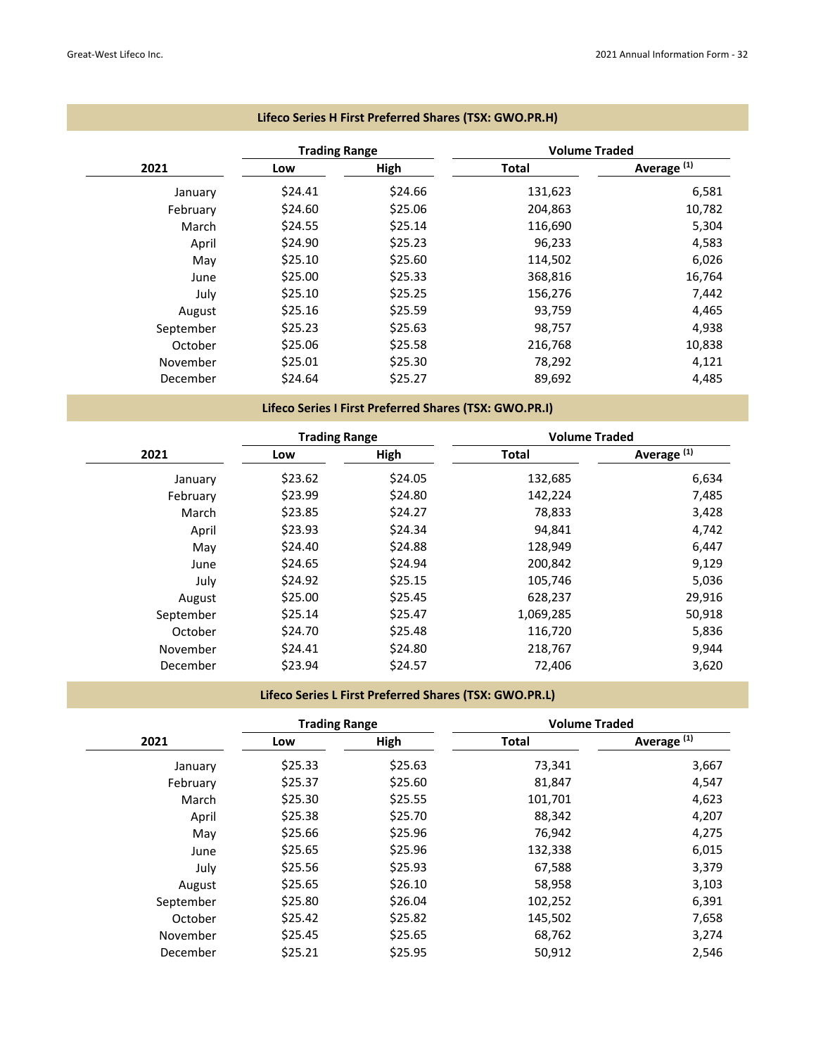### Lifeco Series H First Preferred Shares (TSX: GWO.PR.H)

| | Trading Range | | Volume Traded | |
|---|---|---|---|---|
| **2021** | **Low** | **High** | **Total** | **Average [(1)]** |
| January | $24.41 | $24.66 | 131,623 | 6,581 |
| February | $24.60 | $25.06 | 204,863 | 10,782 |
| March | $24.55 | $25.14 | 116,690 | 5,304 |
| April | $24.90 | $25.23 | 96,233 | 4,583 |
| May | $25.10 | $25.60 | 114,502 | 6,026 |
| June | $25.00 | $25.33 | 368,816 | 16,764 |
| July | $25.10 | $25.25 | 156,276 | 7,442 |
| August | $25.16 | $25.59 | 93,759 | 4,465 |
| September | $25.23 | $25.63 | 98,757 | 4,938 |
| October | $25.06 | $25.58 | 216,768 | 10,838 |
| November | $25.01 | $25.30 | 78,292 | 4,121 |
| December | $24.64 | $25.27 | 89,692 | 4,485 |

### Lifeco Series I First Preferred Shares (TSX: GWO.PR.I)

| | Trading Range | | Volume Traded | |
|---|---|---|---|---|
| **2021** | **Low** | **High** | **Total** | **Average [(1)]** |
| January | $23.62 | $24.05 | 132,685 | 6,634 |
| February | $23.99 | $24.80 | 142,224 | 7,485 |
| March | $23.85 | $24.27 | 78,833 | 3,428 |
| April | $23.93 | $24.34 | 94,841 | 4,742 |
| May | $24.40 | $24.88 | 128,949 | 6,447 |
| June | $24.65 | $24.94 | 200,842 | 9,129 |
| July | $24.92 | $25.15 | 105,746 | 5,036 |
| August | $25.00 | $25.45 | 628,237 | 29,916 |
| September | $25.14 | $25.47 | 1,069,285 | 50,918 |
| October | $24.70 | $25.48 | 116,720 | 5,836 |
| November | $24.41 | $24.80 | 218,767 | 9,944 |
| December | $23.94 | $24.57 | 72,406 | 3,620 |

### Lifeco Series L First Preferred Shares (TSX: GWO.PR.L)

| | Trading Range | | Volume Traded | |
|---|---|---|---|---|
| **2021** | **Low** | **High** | **Total** | **Average [(1)]** |
| January | $25.33 | $25.63 | 73,341 | 3,667 |
| February | $25.37 | $25.60 | 81,847 | 4,547 |
| March | $25.30 | $25.55 | 101,701 | 4,623 |
| April | $25.38 | $25.70 | 88,342 | 4,207 |
| May | $25.66 | $25.96 | 76,942 | 4,275 |
| June | $25.65 | $25.96 | 132,338 | 6,015 |
| July | $25.56 | $25.93 | 67,588 | 3,379 |
| August | $25.65 | $26.10 | 58,958 | 3,103 |
| September | $25.80 | $26.04 | 102,252 | 6,391 |
| October | $25.42 | $25.82 | 145,502 | 7,658 |
| November | $25.45 | $25.65 | 68,762 | 3,274 |
| December | $25.21 | $25.95 | 50,912 | 2,546 |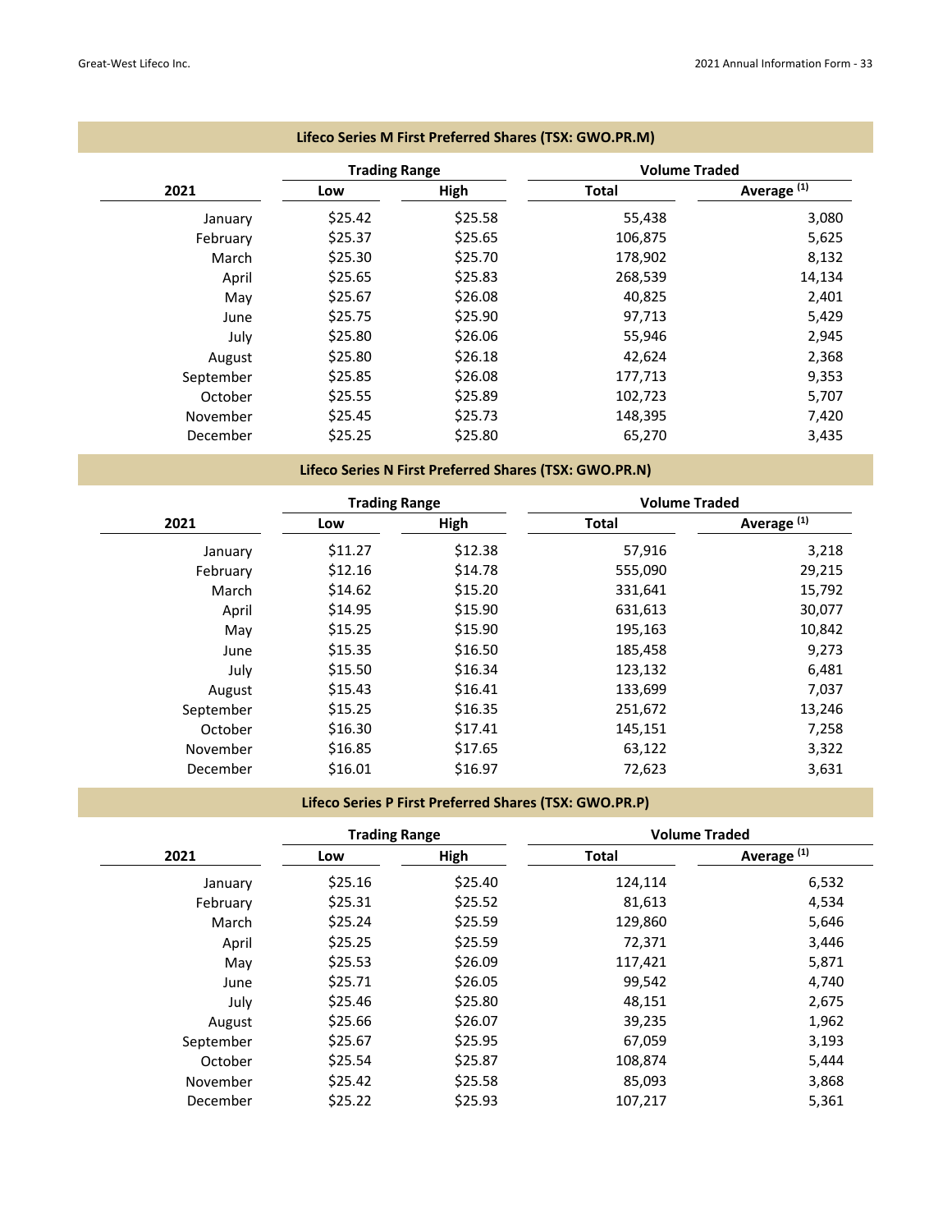**Lifeco Series M First Preferred Shares (TSX: GWO.PR.M)**

| 2021 | Trading Range | | Volume Traded | |
|---|---|---|---|---|
| | Low | High | Total | Average (1) |
| January | $25.42 | $25.58 | 55,438 | 3,080 |
| February | $25.37 | $25.65 | 106,875 | 5,625 |
| March | $25.30 | $25.70 | 178,902 | 8,132 |
| April | $25.65 | $25.83 | 268,539 | 14,134 |
| May | $25.67 | $26.08 | 40,825 | 2,401 |
| June | $25.75 | $25.90 | 97,713 | 5,429 |
| July | $25.80 | $26.06 | 55,946 | 2,945 |
| August | $25.80 | $26.18 | 42,624 | 2,368 |
| September | $25.85 | $26.08 | 177,713 | 9,353 |
| October | $25.55 | $25.89 | 102,723 | 5,707 |
| November | $25.45 | $25.73 | 148,395 | 7,420 |
| December | $25.25 | $25.80 | 65,270 | 3,435 |

**Lifeco Series N First Preferred Shares (TSX: GWO.PR.N)**

| 2021 | Trading Range | | Volume Traded | |
|---|---|---|---|---|
| | Low | High | Total | Average (1) |
| January | $11.27 | $12.38 | 57,916 | 3,218 |
| February | $12.16 | $14.78 | 555,090 | 29,215 |
| March | $14.62 | $15.20 | 331,641 | 15,792 |
| April | $14.95 | $15.90 | 631,613 | 30,077 |
| May | $15.25 | $15.90 | 195,163 | 10,842 |
| June | $15.35 | $16.50 | 185,458 | 9,273 |
| July | $15.50 | $16.34 | 123,132 | 6,481 |
| August | $15.43 | $16.41 | 133,699 | 7,037 |
| September | $15.25 | $16.35 | 251,672 | 13,246 |
| October | $16.30 | $17.41 | 145,151 | 7,258 |
| November | $16.85 | $17.65 | 63,122 | 3,322 |
| December | $16.01 | $16.97 | 72,623 | 3,631 |

**Lifeco Series P First Preferred Shares (TSX: GWO.PR.P)**

| 2021 | Trading Range | | Volume Traded | |
|---|---|---|---|---|
| | Low | High | Total | Average (1) |
| January | $25.16 | $25.40 | 124,114 | 6,532 |
| February | $25.31 | $25.52 | 81,613 | 4,534 |
| March | $25.24 | $25.59 | 129,860 | 5,646 |
| April | $25.25 | $25.59 | 72,371 | 3,446 |
| May | $25.53 | $26.09 | 117,421 | 5,871 |
| June | $25.71 | $26.05 | 99,542 | 4,740 |
| July | $25.46 | $25.80 | 48,151 | 2,675 |
| August | $25.66 | $26.07 | 39,235 | 1,962 |
| September | $25.67 | $25.95 | 67,059 | 3,193 |
| October | $25.54 | $25.87 | 108,874 | 5,444 |
| November | $25.42 | $25.58 | 85,093 | 3,868 |
| December | $25.22 | $25.93 | 107,217 | 5,361 |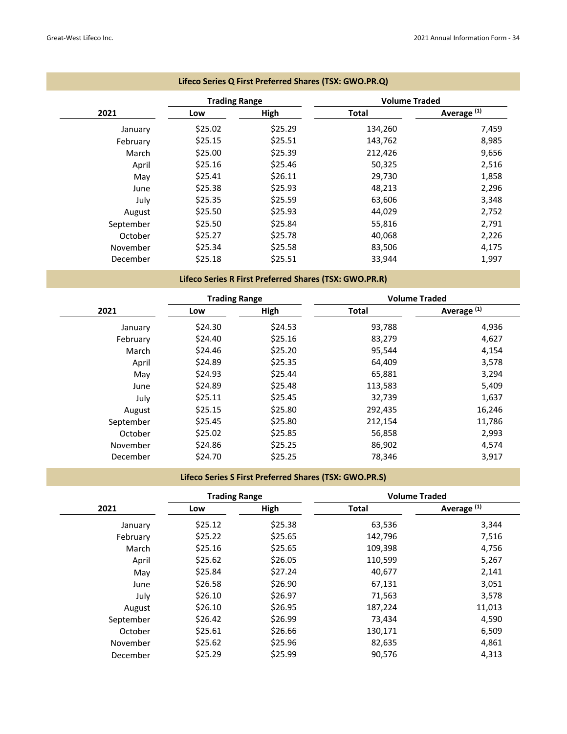### Lifeco Series Q First Preferred Shares (TSX: GWO.PR.Q)

| 2021 | Trading Range | | Volume Traded | |
|---|---|---|---|---|
| | Low | High | Total | Average (1) |
| January | $25.02 | $25.29 | 134,260 | 7,459 |
| February | $25.15 | $25.51 | 143,762 | 8,985 |
| March | $25.00 | $25.39 | 212,426 | 9,656 |
| April | $25.16 | $25.46 | 50,325 | 2,516 |
| May | $25.41 | $26.11 | 29,730 | 1,858 |
| June | $25.38 | $25.93 | 48,213 | 2,296 |
| July | $25.35 | $25.59 | 63,606 | 3,348 |
| August | $25.50 | $25.93 | 44,029 | 2,752 |
| September | $25.50 | $25.84 | 55,816 | 2,791 |
| October | $25.27 | $25.78 | 40,068 | 2,226 |
| November | $25.34 | $25.58 | 83,506 | 4,175 |
| December | $25.18 | $25.51 | 33,944 | 1,997 |

### Lifeco Series R First Preferred Shares (TSX: GWO.PR.R)

| 2021 | Trading Range | | Volume Traded | |
|---|---|---|---|---|
| | Low | High | Total | Average (1) |
| January | $24.30 | $24.53 | 93,788 | 4,936 |
| February | $24.40 | $25.16 | 83,279 | 4,627 |
| March | $24.46 | $25.20 | 95,544 | 4,154 |
| April | $24.89 | $25.35 | 64,409 | 3,578 |
| May | $24.93 | $25.44 | 65,881 | 3,294 |
| June | $24.89 | $25.48 | 113,583 | 5,409 |
| July | $25.11 | $25.45 | 32,739 | 1,637 |
| August | $25.15 | $25.80 | 292,435 | 16,246 |
| September | $25.45 | $25.80 | 212,154 | 11,786 |
| October | $25.02 | $25.85 | 56,858 | 2,993 |
| November | $24.86 | $25.25 | 86,902 | 4,574 |
| December | $24.70 | $25.25 | 78,346 | 3,917 |

### Lifeco Series S First Preferred Shares (TSX: GWO.PR.S)

| 2021 | Trading Range | | Volume Traded | |
|---|---|---|---|---|
| | Low | High | Total | Average (1) |
| January | $25.12 | $25.38 | 63,536 | 3,344 |
| February | $25.22 | $25.65 | 142,796 | 7,516 |
| March | $25.16 | $25.65 | 109,398 | 4,756 |
| April | $25.62 | $26.05 | 110,599 | 5,267 |
| May | $25.84 | $27.24 | 40,677 | 2,141 |
| June | $26.58 | $26.90 | 67,131 | 3,051 |
| July | $26.10 | $26.97 | 71,563 | 3,578 |
| August | $26.10 | $26.95 | 187,224 | 11,013 |
| September | $26.42 | $26.99 | 73,434 | 4,590 |
| October | $25.61 | $26.66 | 130,171 | 6,509 |
| November | $25.62 | $25.96 | 82,635 | 4,861 |
| December | $25.29 | $25.99 | 90,576 | 4,313 |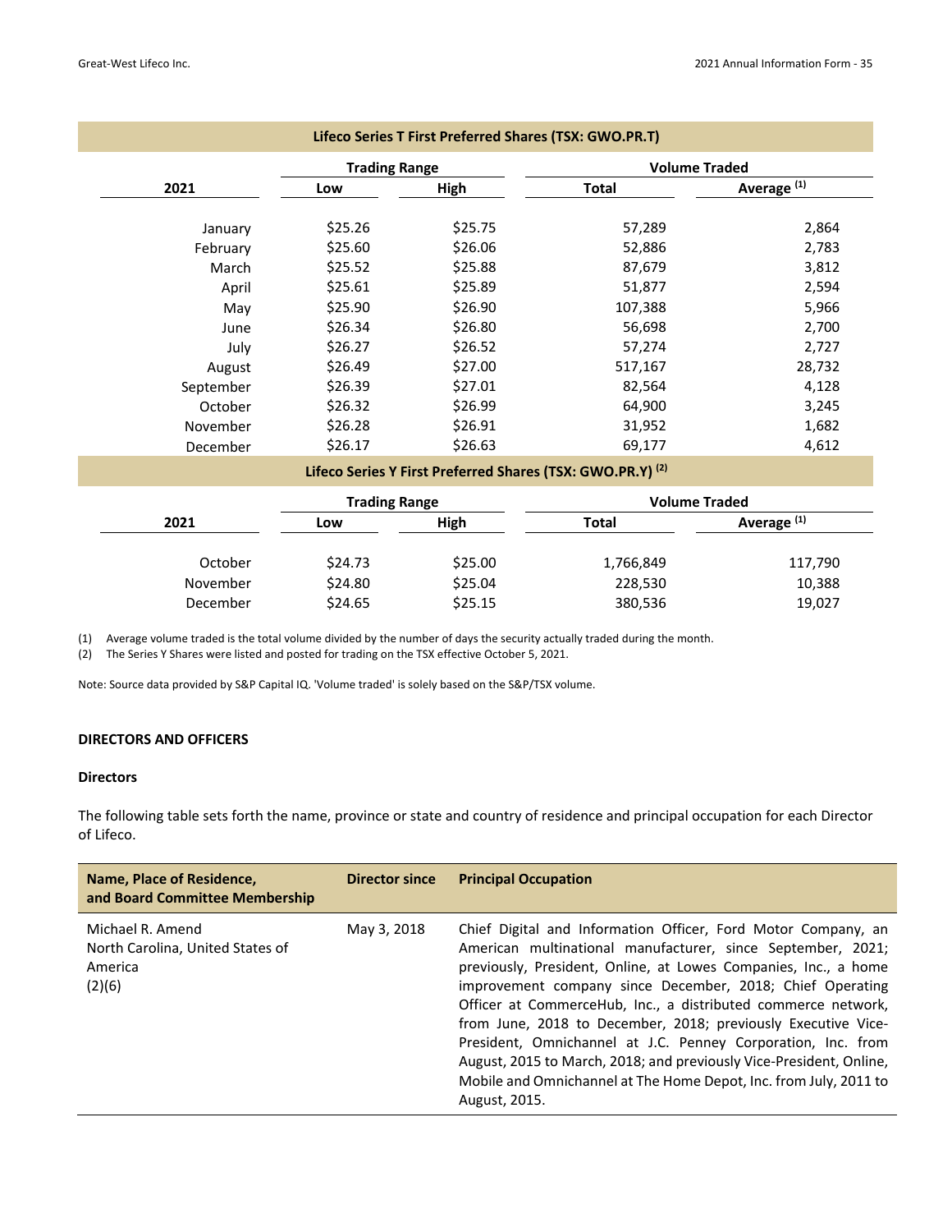**Lifeco Series T First Preferred Shares (TSX: GWO.PR.T)**

| 2021 | Trading Range | | Volume Traded | |
|---|---|---|---|---|
| | Low | High | Total | Average [(1)] |
| January | $25.26 | $25.75 | 57,289 | 2,864 |
| February | $25.60 | $26.06 | 52,886 | 2,783 |
| March | $25.52 | $25.88 | 87,679 | 3,812 |
| April | $25.61 | $25.89 | 51,877 | 2,594 |
| May | $25.90 | $26.90 | 107,388 | 5,966 |
| June | $26.34 | $26.80 | 56,698 | 2,700 |
| July | $26.27 | $26.52 | 57,274 | 2,727 |
| August | $26.49 | $27.00 | 517,167 | 28,732 |
| September | $26.39 | $27.01 | 82,564 | 4,128 |
| October | $26.32 | $26.99 | 64,900 | 3,245 |
| November | $26.28 | $26.91 | 31,952 | 1,682 |
| December | $26.17 | $26.63 | 69,177 | 4,612 |

**Lifeco Series Y First Preferred Shares (TSX: GWO.PR.Y) [(2)]**

| 2021 | Trading Range | | Volume Traded | |
|---|---|---|---|---|
| | Low | High | Total | Average [(1)] |
| October | $24.73 | $25.00 | 1,766,849 | 117,790 |
| November | $24.80 | $25.04 | 228,530 | 10,388 |
| December | $24.65 | $25.15 | 380,536 | 19,027 |

(1) Average volume traded is the total volume divided by the number of days the security actually traded during the month.
(2) The Series Y Shares were listed and posted for trading on the TSX effective October 5, 2021.

Note: Source data provided by S&P Capital IQ. 'Volume traded' is solely based on the S&P/TSX volume.

## DIRECTORS AND OFFICERS

### Directors

The following table sets forth the name, province or state and country of residence and principal occupation for each Director of Lifeco.

| Name, Place of Residence, and Board Committee Membership | Director since | Principal Occupation |
|---|---|---|
| Michael R. Amend<br>North Carolina, United States of America<br>(2)(6) | May 3, 2018 | Chief Digital and Information Officer, Ford Motor Company, an American multinational manufacturer, since September, 2021; previously, President, Online, at Lowes Companies, Inc., a home improvement company since December, 2018; Chief Operating Officer at CommerceHub, Inc., a distributed commerce network, from June, 2018 to December, 2018; previously Executive Vice-President, Omnichannel at J.C. Penney Corporation, Inc. from August, 2015 to March, 2018; and previously Vice-President, Online, Mobile and Omnichannel at The Home Depot, Inc. from July, 2011 to August, 2015. |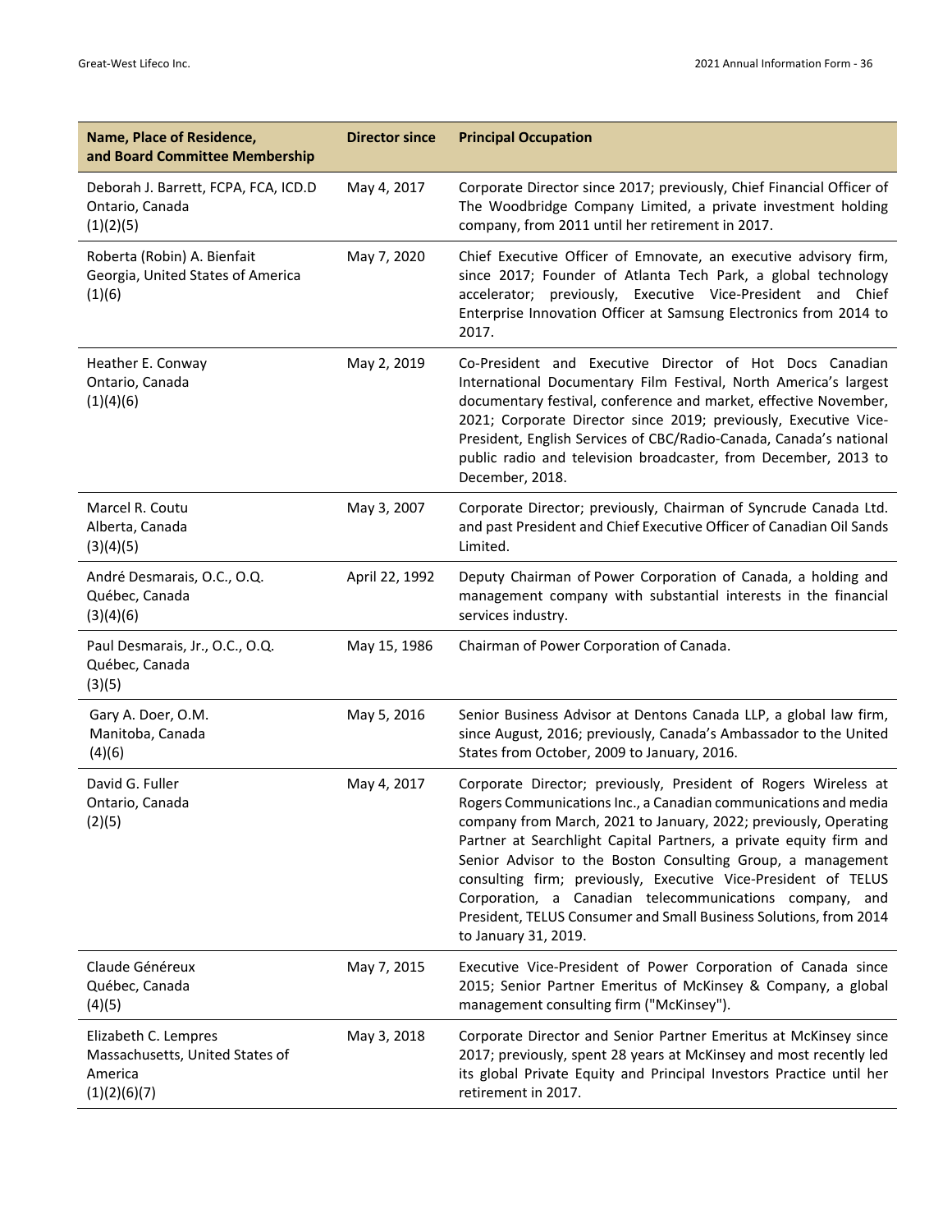| Name, Place of Residence, and Board Committee Membership | Director since | Principal Occupation |
|---|---|---|
| Deborah J. Barrett, FCPA, FCA, ICD.D<br>Ontario, Canada<br>(1)(2)(5) | May 4, 2017 | Corporate Director since 2017; previously, Chief Financial Officer of The Woodbridge Company Limited, a private investment holding company, from 2011 until her retirement in 2017. |
| Roberta (Robin) A. Bienfait<br>Georgia, United States of America<br>(1)(6) | May 7, 2020 | Chief Executive Officer of Emnovate, an executive advisory firm, since 2017; Founder of Atlanta Tech Park, a global technology accelerator; previously, Executive Vice-President and Chief Enterprise Innovation Officer at Samsung Electronics from 2014 to 2017. |
| Heather E. Conway<br>Ontario, Canada<br>(1)(4)(6) | May 2, 2019 | Co-President and Executive Director of Hot Docs Canadian International Documentary Film Festival, North America's largest documentary festival, conference and market, effective November, 2021; Corporate Director since 2019; previously, Executive Vice-President, English Services of CBC/Radio-Canada, Canada's national public radio and television broadcaster, from December, 2013 to December, 2018. |
| Marcel R. Coutu<br>Alberta, Canada<br>(3)(4)(5) | May 3, 2007 | Corporate Director; previously, Chairman of Syncrude Canada Ltd. and past President and Chief Executive Officer of Canadian Oil Sands Limited. |
| André Desmarais, O.C., O.Q.<br>Québec, Canada<br>(3)(4)(6) | April 22, 1992 | Deputy Chairman of Power Corporation of Canada, a holding and management company with substantial interests in the financial services industry. |
| Paul Desmarais, Jr., O.C., O.Q.<br>Québec, Canada<br>(3)(5) | May 15, 1986 | Chairman of Power Corporation of Canada. |
| Gary A. Doer, O.M.<br>Manitoba, Canada<br>(4)(6) | May 5, 2016 | Senior Business Advisor at Dentons Canada LLP, a global law firm, since August, 2016; previously, Canada's Ambassador to the United States from October, 2009 to January, 2016. |
| David G. Fuller<br>Ontario, Canada<br>(2)(5) | May 4, 2017 | Corporate Director; previously, President of Rogers Wireless at Rogers Communications Inc., a Canadian communications and media company from March, 2021 to January, 2022; previously, Operating Partner at Searchlight Capital Partners, a private equity firm and Senior Advisor to the Boston Consulting Group, a management consulting firm; previously, Executive Vice-President of TELUS Corporation, a Canadian telecommunications company, and President, TELUS Consumer and Small Business Solutions, from 2014 to January 31, 2019. |
| Claude Généreux<br>Québec, Canada<br>(4)(5) | May 7, 2015 | Executive Vice-President of Power Corporation of Canada since 2015; Senior Partner Emeritus of McKinsey & Company, a global management consulting firm ("McKinsey"). |
| Elizabeth C. Lempres<br>Massachusetts, United States of America<br>(1)(2)(6)(7) | May 3, 2018 | Corporate Director and Senior Partner Emeritus at McKinsey since 2017; previously, spent 28 years at McKinsey and most recently led its global Private Equity and Principal Investors Practice until her retirement in 2017. |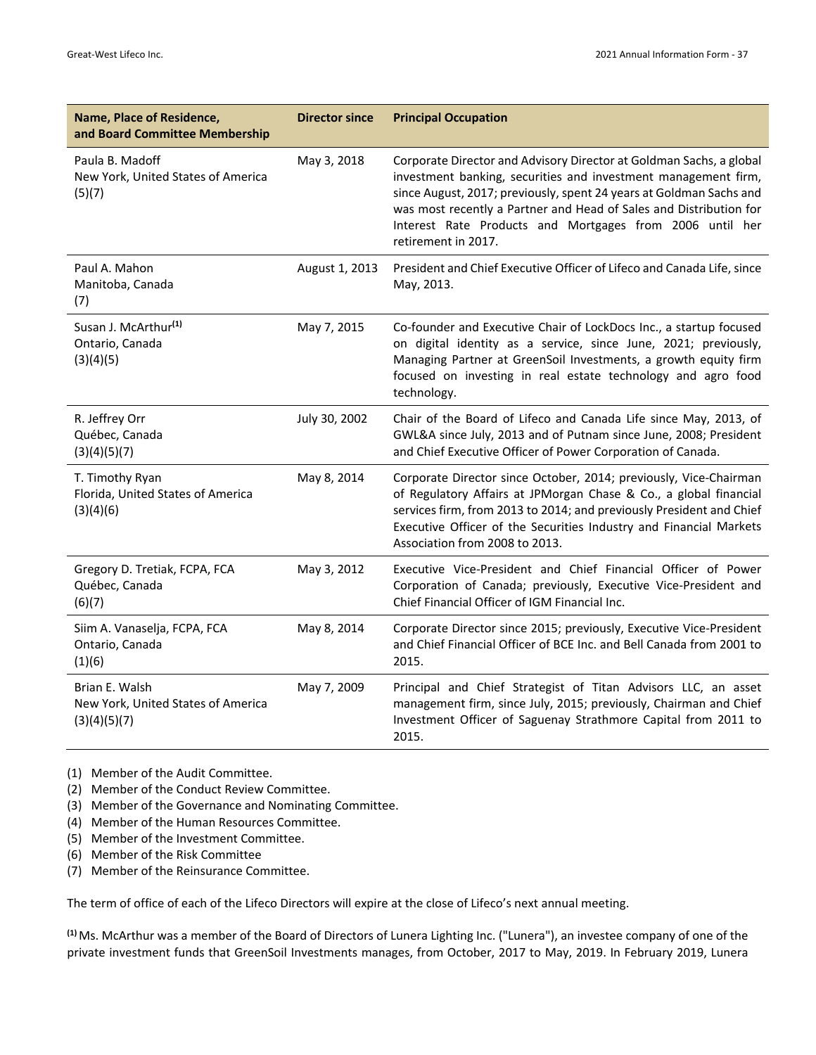| Name, Place of Residence, and Board Committee Membership | Director since | Principal Occupation |
|---|---|---|
| Paula B. Madoff<br>New York, United States of America<br>(5)(7) | May 3, 2018 | Corporate Director and Advisory Director at Goldman Sachs, a global investment banking, securities and investment management firm, since August, 2017; previously, spent 24 years at Goldman Sachs and was most recently a Partner and Head of Sales and Distribution for Interest Rate Products and Mortgages from 2006 until her retirement in 2017. |
| Paul A. Mahon<br>Manitoba, Canada<br>(7) | August 1, 2013 | President and Chief Executive Officer of Lifeco and Canada Life, since May, 2013. |
| Susan J. McArthur[(1)]<br>Ontario, Canada<br>(3)(4)(5) | May 7, 2015 | Co-founder and Executive Chair of LockDocs Inc., a startup focused on digital identity as a service, since June, 2021; previously, Managing Partner at GreenSoil Investments, a growth equity firm focused on investing in real estate technology and agro food technology. |
| R. Jeffrey Orr<br>Québec, Canada<br>(3)(4)(5)(7) | July 30, 2002 | Chair of the Board of Lifeco and Canada Life since May, 2013, of GWL&A since July, 2013 and of Putnam since June, 2008; President and Chief Executive Officer of Power Corporation of Canada. |
| T. Timothy Ryan<br>Florida, United States of America<br>(3)(4)(6) | May 8, 2014 | Corporate Director since October, 2014; previously, Vice-Chairman of Regulatory Affairs at JPMorgan Chase & Co., a global financial services firm, from 2013 to 2014; and previously President and Chief Executive Officer of the Securities Industry and Financial Markets Association from 2008 to 2013. |
| Gregory D. Tretiak, FCPA, FCA<br>Québec, Canada<br>(6)(7) | May 3, 2012 | Executive Vice-President and Chief Financial Officer of Power Corporation of Canada; previously, Executive Vice-President and Chief Financial Officer of IGM Financial Inc. |
| Siim A. Vanaselja, FCPA, FCA<br>Ontario, Canada<br>(1)(6) | May 8, 2014 | Corporate Director since 2015; previously, Executive Vice-President and Chief Financial Officer of BCE Inc. and Bell Canada from 2001 to 2015. |
| Brian E. Walsh<br>New York, United States of America<br>(3)(4)(5)(7) | May 7, 2009 | Principal and Chief Strategist of Titan Advisors LLC, an asset management firm, since July, 2015; previously, Chairman and Chief Investment Officer of Saguenay Strathmore Capital from 2011 to 2015. |

(1) Member of the Audit Committee.
(2) Member of the Conduct Review Committee.
(3) Member of the Governance and Nominating Committee.
(4) Member of the Human Resources Committee.
(5) Member of the Investment Committee.
(6) Member of the Risk Committee
(7) Member of the Reinsurance Committee.

The term of office of each of the Lifeco Directors will expire at the close of Lifeco's next annual meeting.

[(1)] Ms. McArthur was a member of the Board of Directors of Lunera Lighting Inc. ("Lunera"), an investee company of one of the private investment funds that GreenSoil Investments manages, from October, 2017 to May, 2019. In February 2019, Lunera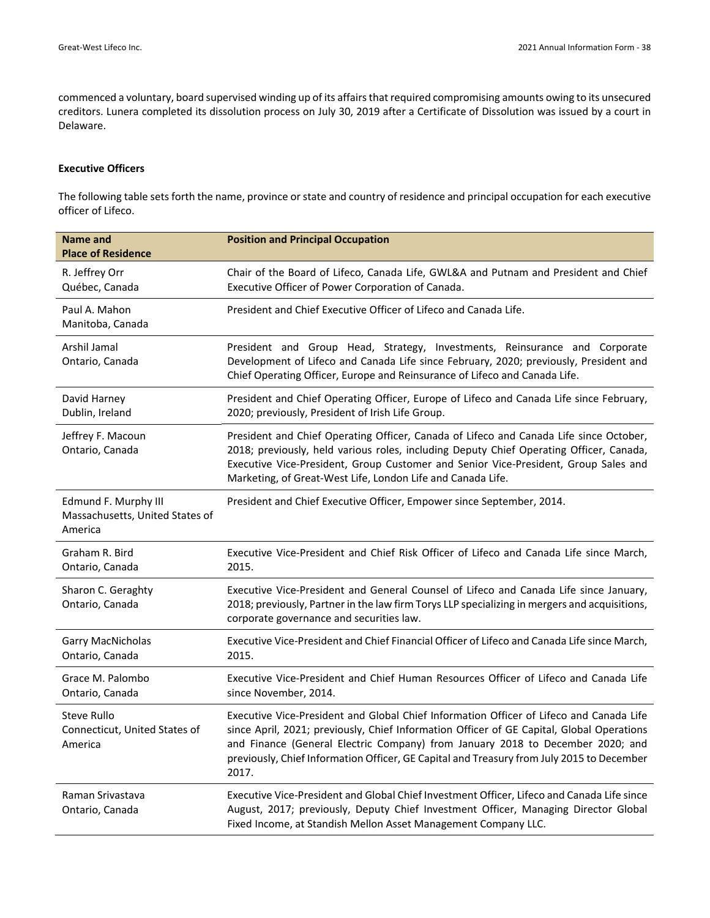commenced a voluntary, board supervised winding up of its affairs that required compromising amounts owing to its unsecured creditors. Lunera completed its dissolution process on July 30, 2019 after a Certificate of Dissolution was issued by a court in Delaware.

**Executive Officers**

The following table sets forth the name, province or state and country of residence and principal occupation for each executive officer of Lifeco.

| Name and Place of Residence | Position and Principal Occupation |
|---|---|
| R. Jeffrey Orr<br>Québec, Canada | Chair of the Board of Lifeco, Canada Life, GWL&A and Putnam and President and Chief Executive Officer of Power Corporation of Canada. |
| Paul A. Mahon<br>Manitoba, Canada | President and Chief Executive Officer of Lifeco and Canada Life. |
| Arshil Jamal<br>Ontario, Canada | President and Group Head, Strategy, Investments, Reinsurance and Corporate Development of Lifeco and Canada Life since February, 2020; previously, President and Chief Operating Officer, Europe and Reinsurance of Lifeco and Canada Life. |
| David Harney<br>Dublin, Ireland | President and Chief Operating Officer, Europe of Lifeco and Canada Life since February, 2020; previously, President of Irish Life Group. |
| Jeffrey F. Macoun<br>Ontario, Canada | President and Chief Operating Officer, Canada of Lifeco and Canada Life since October, 2018; previously, held various roles, including Deputy Chief Operating Officer, Canada, Executive Vice-President, Group Customer and Senior Vice-President, Group Sales and Marketing, of Great-West Life, London Life and Canada Life. |
| Edmund F. Murphy III<br>Massachusetts, United States of America | President and Chief Executive Officer, Empower since September, 2014. |
| Graham R. Bird<br>Ontario, Canada | Executive Vice-President and Chief Risk Officer of Lifeco and Canada Life since March, 2015. |
| Sharon C. Geraghty<br>Ontario, Canada | Executive Vice-President and General Counsel of Lifeco and Canada Life since January, 2018; previously, Partner in the law firm Torys LLP specializing in mergers and acquisitions, corporate governance and securities law. |
| Garry MacNicholas<br>Ontario, Canada | Executive Vice-President and Chief Financial Officer of Lifeco and Canada Life since March, 2015. |
| Grace M. Palombo<br>Ontario, Canada | Executive Vice-President and Chief Human Resources Officer of Lifeco and Canada Life since November, 2014. |
| Steve Rullo<br>Connecticut, United States of America | Executive Vice-President and Global Chief Information Officer of Lifeco and Canada Life since April, 2021; previously, Chief Information Officer of GE Capital, Global Operations and Finance (General Electric Company) from January 2018 to December 2020; and previously, Chief Information Officer, GE Capital and Treasury from July 2015 to December 2017. |
| Raman Srivastava<br>Ontario, Canada | Executive Vice-President and Global Chief Investment Officer, Lifeco and Canada Life since August, 2017; previously, Deputy Chief Investment Officer, Managing Director Global Fixed Income, at Standish Mellon Asset Management Company LLC. |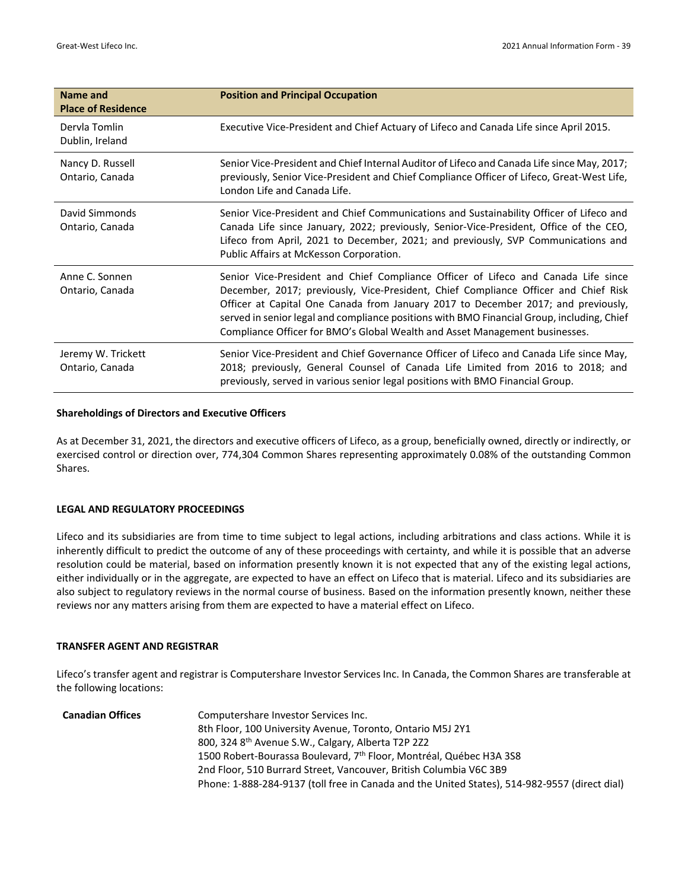| Name and Place of Residence | Position and Principal Occupation |
|---|---|
| Dervla Tomlin<br>Dublin, Ireland | Executive Vice-President and Chief Actuary of Lifeco and Canada Life since April 2015. |
| Nancy D. Russell<br>Ontario, Canada | Senior Vice-President and Chief Internal Auditor of Lifeco and Canada Life since May, 2017; previously, Senior Vice-President and Chief Compliance Officer of Lifeco, Great-West Life, London Life and Canada Life. |
| David Simmonds<br>Ontario, Canada | Senior Vice-President and Chief Communications and Sustainability Officer of Lifeco and Canada Life since January, 2022; previously, Senior-Vice-President, Office of the CEO, Lifeco from April, 2021 to December, 2021; and previously, SVP Communications and Public Affairs at McKesson Corporation. |
| Anne C. Sonnen<br>Ontario, Canada | Senior Vice-President and Chief Compliance Officer of Lifeco and Canada Life since December, 2017; previously, Vice-President, Chief Compliance Officer and Chief Risk Officer at Capital One Canada from January 2017 to December 2017; and previously, served in senior legal and compliance positions with BMO Financial Group, including, Chief Compliance Officer for BMO's Global Wealth and Asset Management businesses. |
| Jeremy W. Trickett<br>Ontario, Canada | Senior Vice-President and Chief Governance Officer of Lifeco and Canada Life since May, 2018; previously, General Counsel of Canada Life Limited from 2016 to 2018; and previously, served in various senior legal positions with BMO Financial Group. |

**Shareholdings of Directors and Executive Officers**

As at December 31, 2021, the directors and executive officers of Lifeco, as a group, beneficially owned, directly or indirectly, or exercised control or direction over, 774,304 Common Shares representing approximately 0.08% of the outstanding Common Shares.

## LEGAL AND REGULATORY PROCEEDINGS

Lifeco and its subsidiaries are from time to time subject to legal actions, including arbitrations and class actions. While it is inherently difficult to predict the outcome of any of these proceedings with certainty, and while it is possible that an adverse resolution could be material, based on information presently known it is not expected that any of the existing legal actions, either individually or in the aggregate, are expected to have an effect on Lifeco that is material. Lifeco and its subsidiaries are also subject to regulatory reviews in the normal course of business. Based on the information presently known, neither these reviews nor any matters arising from them are expected to have a material effect on Lifeco.

## TRANSFER AGENT AND REGISTRAR

Lifeco's transfer agent and registrar is Computershare Investor Services Inc. In Canada, the Common Shares are transferable at the following locations:

**Canadian Offices**

Computershare Investor Services Inc.
8th Floor, 100 University Avenue, Toronto, Ontario M5J 2Y1
800, 324 8th Avenue S.W., Calgary, Alberta T2P 2Z2
1500 Robert-Bourassa Boulevard, 7th Floor, Montréal, Québec H3A 3S8
2nd Floor, 510 Burrard Street, Vancouver, British Columbia V6C 3B9
Phone: 1-888-284-9137 (toll free in Canada and the United States), 514-982-9557 (direct dial)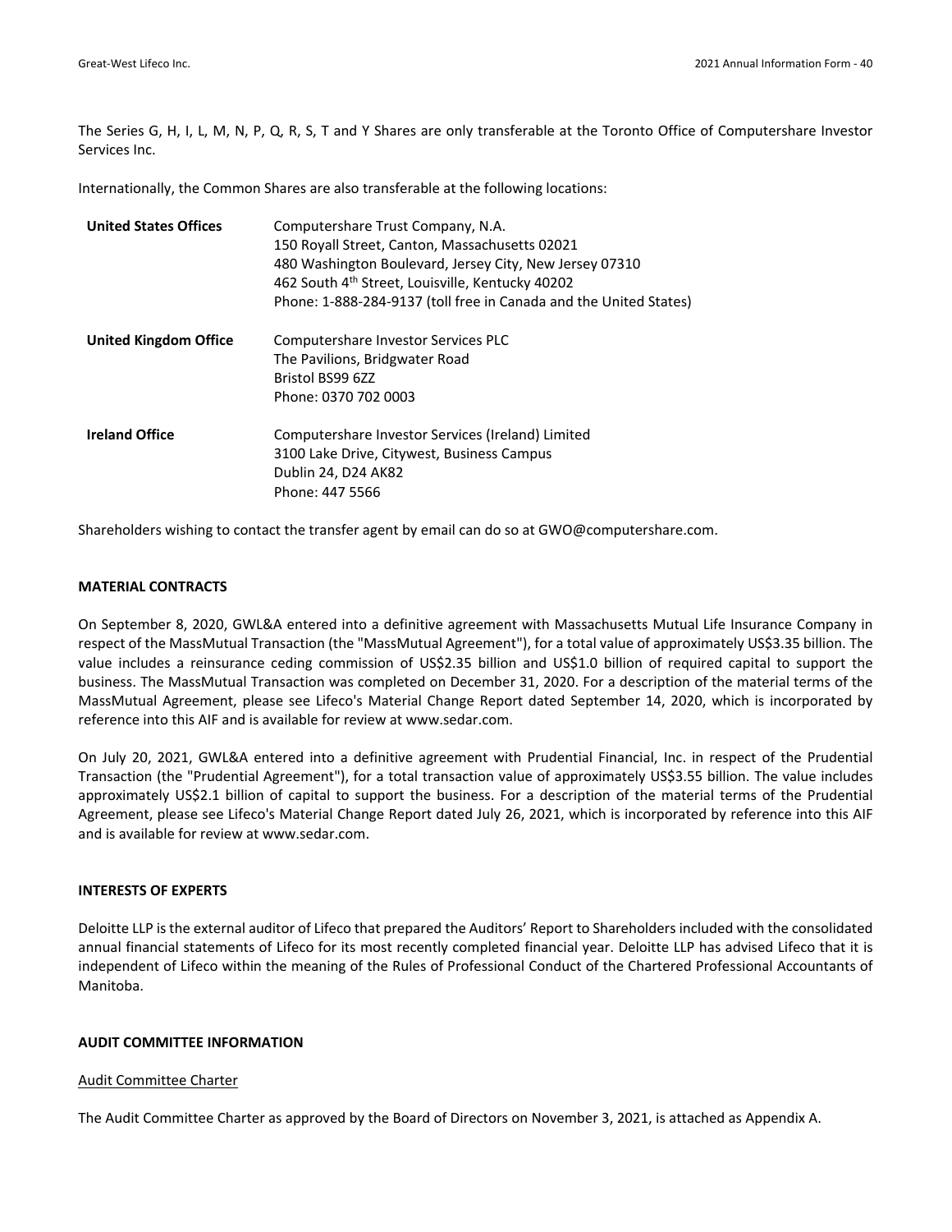The Series G, H, I, L, M, N, P, Q, R, S, T and Y Shares are only transferable at the Toronto Office of Computershare Investor Services Inc.

Internationally, the Common Shares are also transferable at the following locations:

| | |
|---|---|
| **United States Offices** | Computershare Trust Company, N.A.<br>150 Royall Street, Canton, Massachusetts 02021<br>480 Washington Boulevard, Jersey City, New Jersey 07310<br>462 South 4th Street, Louisville, Kentucky 40202<br>Phone: 1-888-284-9137 (toll free in Canada and the United States) |
| **United Kingdom Office** | Computershare Investor Services PLC<br>The Pavilions, Bridgwater Road<br>Bristol BS99 6ZZ<br>Phone: 0370 702 0003 |
| **Ireland Office** | Computershare Investor Services (Ireland) Limited<br>3100 Lake Drive, Citywest, Business Campus<br>Dublin 24, D24 AK82<br>Phone: 447 5566 |

Shareholders wishing to contact the transfer agent by email can do so at GWO@computershare.com.

## MATERIAL CONTRACTS

On September 8, 2020, GWL&A entered into a definitive agreement with Massachusetts Mutual Life Insurance Company in respect of the MassMutual Transaction (the "MassMutual Agreement"), for a total value of approximately US$3.35 billion. The value includes a reinsurance ceding commission of US$2.35 billion and US$1.0 billion of required capital to support the business. The MassMutual Transaction was completed on December 31, 2020. For a description of the material terms of the MassMutual Agreement, please see Lifeco's Material Change Report dated September 14, 2020, which is incorporated by reference into this AIF and is available for review at www.sedar.com.

On July 20, 2021, GWL&A entered into a definitive agreement with Prudential Financial, Inc. in respect of the Prudential Transaction (the "Prudential Agreement"), for a total transaction value of approximately US$3.55 billion. The value includes approximately US$2.1 billion of capital to support the business. For a description of the material terms of the Prudential Agreement, please see Lifeco's Material Change Report dated July 26, 2021, which is incorporated by reference into this AIF and is available for review at www.sedar.com.

## INTERESTS OF EXPERTS

Deloitte LLP is the external auditor of Lifeco that prepared the Auditors' Report to Shareholders included with the consolidated annual financial statements of Lifeco for its most recently completed financial year. Deloitte LLP has advised Lifeco that it is independent of Lifeco within the meaning of the Rules of Professional Conduct of the Chartered Professional Accountants of Manitoba.

## AUDIT COMMITTEE INFORMATION

### Audit Committee Charter

The Audit Committee Charter as approved by the Board of Directors on November 3, 2021, is attached as Appendix A.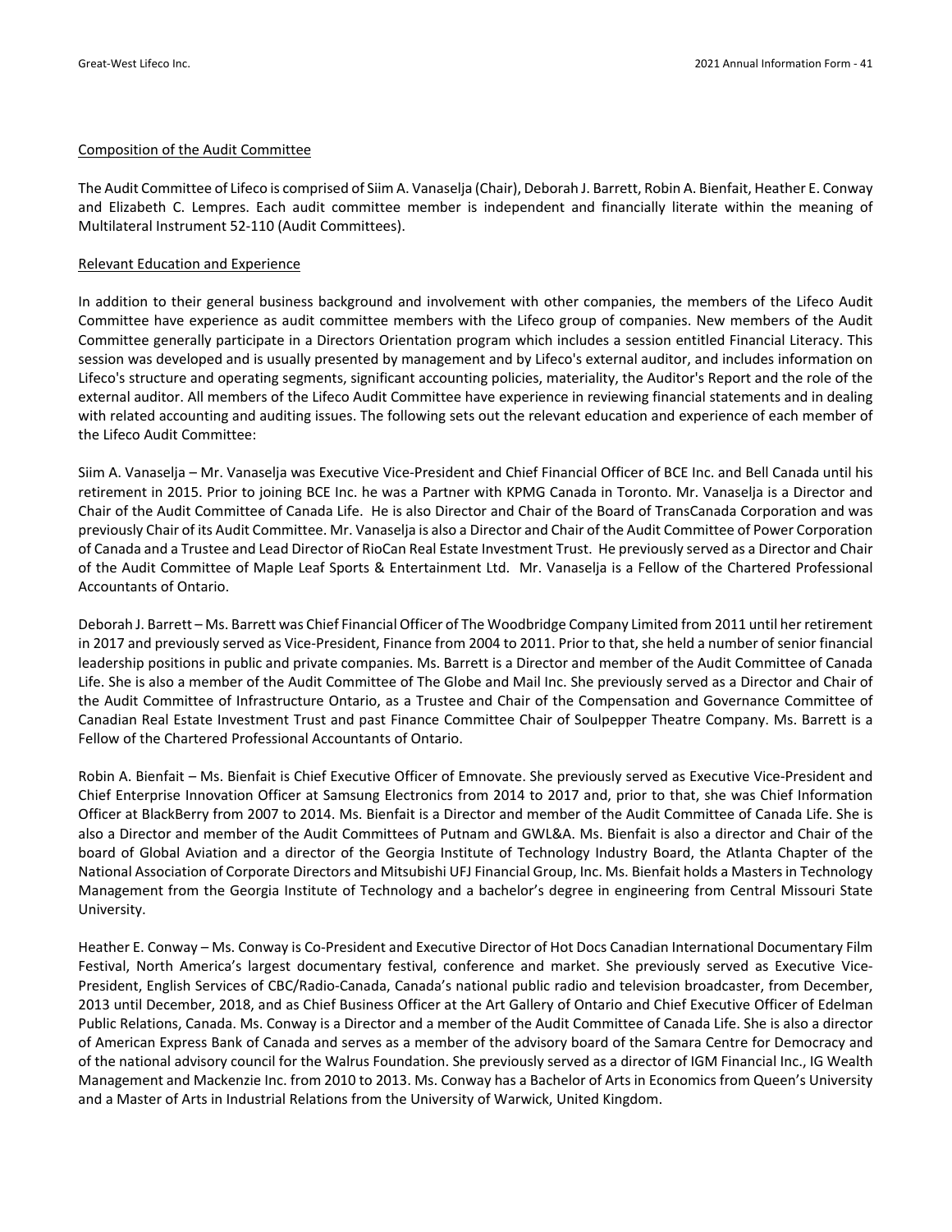Composition of the Audit Committee

The Audit Committee of Lifeco is comprised of Siim A. Vanaselja (Chair), Deborah J. Barrett, Robin A. Bienfait, Heather E. Conway and Elizabeth C. Lempres. Each audit committee member is independent and financially literate within the meaning of Multilateral Instrument 52-110 (Audit Committees).

Relevant Education and Experience

In addition to their general business background and involvement with other companies, the members of the Lifeco Audit Committee have experience as audit committee members with the Lifeco group of companies. New members of the Audit Committee generally participate in a Directors Orientation program which includes a session entitled Financial Literacy. This session was developed and is usually presented by management and by Lifeco's external auditor, and includes information on Lifeco's structure and operating segments, significant accounting policies, materiality, the Auditor's Report and the role of the external auditor. All members of the Lifeco Audit Committee have experience in reviewing financial statements and in dealing with related accounting and auditing issues. The following sets out the relevant education and experience of each member of the Lifeco Audit Committee:

Siim A. Vanaselja – Mr. Vanaselja was Executive Vice-President and Chief Financial Officer of BCE Inc. and Bell Canada until his retirement in 2015. Prior to joining BCE Inc. he was a Partner with KPMG Canada in Toronto. Mr. Vanaselja is a Director and Chair of the Audit Committee of Canada Life. He is also Director and Chair of the Board of TransCanada Corporation and was previously Chair of its Audit Committee. Mr. Vanaselja is also a Director and Chair of the Audit Committee of Power Corporation of Canada and a Trustee and Lead Director of RioCan Real Estate Investment Trust. He previously served as a Director and Chair of the Audit Committee of Maple Leaf Sports & Entertainment Ltd. Mr. Vanaselja is a Fellow of the Chartered Professional Accountants of Ontario.

Deborah J. Barrett – Ms. Barrett was Chief Financial Officer of The Woodbridge Company Limited from 2011 until her retirement in 2017 and previously served as Vice-President, Finance from 2004 to 2011. Prior to that, she held a number of senior financial leadership positions in public and private companies. Ms. Barrett is a Director and member of the Audit Committee of Canada Life. She is also a member of the Audit Committee of The Globe and Mail Inc. She previously served as a Director and Chair of the Audit Committee of Infrastructure Ontario, as a Trustee and Chair of the Compensation and Governance Committee of Canadian Real Estate Investment Trust and past Finance Committee Chair of Soulpepper Theatre Company. Ms. Barrett is a Fellow of the Chartered Professional Accountants of Ontario.

Robin A. Bienfait – Ms. Bienfait is Chief Executive Officer of Emnovate. She previously served as Executive Vice-President and Chief Enterprise Innovation Officer at Samsung Electronics from 2014 to 2017 and, prior to that, she was Chief Information Officer at BlackBerry from 2007 to 2014. Ms. Bienfait is a Director and member of the Audit Committee of Canada Life. She is also a Director and member of the Audit Committees of Putnam and GWL&A. Ms. Bienfait is also a director and Chair of the board of Global Aviation and a director of the Georgia Institute of Technology Industry Board, the Atlanta Chapter of the National Association of Corporate Directors and Mitsubishi UFJ Financial Group, Inc. Ms. Bienfait holds a Masters in Technology Management from the Georgia Institute of Technology and a bachelor's degree in engineering from Central Missouri State University.

Heather E. Conway – Ms. Conway is Co-President and Executive Director of Hot Docs Canadian International Documentary Film Festival, North America's largest documentary festival, conference and market. She previously served as Executive Vice-President, English Services of CBC/Radio-Canada, Canada's national public radio and television broadcaster, from December, 2013 until December, 2018, and as Chief Business Officer at the Art Gallery of Ontario and Chief Executive Officer of Edelman Public Relations, Canada. Ms. Conway is a Director and a member of the Audit Committee of Canada Life. She is also a director of American Express Bank of Canada and serves as a member of the advisory board of the Samara Centre for Democracy and of the national advisory council for the Walrus Foundation. She previously served as a director of IGM Financial Inc., IG Wealth Management and Mackenzie Inc. from 2010 to 2013. Ms. Conway has a Bachelor of Arts in Economics from Queen's University and a Master of Arts in Industrial Relations from the University of Warwick, United Kingdom.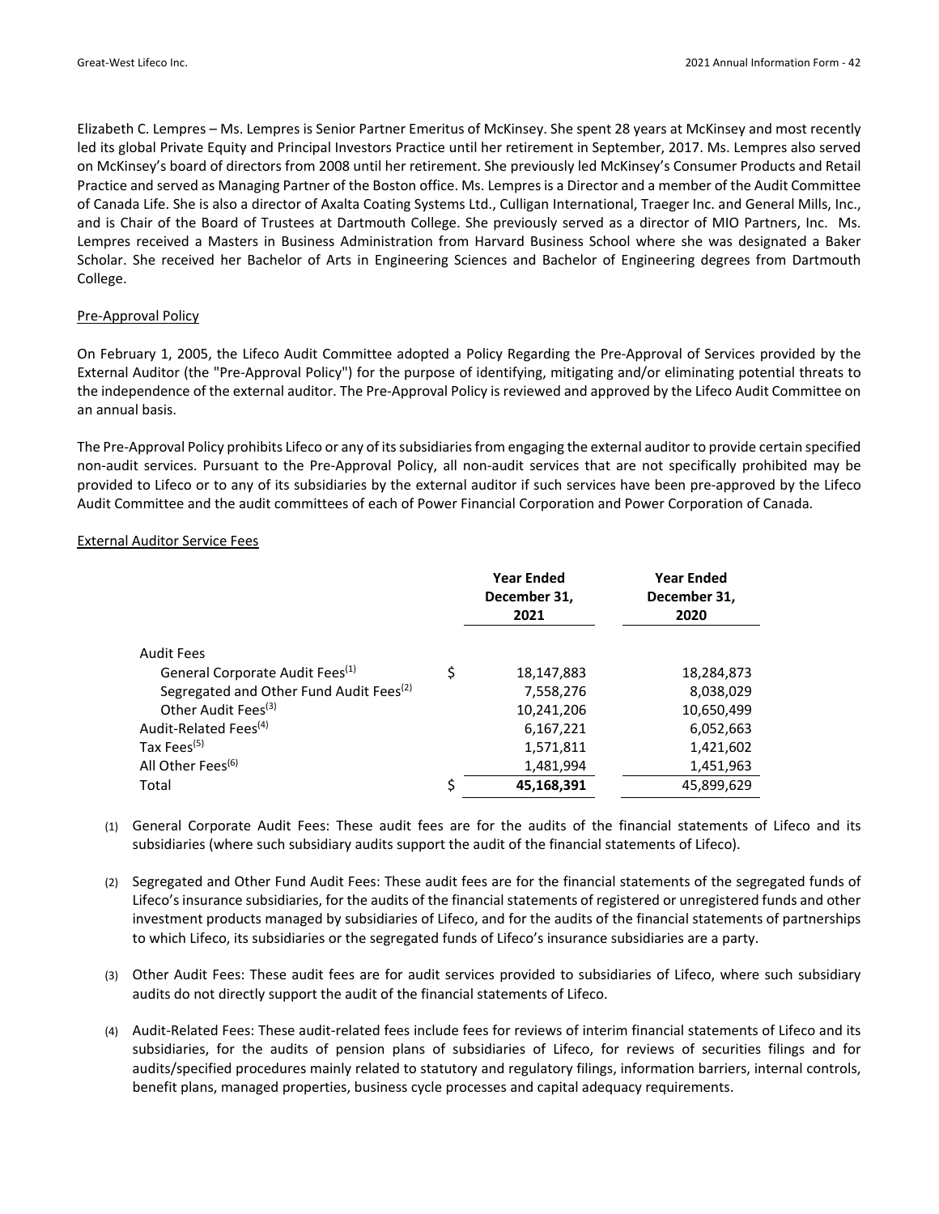Elizabeth C. Lempres – Ms. Lempres is Senior Partner Emeritus of McKinsey. She spent 28 years at McKinsey and most recently led its global Private Equity and Principal Investors Practice until her retirement in September, 2017. Ms. Lempres also served on McKinsey's board of directors from 2008 until her retirement. She previously led McKinsey's Consumer Products and Retail Practice and served as Managing Partner of the Boston office. Ms. Lempres is a Director and a member of the Audit Committee of Canada Life. She is also a director of Axalta Coating Systems Ltd., Culligan International, Traeger Inc. and General Mills, Inc., and is Chair of the Board of Trustees at Dartmouth College. She previously served as a director of MIO Partners, Inc. Ms. Lempres received a Masters in Business Administration from Harvard Business School where she was designated a Baker Scholar. She received her Bachelor of Arts in Engineering Sciences and Bachelor of Engineering degrees from Dartmouth College.

Pre-Approval Policy

On February 1, 2005, the Lifeco Audit Committee adopted a Policy Regarding the Pre-Approval of Services provided by the External Auditor (the "Pre-Approval Policy") for the purpose of identifying, mitigating and/or eliminating potential threats to the independence of the external auditor. The Pre-Approval Policy is reviewed and approved by the Lifeco Audit Committee on an annual basis.

The Pre-Approval Policy prohibits Lifeco or any of its subsidiaries from engaging the external auditor to provide certain specified non-audit services. Pursuant to the Pre-Approval Policy, all non-audit services that are not specifically prohibited may be provided to Lifeco or to any of its subsidiaries by the external auditor if such services have been pre-approved by the Lifeco Audit Committee and the audit committees of each of Power Financial Corporation and Power Corporation of Canada.

External Auditor Service Fees

| | | Year Ended December 31, 2021 | Year Ended December 31, 2020 |
|---|---|---|---|
| Audit Fees | | | |
| General Corporate Audit Fees[(1)] | $ | 18,147,883 | 18,284,873 |
| Segregated and Other Fund Audit Fees[(2)] | | 7,558,276 | 8,038,029 |
| Other Audit Fees[(3)] | | 10,241,206 | 10,650,499 |
| Audit-Related Fees[(4)] | | 6,167,221 | 6,052,663 |
| Tax Fees[(5)] | | 1,571,811 | 1,421,602 |
| All Other Fees[(6)] | | 1,481,994 | 1,451,963 |
| Total | $ | **45,168,391** | 45,899,629 |

(1) General Corporate Audit Fees: These audit fees are for the audits of the financial statements of Lifeco and its subsidiaries (where such subsidiary audits support the audit of the financial statements of Lifeco).

(2) Segregated and Other Fund Audit Fees: These audit fees are for the financial statements of the segregated funds of Lifeco's insurance subsidiaries, for the audits of the financial statements of registered or unregistered funds and other investment products managed by subsidiaries of Lifeco, and for the audits of the financial statements of partnerships to which Lifeco, its subsidiaries or the segregated funds of Lifeco's insurance subsidiaries are a party.

(3) Other Audit Fees: These audit fees are for audit services provided to subsidiaries of Lifeco, where such subsidiary audits do not directly support the audit of the financial statements of Lifeco.

(4) Audit-Related Fees: These audit-related fees include fees for reviews of interim financial statements of Lifeco and its subsidiaries, for the audits of pension plans of subsidiaries of Lifeco, for reviews of securities filings and for audits/specified procedures mainly related to statutory and regulatory filings, information barriers, internal controls, benefit plans, managed properties, business cycle processes and capital adequacy requirements.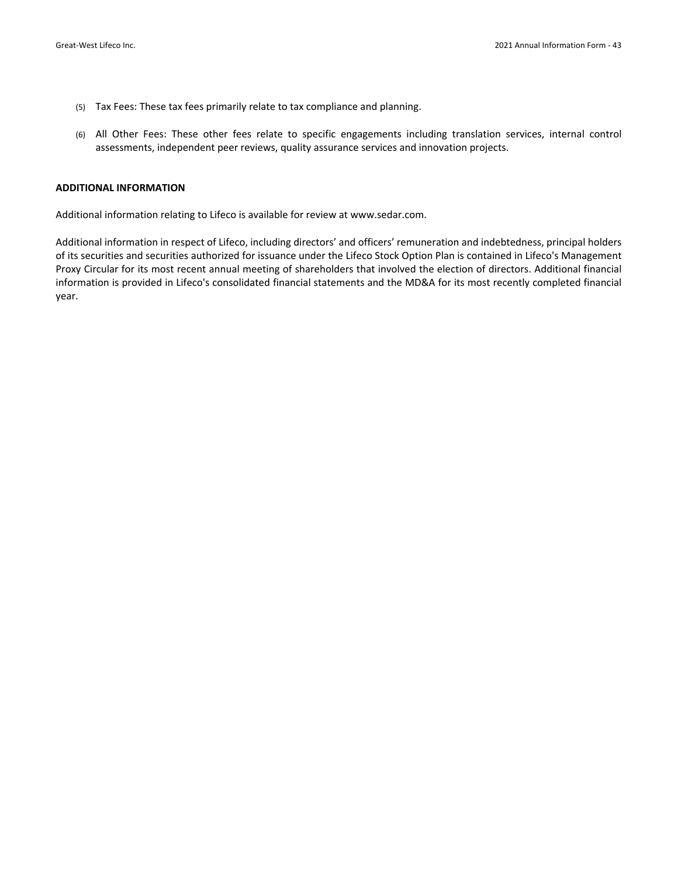(5) Tax Fees: These tax fees primarily relate to tax compliance and planning.

(6) All Other Fees: These other fees relate to specific engagements including translation services, internal control assessments, independent peer reviews, quality assurance services and innovation projects.

**ADDITIONAL INFORMATION**

Additional information relating to Lifeco is available for review at www.sedar.com.

Additional information in respect of Lifeco, including directors' and officers' remuneration and indebtedness, principal holders of its securities and securities authorized for issuance under the Lifeco Stock Option Plan is contained in Lifeco's Management Proxy Circular for its most recent annual meeting of shareholders that involved the election of directors. Additional financial information is provided in Lifeco's consolidated financial statements and the MD&A for its most recently completed financial year.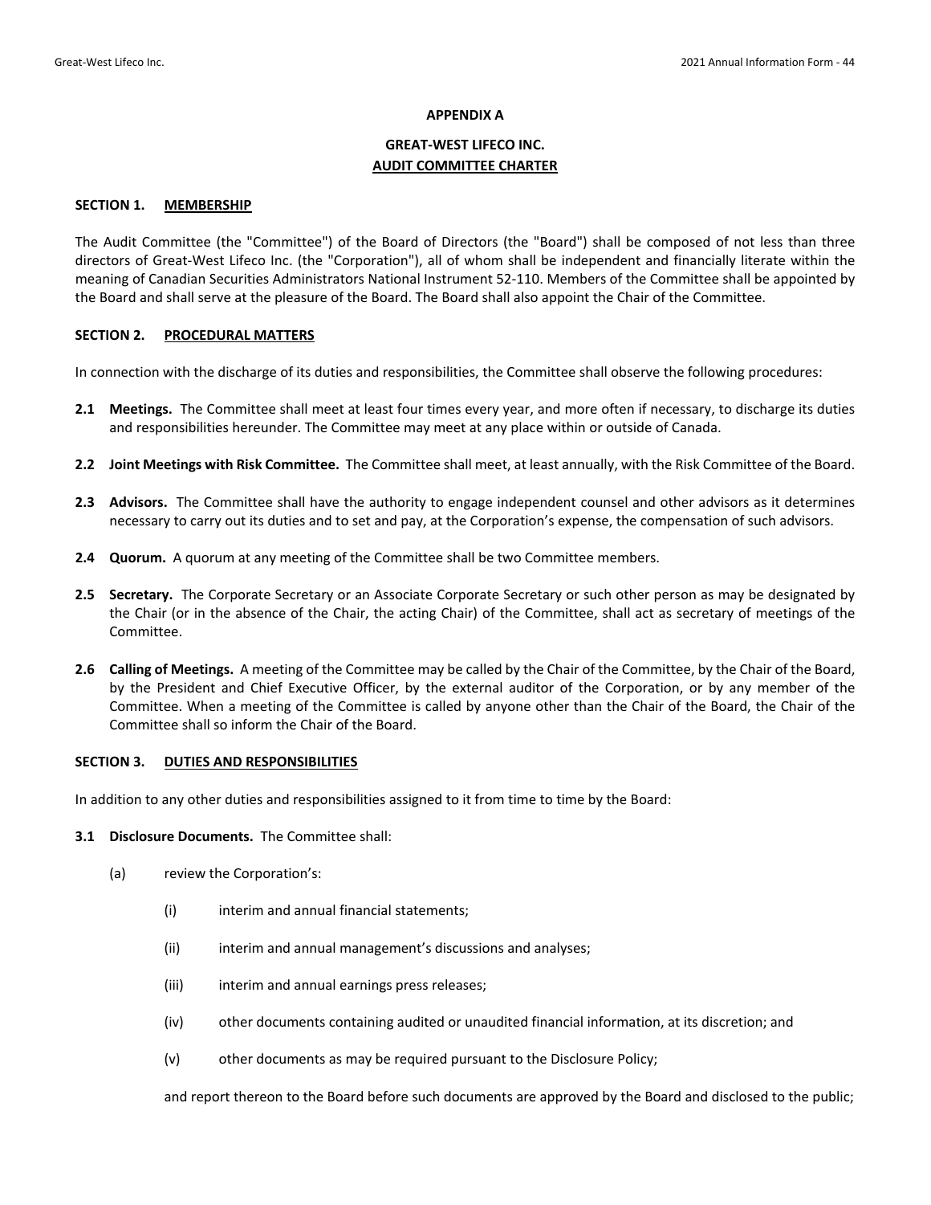## APPENDIX A

## GREAT-WEST LIFECO INC.
## AUDIT COMMITTEE CHARTER

### SECTION 1. MEMBERSHIP

The Audit Committee (the "Committee") of the Board of Directors (the "Board") shall be composed of not less than three directors of Great-West Lifeco Inc. (the "Corporation"), all of whom shall be independent and financially literate within the meaning of Canadian Securities Administrators National Instrument 52-110. Members of the Committee shall be appointed by the Board and shall serve at the pleasure of the Board. The Board shall also appoint the Chair of the Committee.

### SECTION 2. PROCEDURAL MATTERS

In connection with the discharge of its duties and responsibilities, the Committee shall observe the following procedures:

**2.1 Meetings.** The Committee shall meet at least four times every year, and more often if necessary, to discharge its duties and responsibilities hereunder. The Committee may meet at any place within or outside of Canada.

**2.2 Joint Meetings with Risk Committee.** The Committee shall meet, at least annually, with the Risk Committee of the Board.

**2.3 Advisors.** The Committee shall have the authority to engage independent counsel and other advisors as it determines necessary to carry out its duties and to set and pay, at the Corporation's expense, the compensation of such advisors.

**2.4 Quorum.** A quorum at any meeting of the Committee shall be two Committee members.

**2.5 Secretary.** The Corporate Secretary or an Associate Corporate Secretary or such other person as may be designated by the Chair (or in the absence of the Chair, the acting Chair) of the Committee, shall act as secretary of meetings of the Committee.

**2.6 Calling of Meetings.** A meeting of the Committee may be called by the Chair of the Committee, by the Chair of the Board, by the President and Chief Executive Officer, by the external auditor of the Corporation, or by any member of the Committee. When a meeting of the Committee is called by anyone other than the Chair of the Board, the Chair of the Committee shall so inform the Chair of the Board.

### SECTION 3. DUTIES AND RESPONSIBILITIES

In addition to any other duties and responsibilities assigned to it from time to time by the Board:

**3.1 Disclosure Documents.** The Committee shall:

(a) review the Corporation's:

(i) interim and annual financial statements;

(ii) interim and annual management's discussions and analyses;

(iii) interim and annual earnings press releases;

(iv) other documents containing audited or unaudited financial information, at its discretion; and

(v) other documents as may be required pursuant to the Disclosure Policy;

and report thereon to the Board before such documents are approved by the Board and disclosed to the public;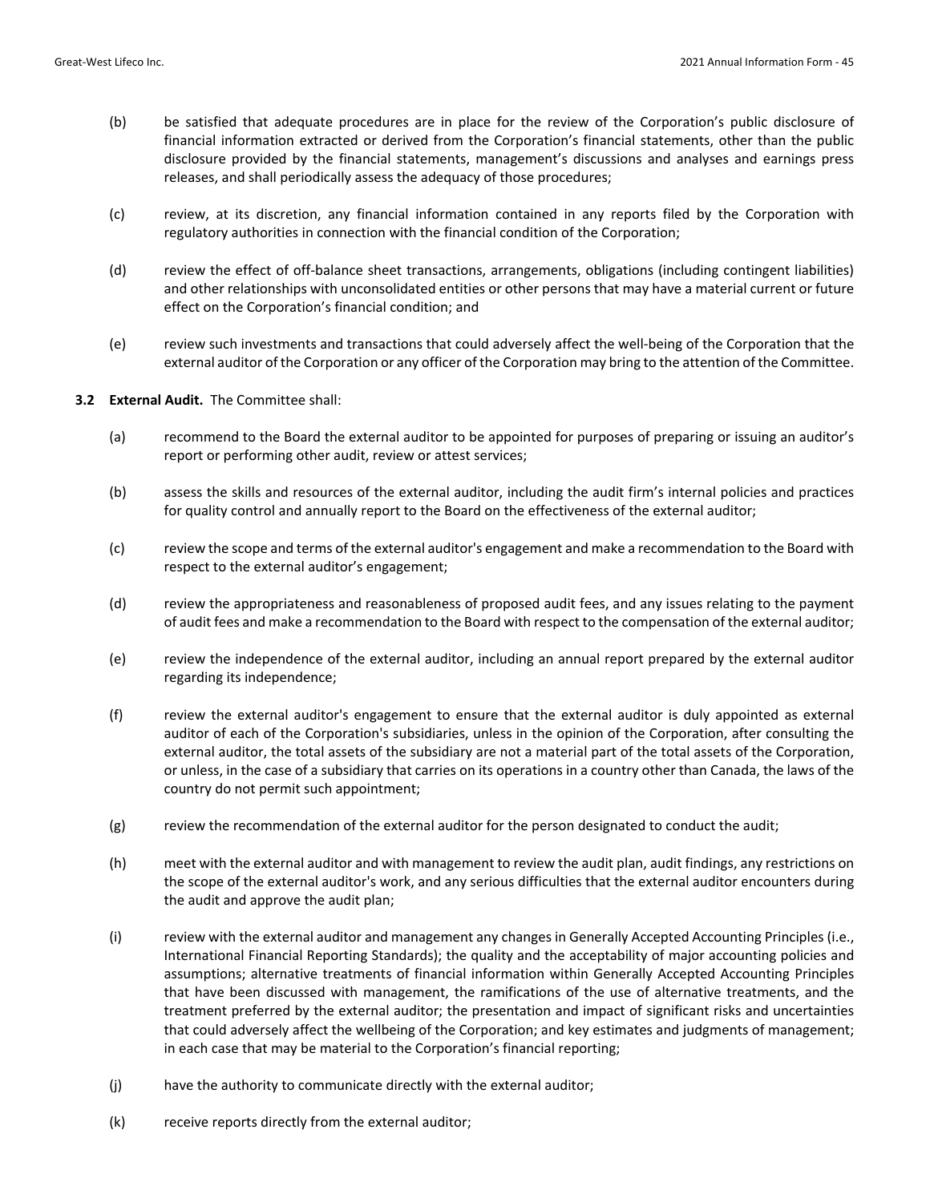(b) be satisfied that adequate procedures are in place for the review of the Corporation's public disclosure of financial information extracted or derived from the Corporation's financial statements, other than the public disclosure provided by the financial statements, management's discussions and analyses and earnings press releases, and shall periodically assess the adequacy of those procedures;

(c) review, at its discretion, any financial information contained in any reports filed by the Corporation with regulatory authorities in connection with the financial condition of the Corporation;

(d) review the effect of off-balance sheet transactions, arrangements, obligations (including contingent liabilities) and other relationships with unconsolidated entities or other persons that may have a material current or future effect on the Corporation's financial condition; and

(e) review such investments and transactions that could adversely affect the well-being of the Corporation that the external auditor of the Corporation or any officer of the Corporation may bring to the attention of the Committee.

**3.2 External Audit.** The Committee shall:

(a) recommend to the Board the external auditor to be appointed for purposes of preparing or issuing an auditor's report or performing other audit, review or attest services;

(b) assess the skills and resources of the external auditor, including the audit firm's internal policies and practices for quality control and annually report to the Board on the effectiveness of the external auditor;

(c) review the scope and terms of the external auditor's engagement and make a recommendation to the Board with respect to the external auditor's engagement;

(d) review the appropriateness and reasonableness of proposed audit fees, and any issues relating to the payment of audit fees and make a recommendation to the Board with respect to the compensation of the external auditor;

(e) review the independence of the external auditor, including an annual report prepared by the external auditor regarding its independence;

(f) review the external auditor's engagement to ensure that the external auditor is duly appointed as external auditor of each of the Corporation's subsidiaries, unless in the opinion of the Corporation, after consulting the external auditor, the total assets of the subsidiary are not a material part of the total assets of the Corporation, or unless, in the case of a subsidiary that carries on its operations in a country other than Canada, the laws of the country do not permit such appointment;

(g) review the recommendation of the external auditor for the person designated to conduct the audit;

(h) meet with the external auditor and with management to review the audit plan, audit findings, any restrictions on the scope of the external auditor's work, and any serious difficulties that the external auditor encounters during the audit and approve the audit plan;

(i) review with the external auditor and management any changes in Generally Accepted Accounting Principles (i.e., International Financial Reporting Standards); the quality and the acceptability of major accounting policies and assumptions; alternative treatments of financial information within Generally Accepted Accounting Principles that have been discussed with management, the ramifications of the use of alternative treatments, and the treatment preferred by the external auditor; the presentation and impact of significant risks and uncertainties that could adversely affect the wellbeing of the Corporation; and key estimates and judgments of management; in each case that may be material to the Corporation's financial reporting;

(j) have the authority to communicate directly with the external auditor;

(k) receive reports directly from the external auditor;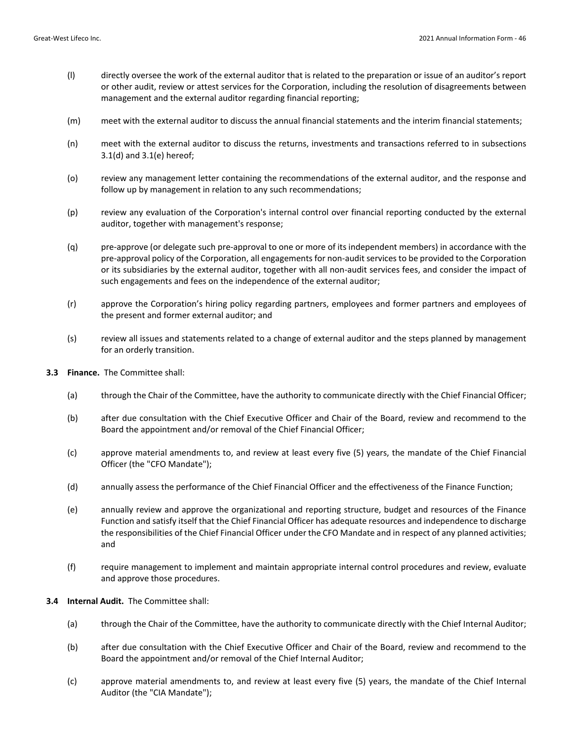(l) directly oversee the work of the external auditor that is related to the preparation or issue of an auditor's report or other audit, review or attest services for the Corporation, including the resolution of disagreements between management and the external auditor regarding financial reporting;

(m) meet with the external auditor to discuss the annual financial statements and the interim financial statements;

(n) meet with the external auditor to discuss the returns, investments and transactions referred to in subsections 3.1(d) and 3.1(e) hereof;

(o) review any management letter containing the recommendations of the external auditor, and the response and follow up by management in relation to any such recommendations;

(p) review any evaluation of the Corporation's internal control over financial reporting conducted by the external auditor, together with management's response;

(q) pre-approve (or delegate such pre-approval to one or more of its independent members) in accordance with the pre-approval policy of the Corporation, all engagements for non-audit services to be provided to the Corporation or its subsidiaries by the external auditor, together with all non-audit services fees, and consider the impact of such engagements and fees on the independence of the external auditor;

(r) approve the Corporation's hiring policy regarding partners, employees and former partners and employees of the present and former external auditor; and

(s) review all issues and statements related to a change of external auditor and the steps planned by management for an orderly transition.

**3.3 Finance.** The Committee shall:

(a) through the Chair of the Committee, have the authority to communicate directly with the Chief Financial Officer;

(b) after due consultation with the Chief Executive Officer and Chair of the Board, review and recommend to the Board the appointment and/or removal of the Chief Financial Officer;

(c) approve material amendments to, and review at least every five (5) years, the mandate of the Chief Financial Officer (the "CFO Mandate");

(d) annually assess the performance of the Chief Financial Officer and the effectiveness of the Finance Function;

(e) annually review and approve the organizational and reporting structure, budget and resources of the Finance Function and satisfy itself that the Chief Financial Officer has adequate resources and independence to discharge the responsibilities of the Chief Financial Officer under the CFO Mandate and in respect of any planned activities; and

(f) require management to implement and maintain appropriate internal control procedures and review, evaluate and approve those procedures.

**3.4 Internal Audit.** The Committee shall:

(a) through the Chair of the Committee, have the authority to communicate directly with the Chief Internal Auditor;

(b) after due consultation with the Chief Executive Officer and Chair of the Board, review and recommend to the Board the appointment and/or removal of the Chief Internal Auditor;

(c) approve material amendments to, and review at least every five (5) years, the mandate of the Chief Internal Auditor (the "CIA Mandate");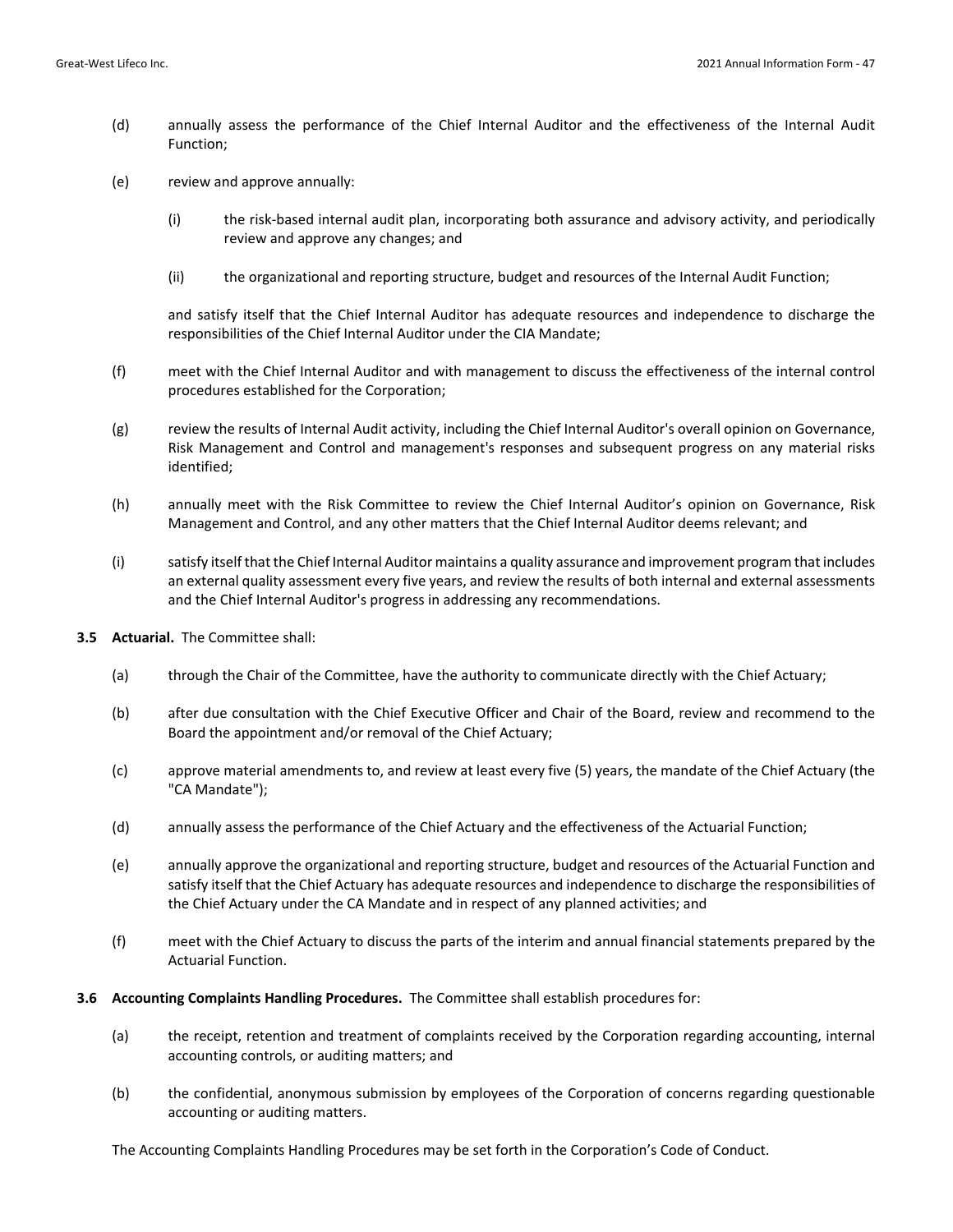(d) annually assess the performance of the Chief Internal Auditor and the effectiveness of the Internal Audit Function;

(e) review and approve annually:

  (i) the risk-based internal audit plan, incorporating both assurance and advisory activity, and periodically review and approve any changes; and

  (ii) the organizational and reporting structure, budget and resources of the Internal Audit Function;

  and satisfy itself that the Chief Internal Auditor has adequate resources and independence to discharge the responsibilities of the Chief Internal Auditor under the CIA Mandate;

(f) meet with the Chief Internal Auditor and with management to discuss the effectiveness of the internal control procedures established for the Corporation;

(g) review the results of Internal Audit activity, including the Chief Internal Auditor's overall opinion on Governance, Risk Management and Control and management's responses and subsequent progress on any material risks identified;

(h) annually meet with the Risk Committee to review the Chief Internal Auditor's opinion on Governance, Risk Management and Control, and any other matters that the Chief Internal Auditor deems relevant; and

(i) satisfy itself that the Chief Internal Auditor maintains a quality assurance and improvement program that includes an external quality assessment every five years, and review the results of both internal and external assessments and the Chief Internal Auditor's progress in addressing any recommendations.

**3.5 Actuarial.** The Committee shall:

(a) through the Chair of the Committee, have the authority to communicate directly with the Chief Actuary;

(b) after due consultation with the Chief Executive Officer and Chair of the Board, review and recommend to the Board the appointment and/or removal of the Chief Actuary;

(c) approve material amendments to, and review at least every five (5) years, the mandate of the Chief Actuary (the "CA Mandate");

(d) annually assess the performance of the Chief Actuary and the effectiveness of the Actuarial Function;

(e) annually approve the organizational and reporting structure, budget and resources of the Actuarial Function and satisfy itself that the Chief Actuary has adequate resources and independence to discharge the responsibilities of the Chief Actuary under the CA Mandate and in respect of any planned activities; and

(f) meet with the Chief Actuary to discuss the parts of the interim and annual financial statements prepared by the Actuarial Function.

**3.6 Accounting Complaints Handling Procedures.** The Committee shall establish procedures for:

(a) the receipt, retention and treatment of complaints received by the Corporation regarding accounting, internal accounting controls, or auditing matters; and

(b) the confidential, anonymous submission by employees of the Corporation of concerns regarding questionable accounting or auditing matters.

The Accounting Complaints Handling Procedures may be set forth in the Corporation's Code of Conduct.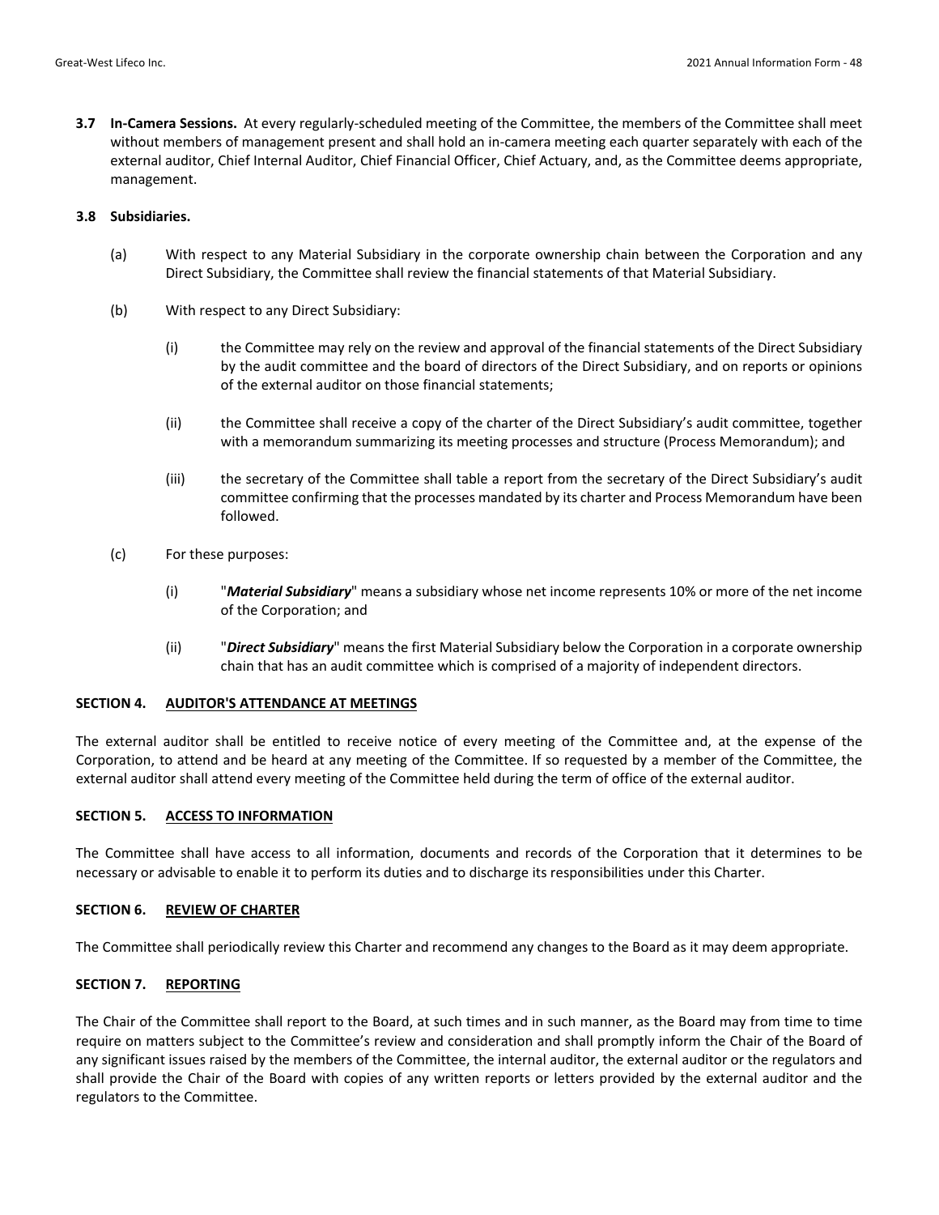**3.7 In-Camera Sessions.** At every regularly-scheduled meeting of the Committee, the members of the Committee shall meet without members of management present and shall hold an in-camera meeting each quarter separately with each of the external auditor, Chief Internal Auditor, Chief Financial Officer, Chief Actuary, and, as the Committee deems appropriate, management.

**3.8 Subsidiaries.**

(a) With respect to any Material Subsidiary in the corporate ownership chain between the Corporation and any Direct Subsidiary, the Committee shall review the financial statements of that Material Subsidiary.

(b) With respect to any Direct Subsidiary:

(i) the Committee may rely on the review and approval of the financial statements of the Direct Subsidiary by the audit committee and the board of directors of the Direct Subsidiary, and on reports or opinions of the external auditor on those financial statements;

(ii) the Committee shall receive a copy of the charter of the Direct Subsidiary's audit committee, together with a memorandum summarizing its meeting processes and structure (Process Memorandum); and

(iii) the secretary of the Committee shall table a report from the secretary of the Direct Subsidiary's audit committee confirming that the processes mandated by its charter and Process Memorandum have been followed.

(c) For these purposes:

(i) "***Material Subsidiary***" means a subsidiary whose net income represents 10% or more of the net income of the Corporation; and

(ii) "***Direct Subsidiary***" means the first Material Subsidiary below the Corporation in a corporate ownership chain that has an audit committee which is comprised of a majority of independent directors.

**SECTION 4. AUDITOR'S ATTENDANCE AT MEETINGS**

The external auditor shall be entitled to receive notice of every meeting of the Committee and, at the expense of the Corporation, to attend and be heard at any meeting of the Committee. If so requested by a member of the Committee, the external auditor shall attend every meeting of the Committee held during the term of office of the external auditor.

**SECTION 5. ACCESS TO INFORMATION**

The Committee shall have access to all information, documents and records of the Corporation that it determines to be necessary or advisable to enable it to perform its duties and to discharge its responsibilities under this Charter.

**SECTION 6. REVIEW OF CHARTER**

The Committee shall periodically review this Charter and recommend any changes to the Board as it may deem appropriate.

**SECTION 7. REPORTING**

The Chair of the Committee shall report to the Board, at such times and in such manner, as the Board may from time to time require on matters subject to the Committee's review and consideration and shall promptly inform the Chair of the Board of any significant issues raised by the members of the Committee, the internal auditor, the external auditor or the regulators and shall provide the Chair of the Board with copies of any written reports or letters provided by the external auditor and the regulators to the Committee.